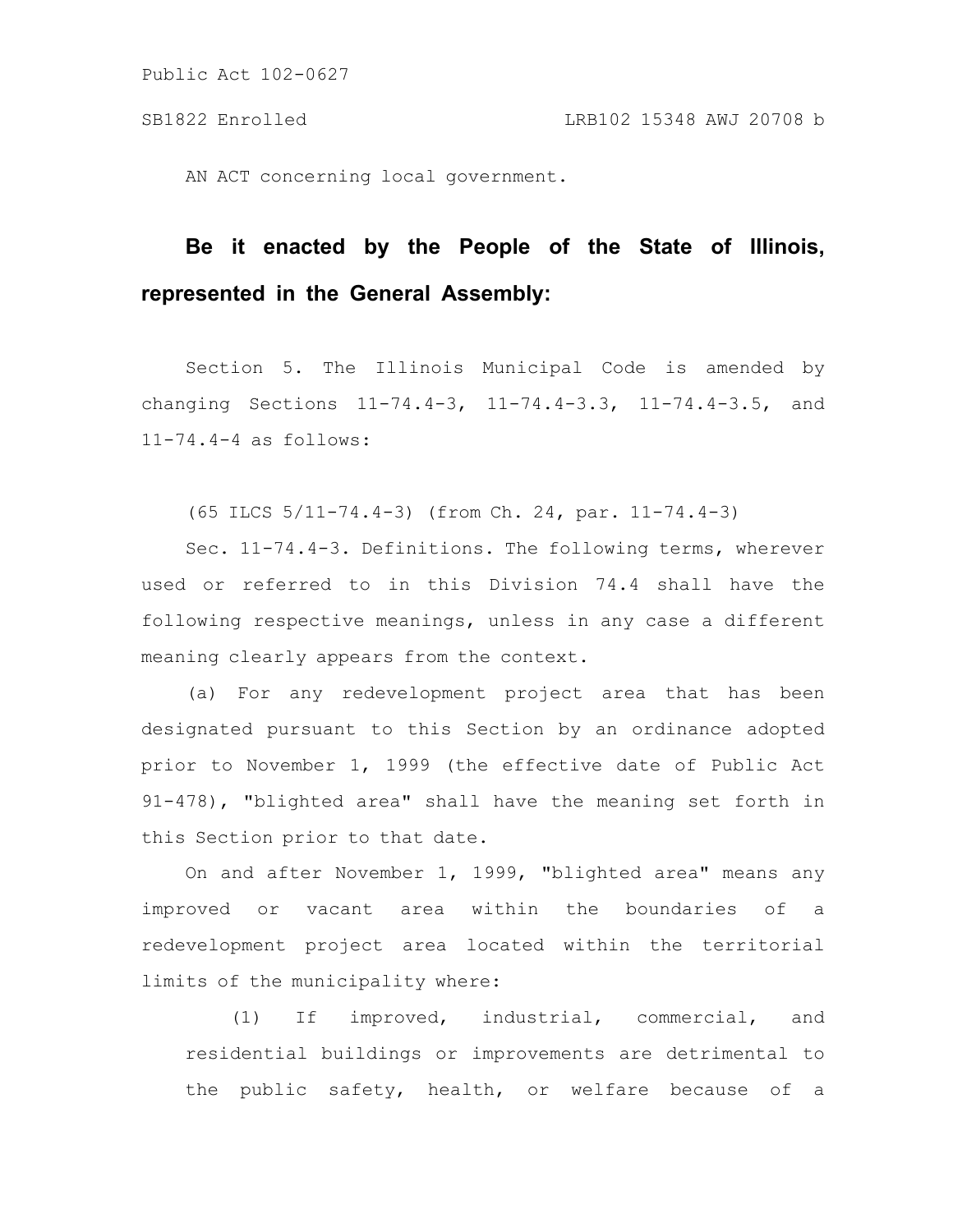Public Act 102-0627

SB1822 Enrolled LRB102 15348 AWJ 20708 b

AN ACT concerning local government.

**Be it enacted by the People of the State of Illinois, represented in the General Assembly:**

Section 5. The Illinois Municipal Code is amended by changing Sections 11-74.4-3, 11-74.4-3.3, 11-74.4-3.5, and 11-74.4-4 as follows:

(65 ILCS 5/11-74.4-3) (from Ch. 24, par. 11-74.4-3)

Sec. 11-74.4-3. Definitions. The following terms, wherever used or referred to in this Division 74.4 shall have the following respective meanings, unless in any case a different meaning clearly appears from the context.

(a) For any redevelopment project area that has been designated pursuant to this Section by an ordinance adopted prior to November 1, 1999 (the effective date of Public Act 91-478), "blighted area" shall have the meaning set forth in this Section prior to that date.

On and after November 1, 1999, "blighted area" means any improved or vacant area within the boundaries of a redevelopment project area located within the territorial limits of the municipality where:

(1) If improved, industrial, commercial, and residential buildings or improvements are detrimental to the public safety, health, or welfare because of a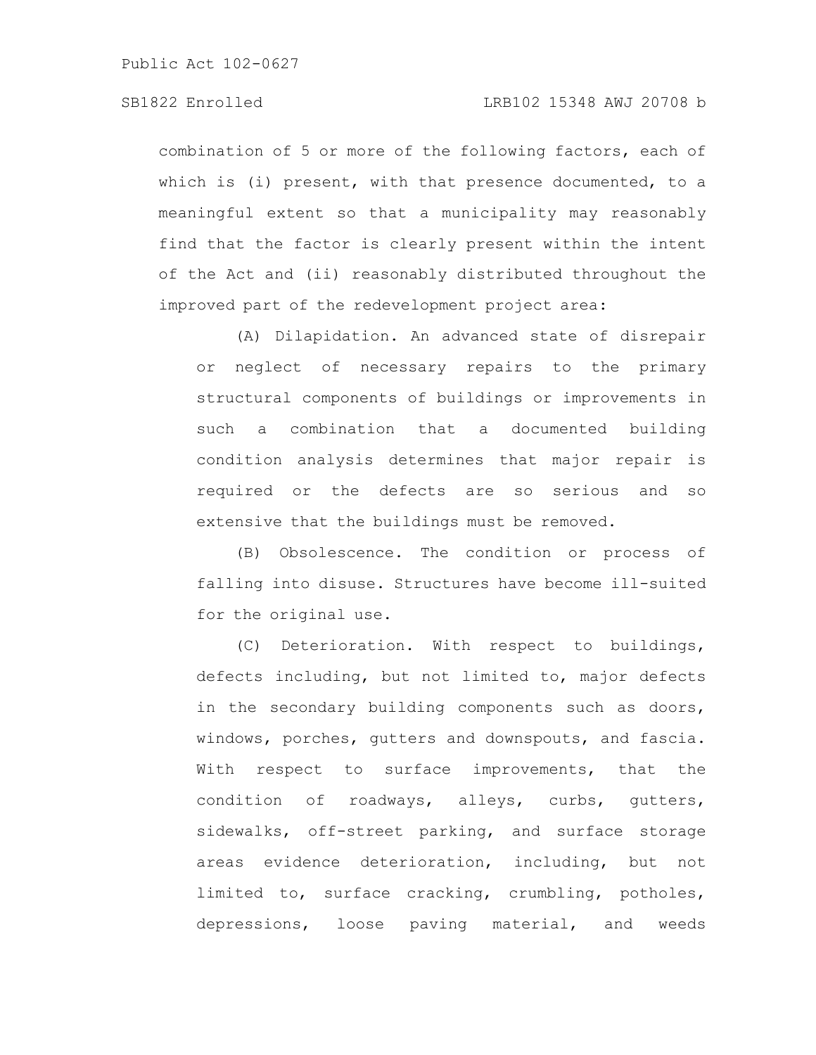combination of 5 or more of the following factors, each of which is (i) present, with that presence documented, to a meaningful extent so that a municipality may reasonably find that the factor is clearly present within the intent of the Act and (ii) reasonably distributed throughout the improved part of the redevelopment project area:

(A) Dilapidation. An advanced state of disrepair or neglect of necessary repairs to the primary structural components of buildings or improvements in such a combination that a documented building condition analysis determines that major repair is required or the defects are so serious and so extensive that the buildings must be removed.

(B) Obsolescence. The condition or process of falling into disuse. Structures have become ill-suited for the original use.

(C) Deterioration. With respect to buildings, defects including, but not limited to, major defects in the secondary building components such as doors, windows, porches, gutters and downspouts, and fascia. With respect to surface improvements, that the condition of roadways, alleys, curbs, gutters, sidewalks, off-street parking, and surface storage areas evidence deterioration, including, but not limited to, surface cracking, crumbling, potholes, depressions, loose paving material, and weeds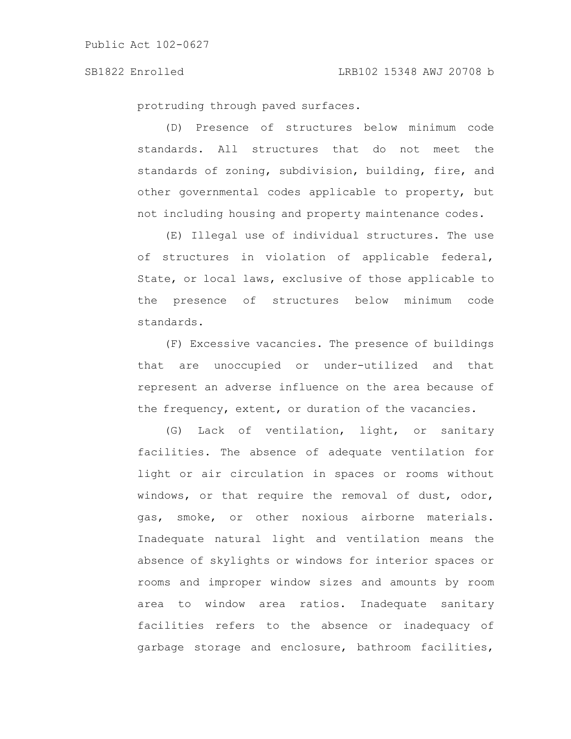protruding through paved surfaces.

(D) Presence of structures below minimum code standards. All structures that do not meet the standards of zoning, subdivision, building, fire, and other governmental codes applicable to property, but not including housing and property maintenance codes.

(E) Illegal use of individual structures. The use of structures in violation of applicable federal, State, or local laws, exclusive of those applicable to the presence of structures below minimum code standards.

(F) Excessive vacancies. The presence of buildings that are unoccupied or under-utilized and that represent an adverse influence on the area because of the frequency, extent, or duration of the vacancies.

(G) Lack of ventilation, light, or sanitary facilities. The absence of adequate ventilation for light or air circulation in spaces or rooms without windows, or that require the removal of dust, odor, gas, smoke, or other noxious airborne materials. Inadequate natural light and ventilation means the absence of skylights or windows for interior spaces or rooms and improper window sizes and amounts by room area to window area ratios. Inadequate sanitary facilities refers to the absence or inadequacy of garbage storage and enclosure, bathroom facilities,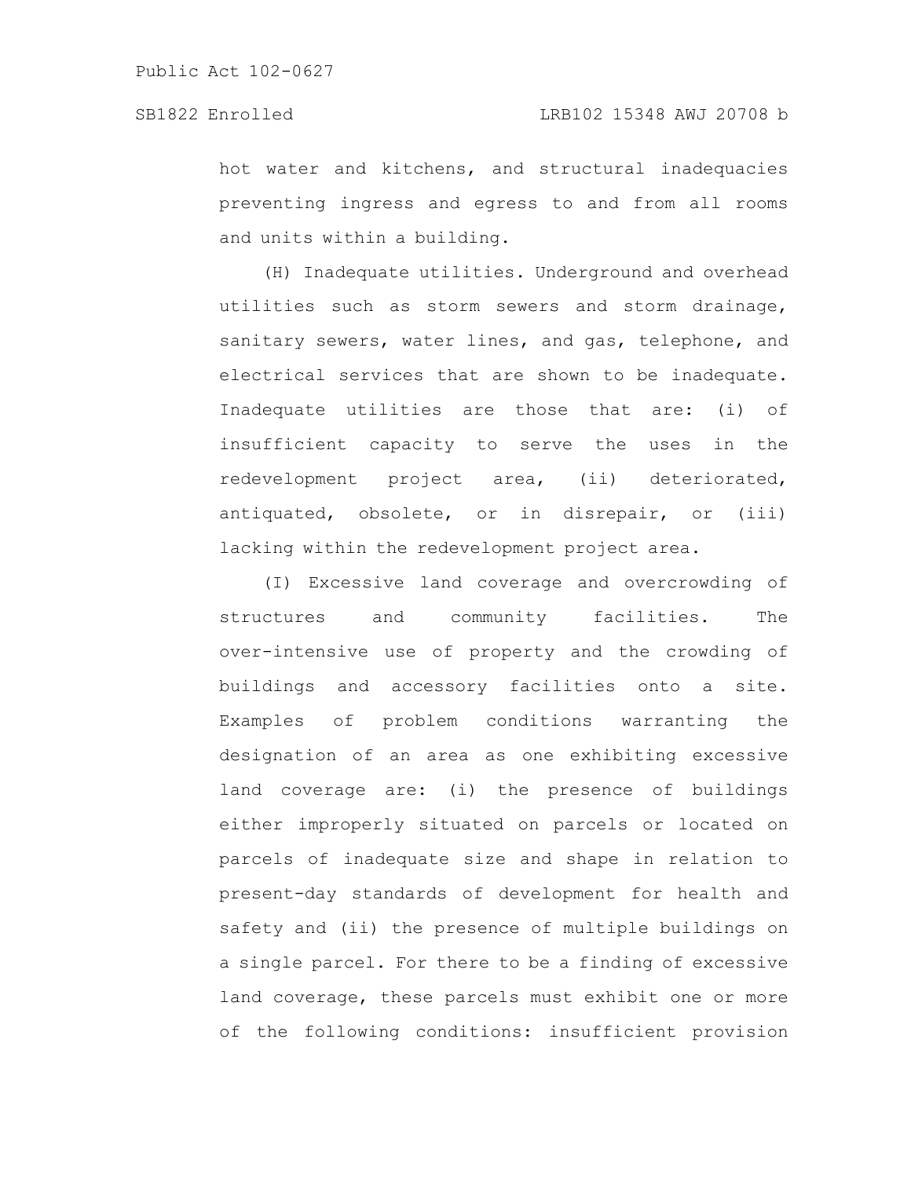hot water and kitchens, and structural inadequacies preventing ingress and egress to and from all rooms and units within a building.

(H) Inadequate utilities. Underground and overhead utilities such as storm sewers and storm drainage, sanitary sewers, water lines, and gas, telephone, and electrical services that are shown to be inadequate. Inadequate utilities are those that are: (i) of insufficient capacity to serve the uses in the redevelopment project area, (ii) deteriorated, antiquated, obsolete, or in disrepair, or (iii) lacking within the redevelopment project area.

(I) Excessive land coverage and overcrowding of structures and community facilities. The over-intensive use of property and the crowding of buildings and accessory facilities onto a site. Examples of problem conditions warranting the designation of an area as one exhibiting excessive land coverage are: (i) the presence of buildings either improperly situated on parcels or located on parcels of inadequate size and shape in relation to present-day standards of development for health and safety and (ii) the presence of multiple buildings on a single parcel. For there to be a finding of excessive land coverage, these parcels must exhibit one or more of the following conditions: insufficient provision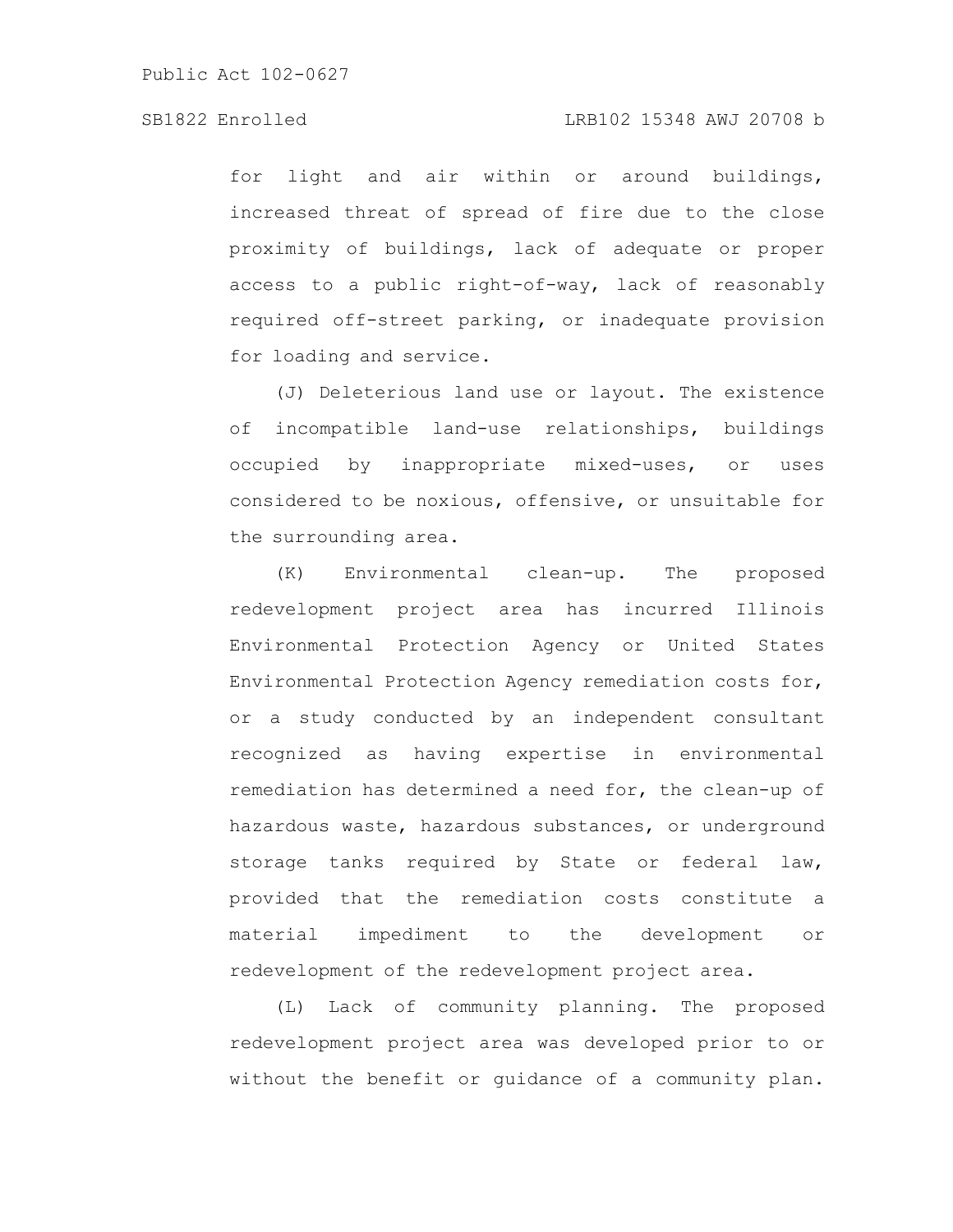for light and air within or around buildings, increased threat of spread of fire due to the close proximity of buildings, lack of adequate or proper access to a public right-of-way, lack of reasonably required off-street parking, or inadequate provision for loading and service.

(J) Deleterious land use or layout. The existence of incompatible land-use relationships, buildings occupied by inappropriate mixed-uses, or uses considered to be noxious, offensive, or unsuitable for the surrounding area.

(K) Environmental clean-up. The proposed redevelopment project area has incurred Illinois Environmental Protection Agency or United States Environmental Protection Agency remediation costs for, or a study conducted by an independent consultant recognized as having expertise in environmental remediation has determined a need for, the clean-up of hazardous waste, hazardous substances, or underground storage tanks required by State or federal law, provided that the remediation costs constitute a material impediment to the development or redevelopment of the redevelopment project area.

(L) Lack of community planning. The proposed redevelopment project area was developed prior to or without the benefit or guidance of a community plan.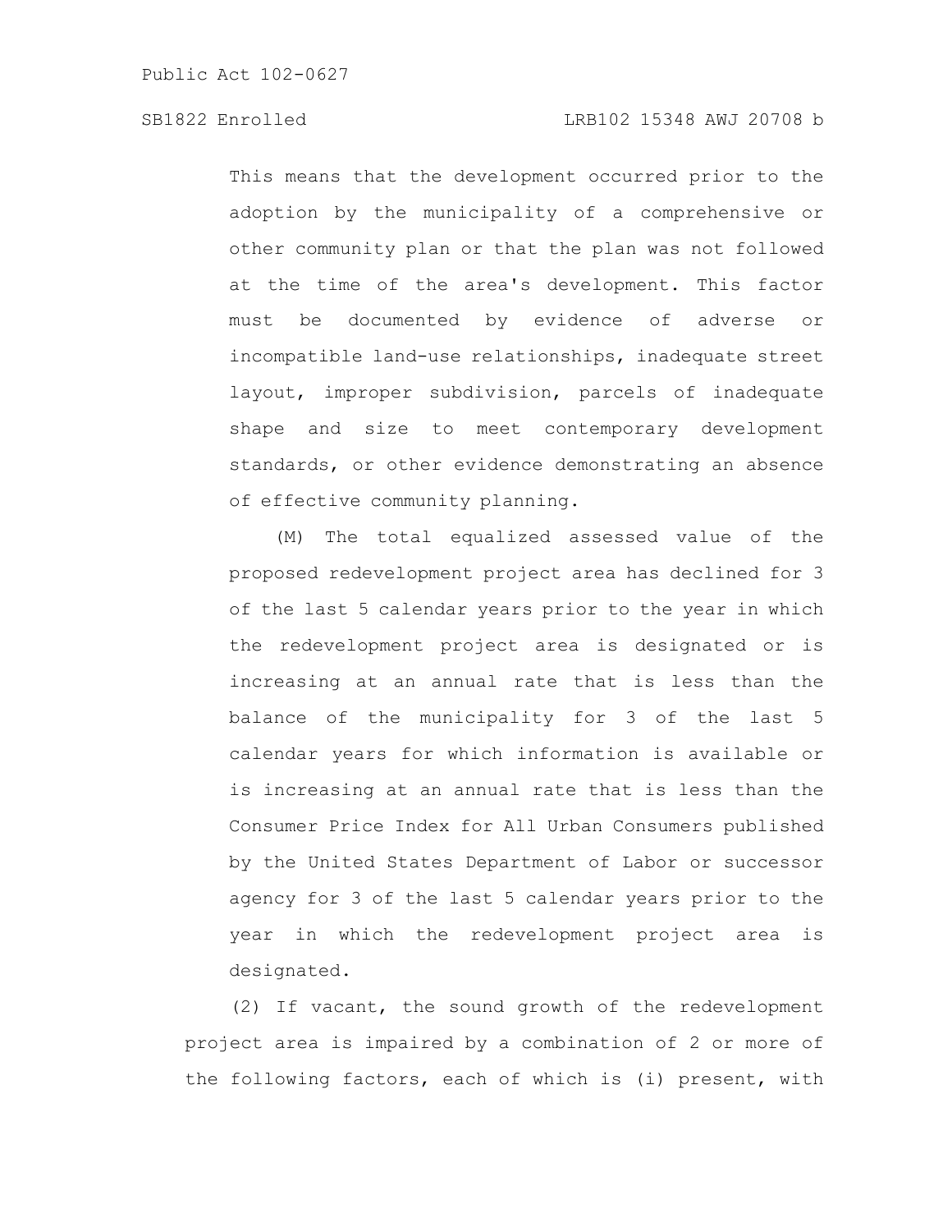This means that the development occurred prior to the adoption by the municipality of a comprehensive or other community plan or that the plan was not followed at the time of the area's development. This factor must be documented by evidence of adverse or incompatible land-use relationships, inadequate street layout, improper subdivision, parcels of inadequate shape and size to meet contemporary development standards, or other evidence demonstrating an absence of effective community planning.

(M) The total equalized assessed value of the proposed redevelopment project area has declined for 3 of the last 5 calendar years prior to the year in which the redevelopment project area is designated or is increasing at an annual rate that is less than the balance of the municipality for 3 of the last 5 calendar years for which information is available or is increasing at an annual rate that is less than the Consumer Price Index for All Urban Consumers published by the United States Department of Labor or successor agency for 3 of the last 5 calendar years prior to the year in which the redevelopment project area is designated.

(2) If vacant, the sound growth of the redevelopment project area is impaired by a combination of 2 or more of the following factors, each of which is (i) present, with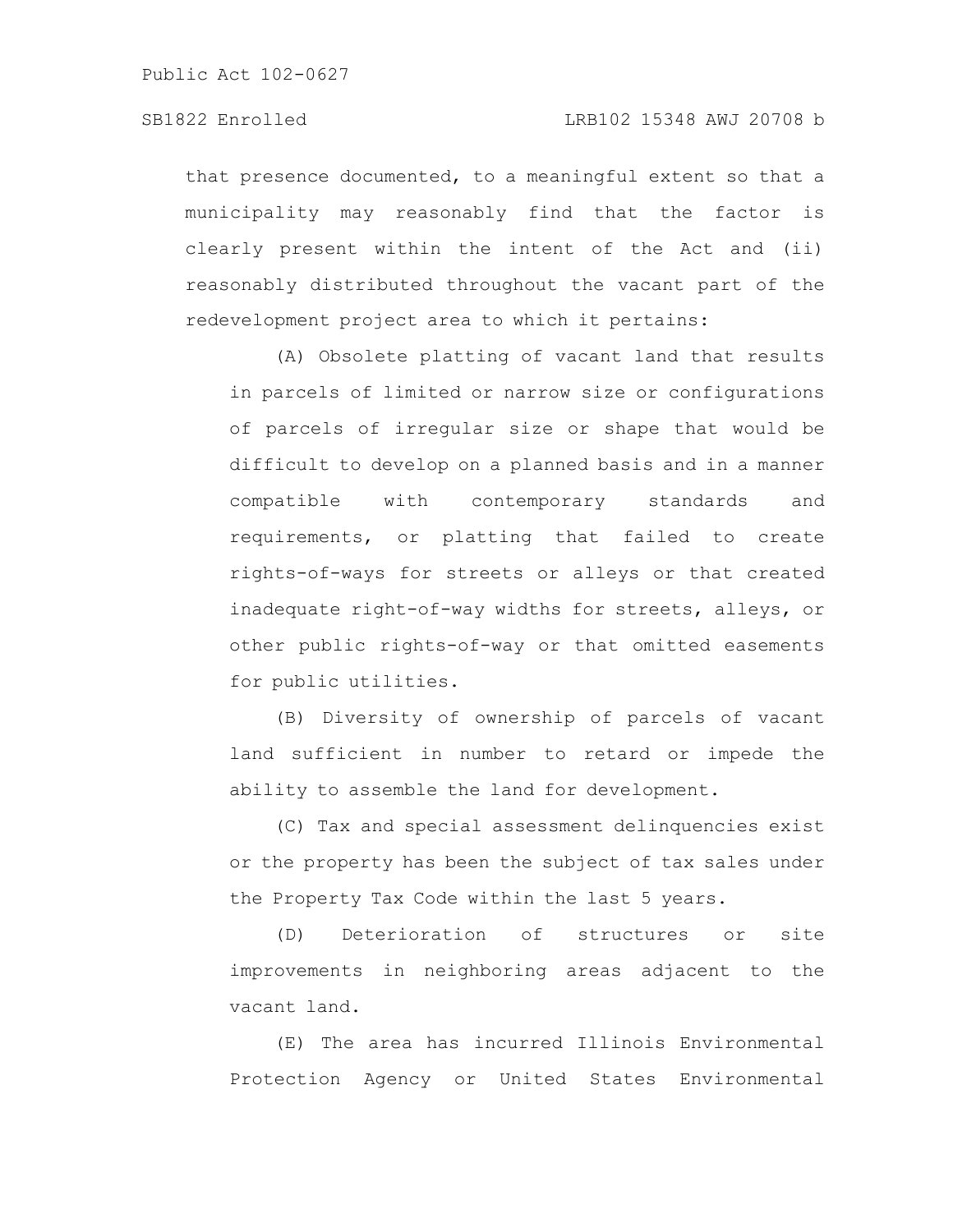that presence documented, to a meaningful extent so that a municipality may reasonably find that the factor is clearly present within the intent of the Act and (ii) reasonably distributed throughout the vacant part of the redevelopment project area to which it pertains:

(A) Obsolete platting of vacant land that results in parcels of limited or narrow size or configurations of parcels of irregular size or shape that would be difficult to develop on a planned basis and in a manner compatible with contemporary standards and requirements, or platting that failed to create rights-of-ways for streets or alleys or that created inadequate right-of-way widths for streets, alleys, or other public rights-of-way or that omitted easements for public utilities.

(B) Diversity of ownership of parcels of vacant land sufficient in number to retard or impede the ability to assemble the land for development.

(C) Tax and special assessment delinquencies exist or the property has been the subject of tax sales under the Property Tax Code within the last 5 years.

(D) Deterioration of structures or site improvements in neighboring areas adjacent to the vacant land.

(E) The area has incurred Illinois Environmental Protection Agency or United States Environmental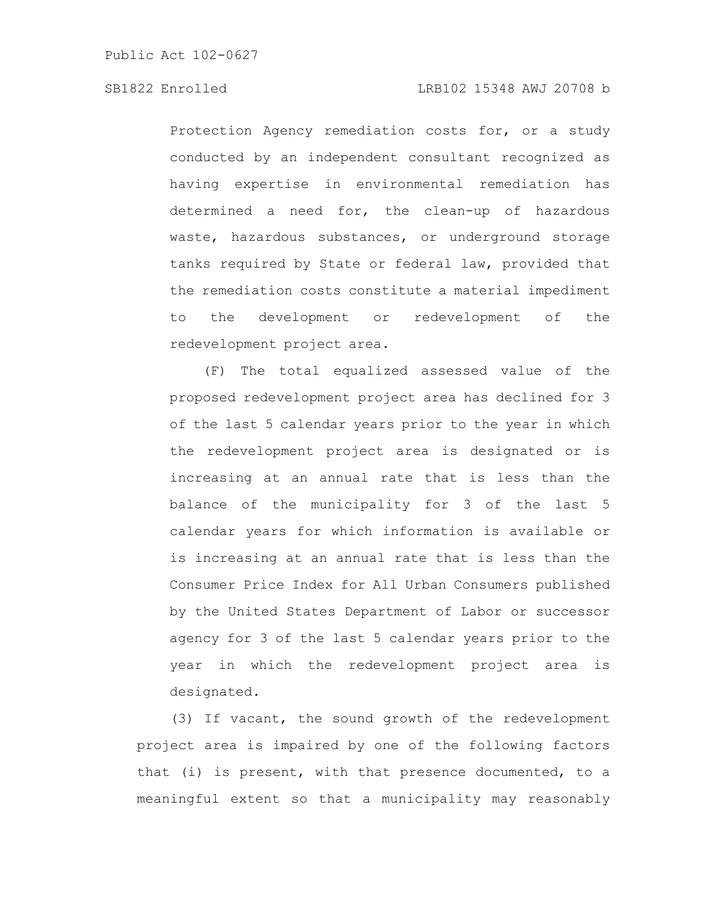Protection Agency remediation costs for, or a study conducted by an independent consultant recognized as having expertise in environmental remediation has determined a need for, the clean-up of hazardous waste, hazardous substances, or underground storage tanks required by State or federal law, provided that the remediation costs constitute a material impediment to the development or redevelopment of the redevelopment project area.

(F) The total equalized assessed value of the proposed redevelopment project area has declined for 3 of the last 5 calendar years prior to the year in which the redevelopment project area is designated or is increasing at an annual rate that is less than the balance of the municipality for 3 of the last 5 calendar years for which information is available or is increasing at an annual rate that is less than the Consumer Price Index for All Urban Consumers published by the United States Department of Labor or successor agency for 3 of the last 5 calendar years prior to the year in which the redevelopment project area is designated.

(3) If vacant, the sound growth of the redevelopment project area is impaired by one of the following factors that (i) is present, with that presence documented, to a meaningful extent so that a municipality may reasonably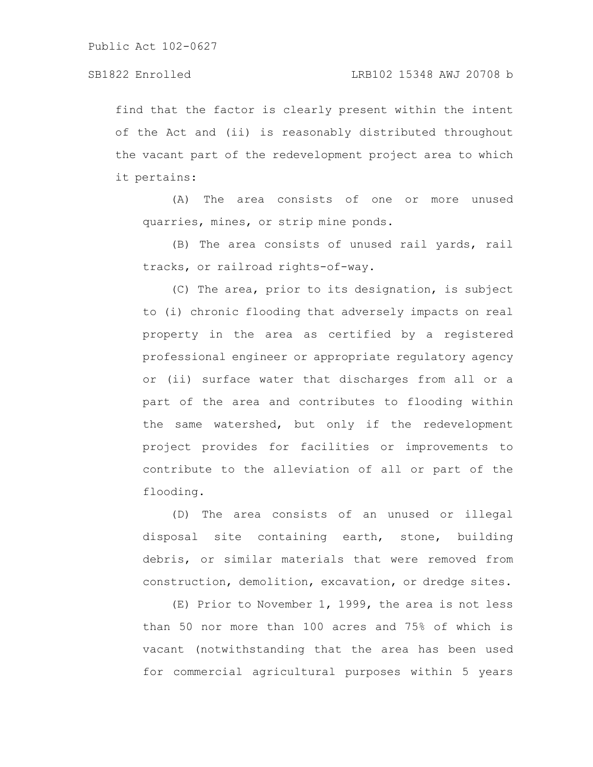find that the factor is clearly present within the intent of the Act and (ii) is reasonably distributed throughout the vacant part of the redevelopment project area to which it pertains:

(A) The area consists of one or more unused quarries, mines, or strip mine ponds.

(B) The area consists of unused rail yards, rail tracks, or railroad rights-of-way.

(C) The area, prior to its designation, is subject to (i) chronic flooding that adversely impacts on real property in the area as certified by a registered professional engineer or appropriate regulatory agency or (ii) surface water that discharges from all or a part of the area and contributes to flooding within the same watershed, but only if the redevelopment project provides for facilities or improvements to contribute to the alleviation of all or part of the flooding.

(D) The area consists of an unused or illegal disposal site containing earth, stone, building debris, or similar materials that were removed from construction, demolition, excavation, or dredge sites.

(E) Prior to November 1, 1999, the area is not less than 50 nor more than 100 acres and 75% of which is vacant (notwithstanding that the area has been used for commercial agricultural purposes within 5 years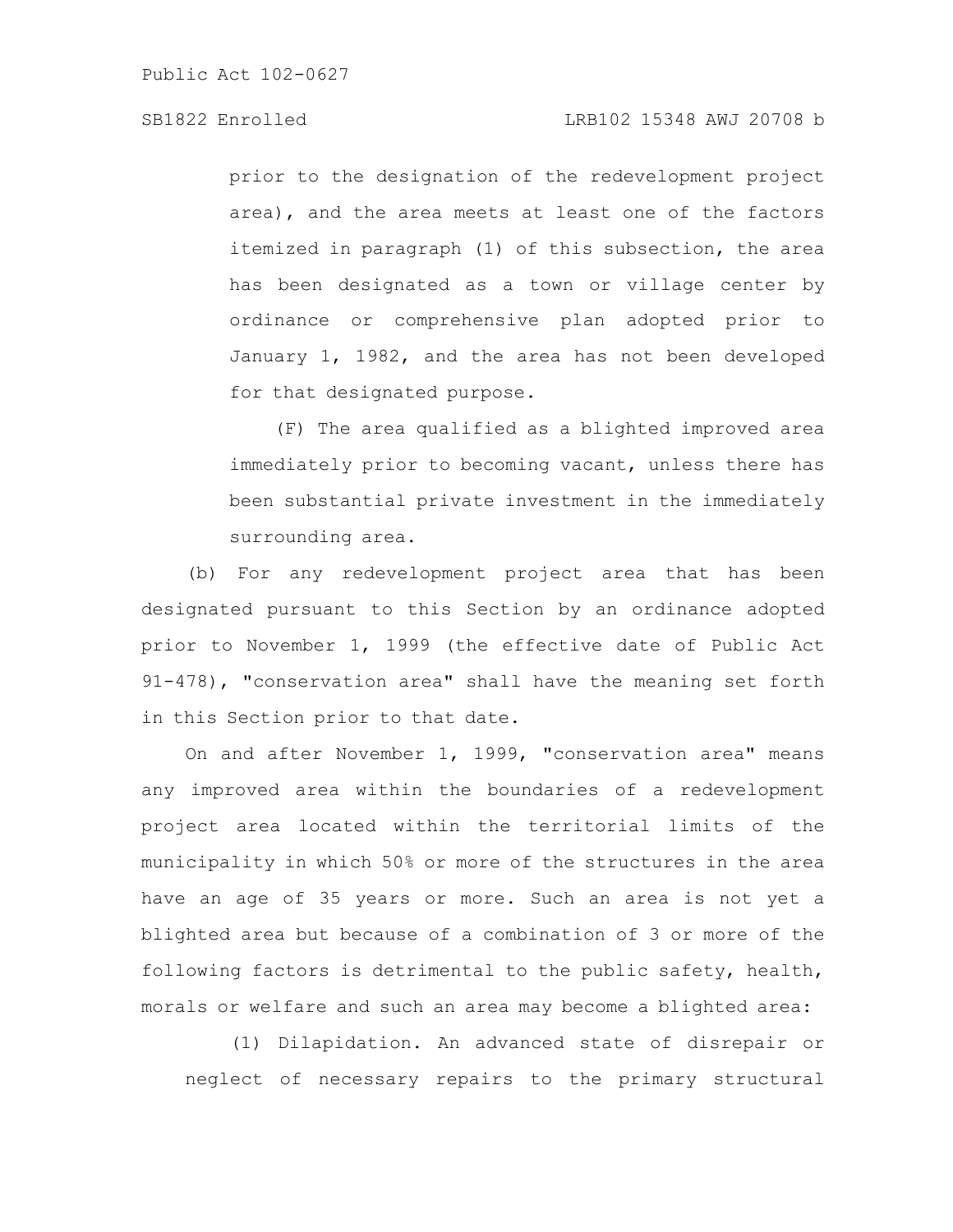prior to the designation of the redevelopment project area), and the area meets at least one of the factors itemized in paragraph (1) of this subsection, the area has been designated as a town or village center by ordinance or comprehensive plan adopted prior to January 1, 1982, and the area has not been developed for that designated purpose.

(F) The area qualified as a blighted improved area immediately prior to becoming vacant, unless there has been substantial private investment in the immediately surrounding area.

(b) For any redevelopment project area that has been designated pursuant to this Section by an ordinance adopted prior to November 1, 1999 (the effective date of Public Act 91-478), "conservation area" shall have the meaning set forth in this Section prior to that date.

On and after November 1, 1999, "conservation area" means any improved area within the boundaries of a redevelopment project area located within the territorial limits of the municipality in which 50% or more of the structures in the area have an age of 35 years or more. Such an area is not yet a blighted area but because of a combination of 3 or more of the following factors is detrimental to the public safety, health, morals or welfare and such an area may become a blighted area:

(1) Dilapidation. An advanced state of disrepair or neglect of necessary repairs to the primary structural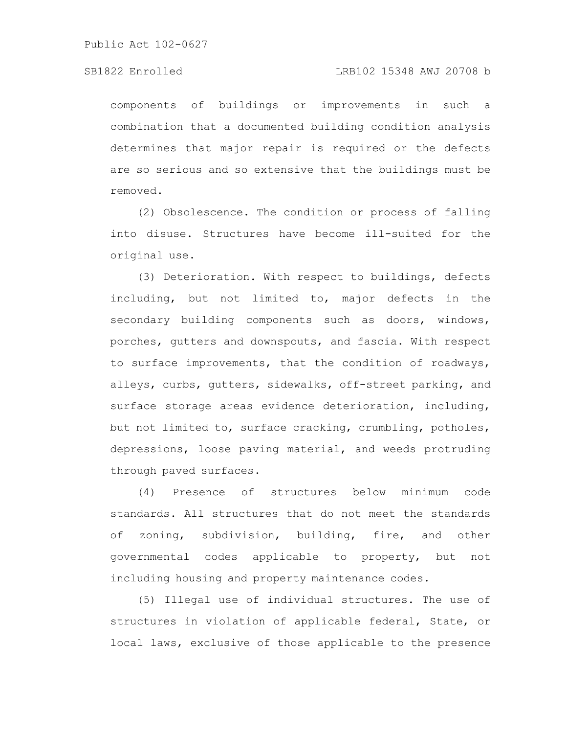components of buildings or improvements in such a combination that a documented building condition analysis determines that major repair is required or the defects are so serious and so extensive that the buildings must be removed.

(2) Obsolescence. The condition or process of falling into disuse. Structures have become ill-suited for the original use.

(3) Deterioration. With respect to buildings, defects including, but not limited to, major defects in the secondary building components such as doors, windows, porches, gutters and downspouts, and fascia. With respect to surface improvements, that the condition of roadways, alleys, curbs, gutters, sidewalks, off-street parking, and surface storage areas evidence deterioration, including, but not limited to, surface cracking, crumbling, potholes, depressions, loose paving material, and weeds protruding through paved surfaces.

(4) Presence of structures below minimum code standards. All structures that do not meet the standards of zoning, subdivision, building, fire, and other governmental codes applicable to property, but not including housing and property maintenance codes.

(5) Illegal use of individual structures. The use of structures in violation of applicable federal, State, or local laws, exclusive of those applicable to the presence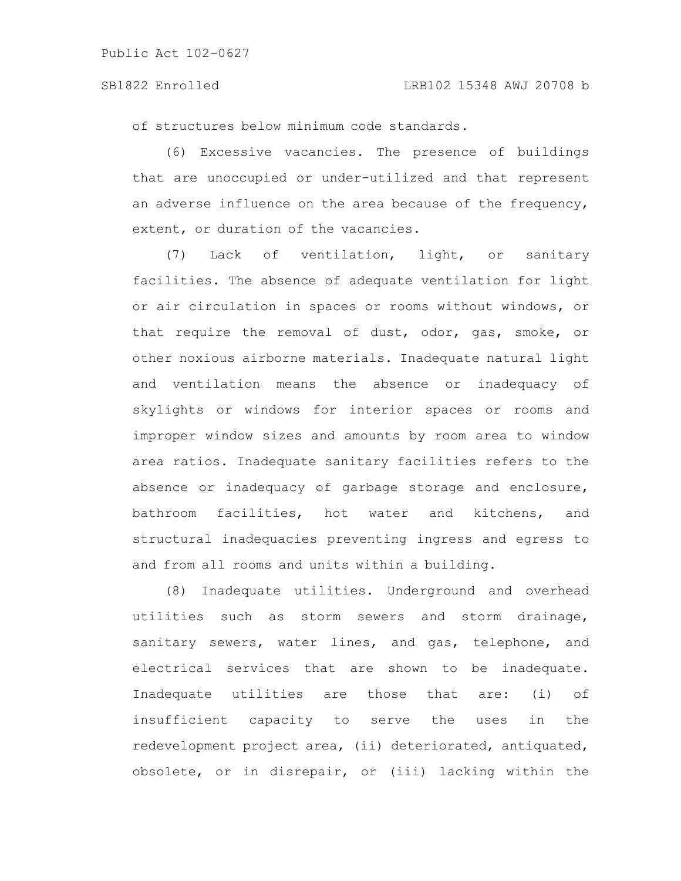of structures below minimum code standards.

(6) Excessive vacancies. The presence of buildings that are unoccupied or under-utilized and that represent an adverse influence on the area because of the frequency, extent, or duration of the vacancies.

(7) Lack of ventilation, light, or sanitary facilities. The absence of adequate ventilation for light or air circulation in spaces or rooms without windows, or that require the removal of dust, odor, gas, smoke, or other noxious airborne materials. Inadequate natural light and ventilation means the absence or inadequacy of skylights or windows for interior spaces or rooms and improper window sizes and amounts by room area to window area ratios. Inadequate sanitary facilities refers to the absence or inadequacy of garbage storage and enclosure, bathroom facilities, hot water and kitchens, and structural inadequacies preventing ingress and egress to and from all rooms and units within a building.

(8) Inadequate utilities. Underground and overhead utilities such as storm sewers and storm drainage, sanitary sewers, water lines, and gas, telephone, and electrical services that are shown to be inadequate. Inadequate utilities are those that are: (i) of insufficient capacity to serve the uses in the redevelopment project area, (ii) deteriorated, antiquated, obsolete, or in disrepair, or (iii) lacking within the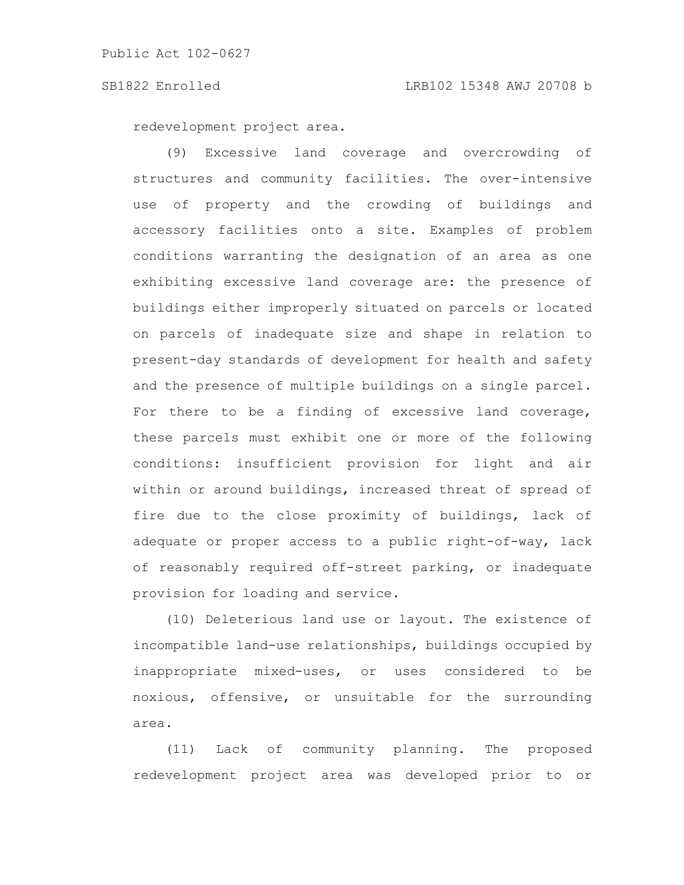redevelopment project area.

(9) Excessive land coverage and overcrowding of structures and community facilities. The over-intensive use of property and the crowding of buildings and accessory facilities onto a site. Examples of problem conditions warranting the designation of an area as one exhibiting excessive land coverage are: the presence of buildings either improperly situated on parcels or located on parcels of inadequate size and shape in relation to present-day standards of development for health and safety and the presence of multiple buildings on a single parcel. For there to be a finding of excessive land coverage, these parcels must exhibit one or more of the following conditions: insufficient provision for light and air within or around buildings, increased threat of spread of fire due to the close proximity of buildings, lack of adequate or proper access to a public right-of-way, lack of reasonably required off-street parking, or inadequate provision for loading and service.

(10) Deleterious land use or layout. The existence of incompatible land-use relationships, buildings occupied by inappropriate mixed-uses, or uses considered to be noxious, offensive, or unsuitable for the surrounding area.

(11) Lack of community planning. The proposed redevelopment project area was developed prior to or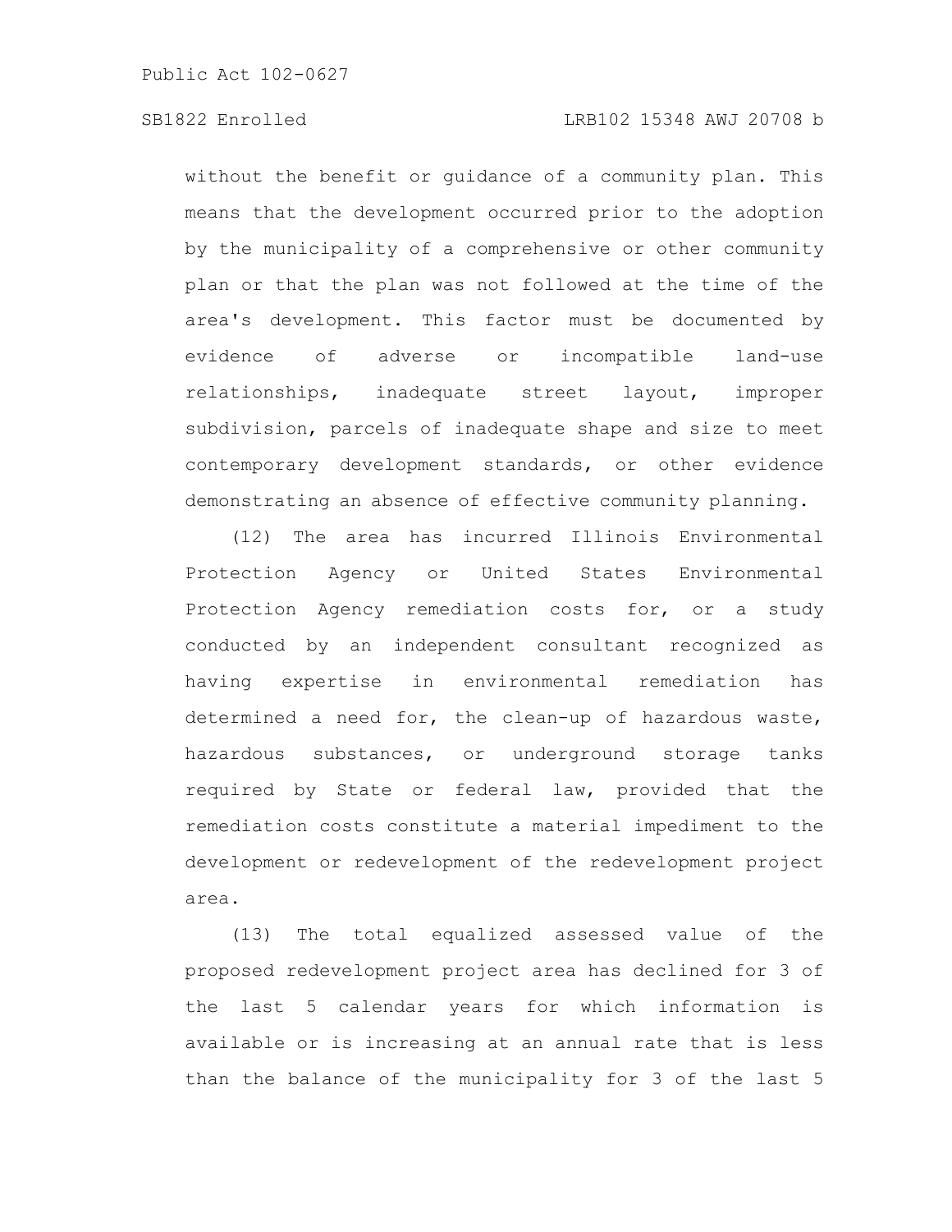without the benefit or guidance of a community plan. This means that the development occurred prior to the adoption by the municipality of a comprehensive or other community plan or that the plan was not followed at the time of the area's development. This factor must be documented by evidence of adverse or incompatible land-use relationships, inadequate street layout, improper subdivision, parcels of inadequate shape and size to meet contemporary development standards, or other evidence demonstrating an absence of effective community planning.

(12) The area has incurred Illinois Environmental Protection Agency or United States Environmental Protection Agency remediation costs for, or a study conducted by an independent consultant recognized as having expertise in environmental remediation has determined a need for, the clean-up of hazardous waste, hazardous substances, or underground storage tanks required by State or federal law, provided that the remediation costs constitute a material impediment to the development or redevelopment of the redevelopment project area.

(13) The total equalized assessed value of the proposed redevelopment project area has declined for 3 of the last 5 calendar years for which information is available or is increasing at an annual rate that is less than the balance of the municipality for 3 of the last 5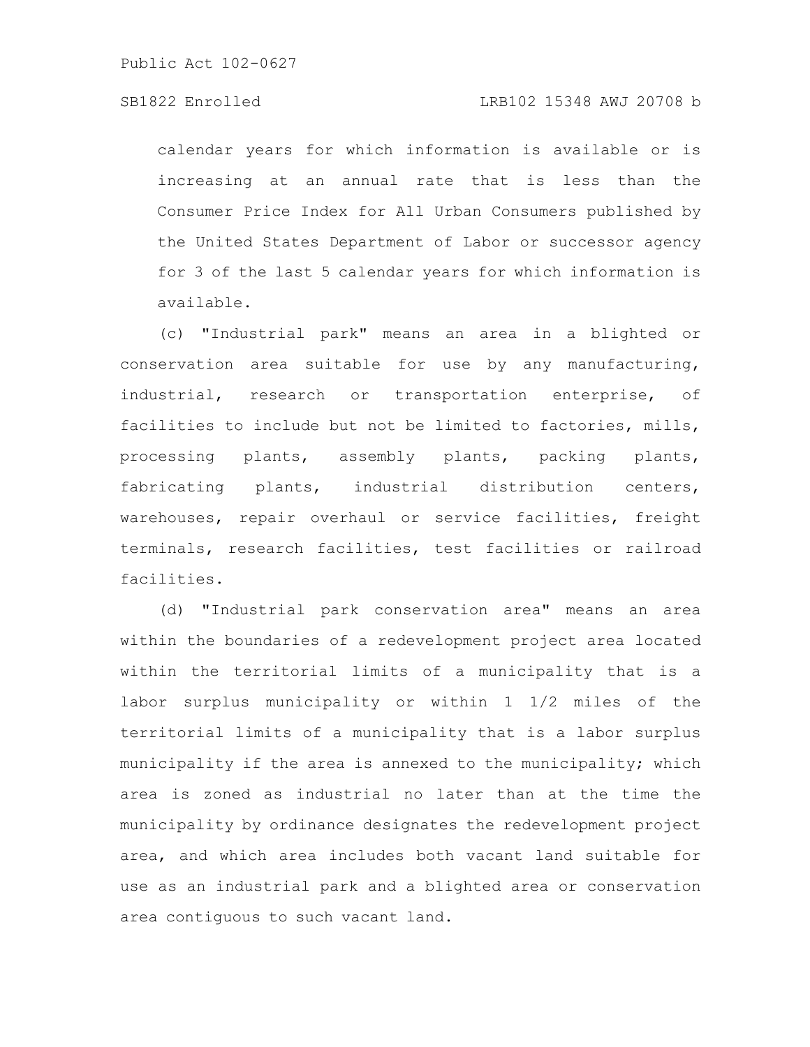calendar years for which information is available or is increasing at an annual rate that is less than the Consumer Price Index for All Urban Consumers published by the United States Department of Labor or successor agency for 3 of the last 5 calendar years for which information is available.

(c) "Industrial park" means an area in a blighted or conservation area suitable for use by any manufacturing, industrial, research or transportation enterprise, of facilities to include but not be limited to factories, mills, processing plants, assembly plants, packing plants, fabricating plants, industrial distribution centers, warehouses, repair overhaul or service facilities, freight terminals, research facilities, test facilities or railroad facilities.

(d) "Industrial park conservation area" means an area within the boundaries of a redevelopment project area located within the territorial limits of a municipality that is a labor surplus municipality or within 1 1/2 miles of the territorial limits of a municipality that is a labor surplus municipality if the area is annexed to the municipality; which area is zoned as industrial no later than at the time the municipality by ordinance designates the redevelopment project area, and which area includes both vacant land suitable for use as an industrial park and a blighted area or conservation area contiguous to such vacant land.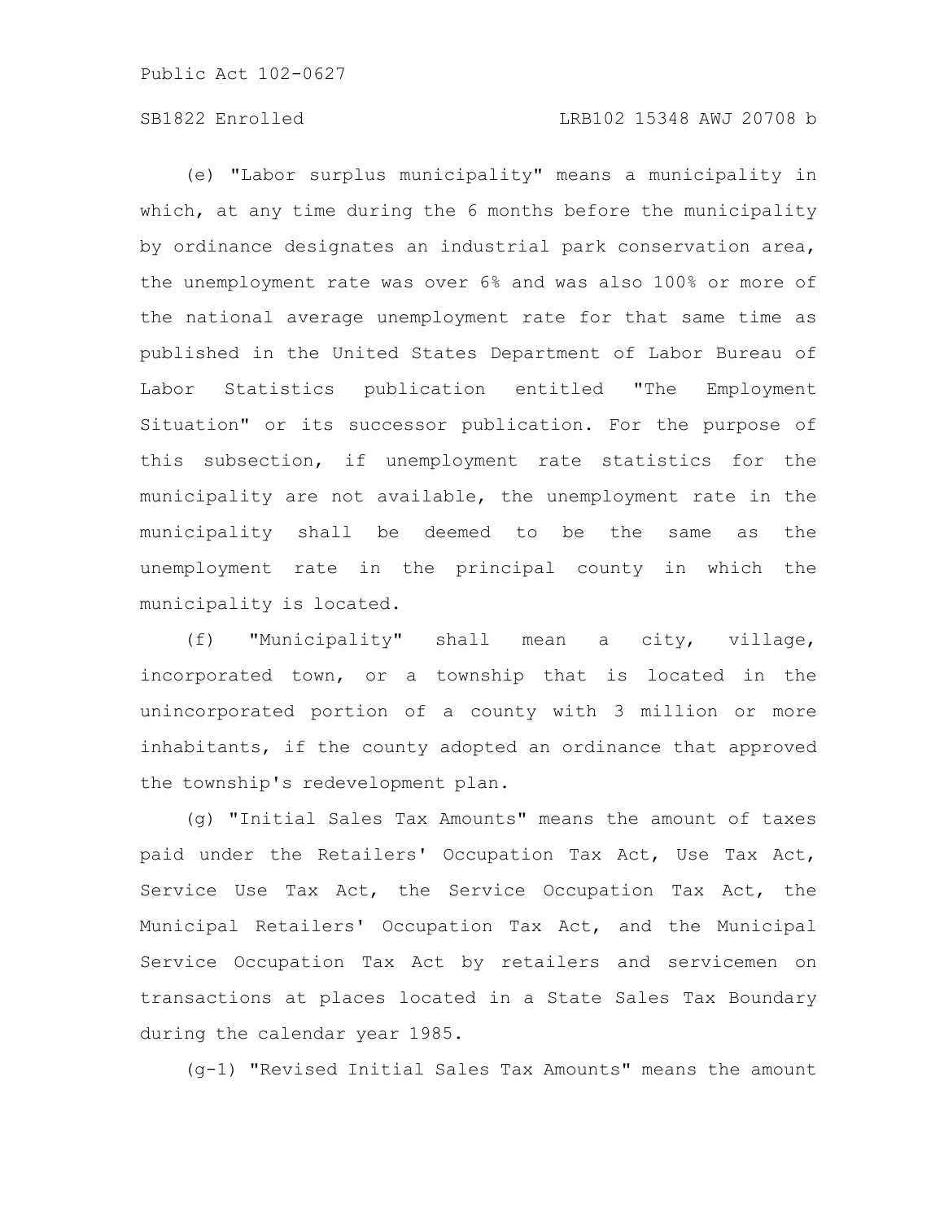(e) "Labor surplus municipality" means a municipality in which, at any time during the 6 months before the municipality by ordinance designates an industrial park conservation area, the unemployment rate was over 6% and was also 100% or more of the national average unemployment rate for that same time as published in the United States Department of Labor Bureau of Labor Statistics publication entitled "The Employment Situation" or its successor publication. For the purpose of this subsection, if unemployment rate statistics for the municipality are not available, the unemployment rate in the municipality shall be deemed to be the same as the unemployment rate in the principal county in which the municipality is located.

(f) "Municipality" shall mean a city, village, incorporated town, or a township that is located in the unincorporated portion of a county with 3 million or more inhabitants, if the county adopted an ordinance that approved the township's redevelopment plan.

(g) "Initial Sales Tax Amounts" means the amount of taxes paid under the Retailers' Occupation Tax Act, Use Tax Act, Service Use Tax Act, the Service Occupation Tax Act, the Municipal Retailers' Occupation Tax Act, and the Municipal Service Occupation Tax Act by retailers and servicemen on transactions at places located in a State Sales Tax Boundary during the calendar year 1985.

(g-1) "Revised Initial Sales Tax Amounts" means the amount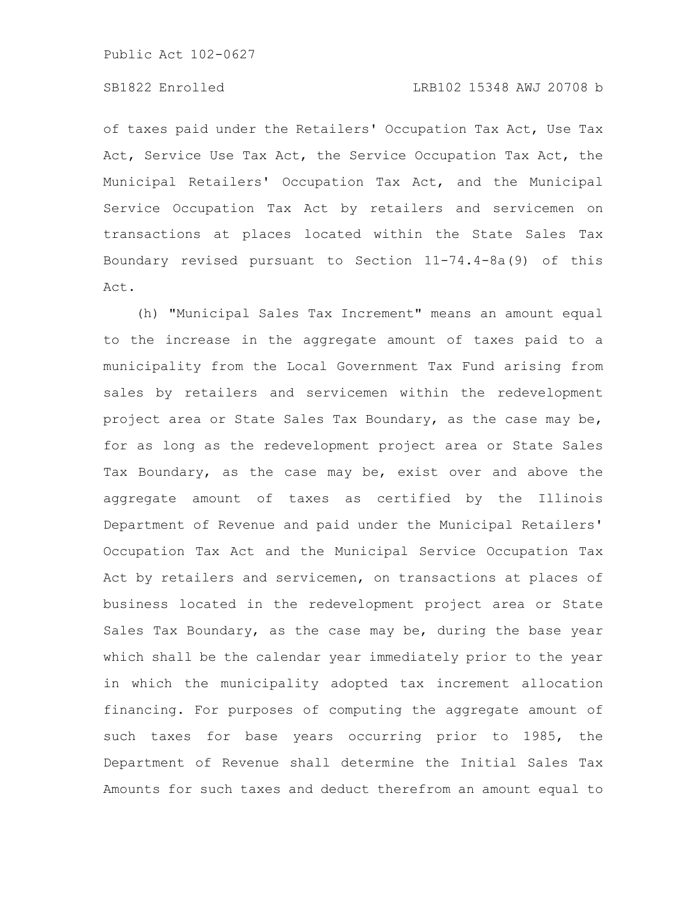of taxes paid under the Retailers' Occupation Tax Act, Use Tax Act, Service Use Tax Act, the Service Occupation Tax Act, the Municipal Retailers' Occupation Tax Act, and the Municipal Service Occupation Tax Act by retailers and servicemen on transactions at places located within the State Sales Tax Boundary revised pursuant to Section 11-74.4-8a(9) of this Act.

(h) "Municipal Sales Tax Increment" means an amount equal to the increase in the aggregate amount of taxes paid to a municipality from the Local Government Tax Fund arising from sales by retailers and servicemen within the redevelopment project area or State Sales Tax Boundary, as the case may be, for as long as the redevelopment project area or State Sales Tax Boundary, as the case may be, exist over and above the aggregate amount of taxes as certified by the Illinois Department of Revenue and paid under the Municipal Retailers' Occupation Tax Act and the Municipal Service Occupation Tax Act by retailers and servicemen, on transactions at places of business located in the redevelopment project area or State Sales Tax Boundary, as the case may be, during the base year which shall be the calendar year immediately prior to the year in which the municipality adopted tax increment allocation financing. For purposes of computing the aggregate amount of such taxes for base years occurring prior to 1985, the Department of Revenue shall determine the Initial Sales Tax Amounts for such taxes and deduct therefrom an amount equal to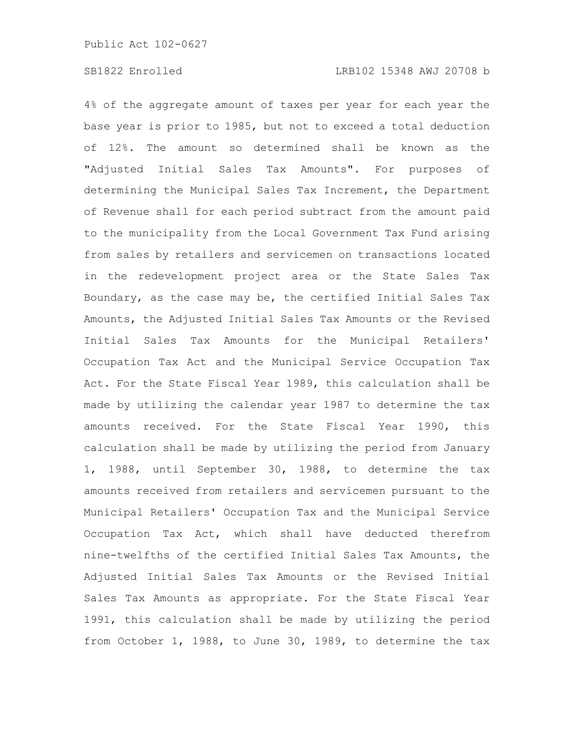4% of the aggregate amount of taxes per year for each year the base year is prior to 1985, but not to exceed a total deduction of 12%. The amount so determined shall be known as the "Adjusted Initial Sales Tax Amounts". For purposes of determining the Municipal Sales Tax Increment, the Department of Revenue shall for each period subtract from the amount paid to the municipality from the Local Government Tax Fund arising from sales by retailers and servicemen on transactions located in the redevelopment project area or the State Sales Tax Boundary, as the case may be, the certified Initial Sales Tax Amounts, the Adjusted Initial Sales Tax Amounts or the Revised Initial Sales Tax Amounts for the Municipal Retailers' Occupation Tax Act and the Municipal Service Occupation Tax Act. For the State Fiscal Year 1989, this calculation shall be made by utilizing the calendar year 1987 to determine the tax amounts received. For the State Fiscal Year 1990, this calculation shall be made by utilizing the period from January 1, 1988, until September 30, 1988, to determine the tax amounts received from retailers and servicemen pursuant to the Municipal Retailers' Occupation Tax and the Municipal Service Occupation Tax Act, which shall have deducted therefrom nine-twelfths of the certified Initial Sales Tax Amounts, the Adjusted Initial Sales Tax Amounts or the Revised Initial Sales Tax Amounts as appropriate. For the State Fiscal Year 1991, this calculation shall be made by utilizing the period from October 1, 1988, to June 30, 1989, to determine the tax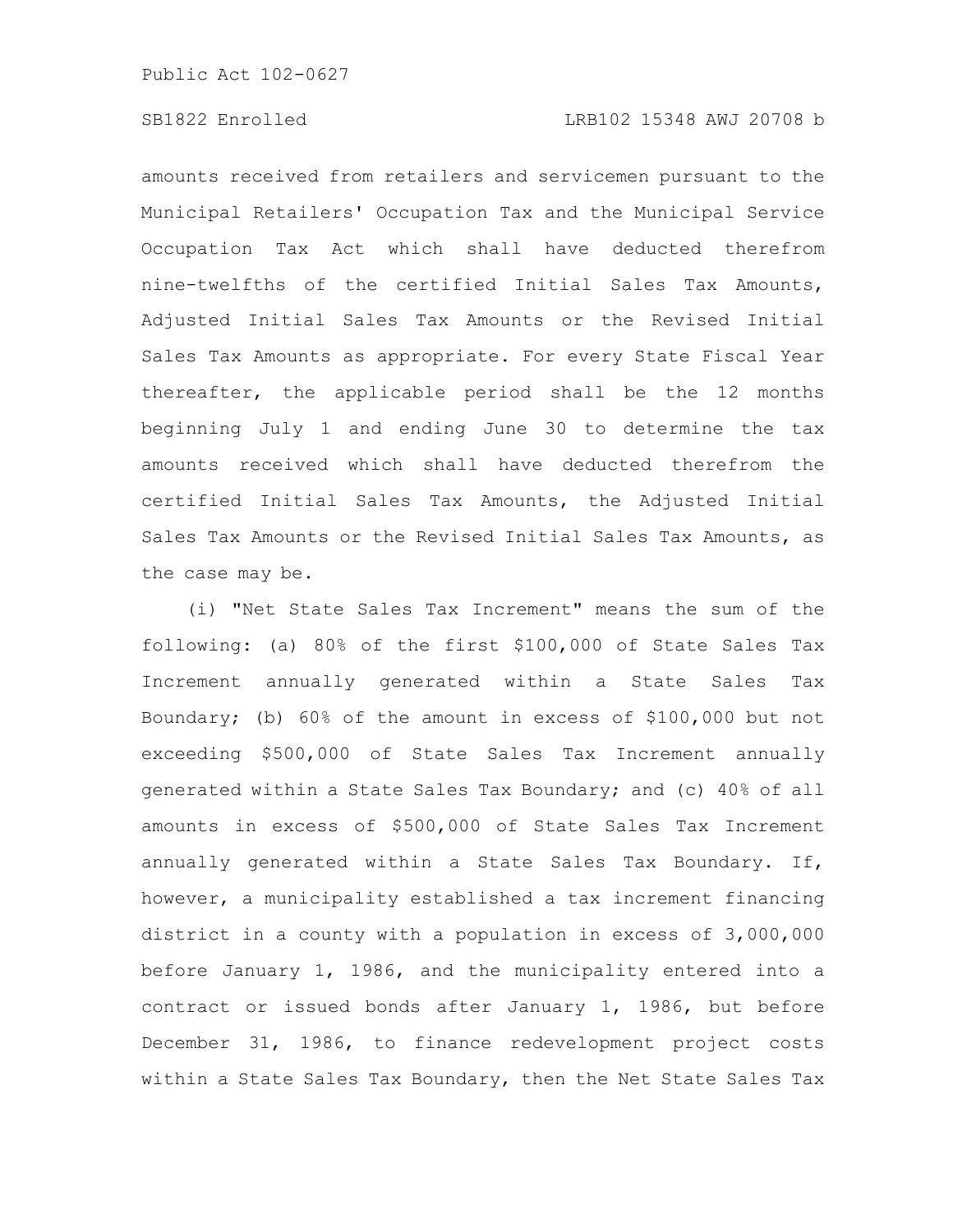amounts received from retailers and servicemen pursuant to the Municipal Retailers' Occupation Tax and the Municipal Service Occupation Tax Act which shall have deducted therefrom nine-twelfths of the certified Initial Sales Tax Amounts, Adjusted Initial Sales Tax Amounts or the Revised Initial Sales Tax Amounts as appropriate. For every State Fiscal Year thereafter, the applicable period shall be the 12 months beginning July 1 and ending June 30 to determine the tax amounts received which shall have deducted therefrom the certified Initial Sales Tax Amounts, the Adjusted Initial Sales Tax Amounts or the Revised Initial Sales Tax Amounts, as the case may be.

(i) "Net State Sales Tax Increment" means the sum of the following: (a) 80% of the first $100,000 of State Sales Tax Increment annually generated within a State Sales Tax Boundary; (b) 60% of the amount in excess of $100,000 but not exceeding $500,000 of State Sales Tax Increment annually generated within a State Sales Tax Boundary; and (c) 40% of all amounts in excess of $500,000 of State Sales Tax Increment annually generated within a State Sales Tax Boundary. If, however, a municipality established a tax increment financing district in a county with a population in excess of 3,000,000 before January 1, 1986, and the municipality entered into a contract or issued bonds after January 1, 1986, but before December 31, 1986, to finance redevelopment project costs within a State Sales Tax Boundary, then the Net State Sales Tax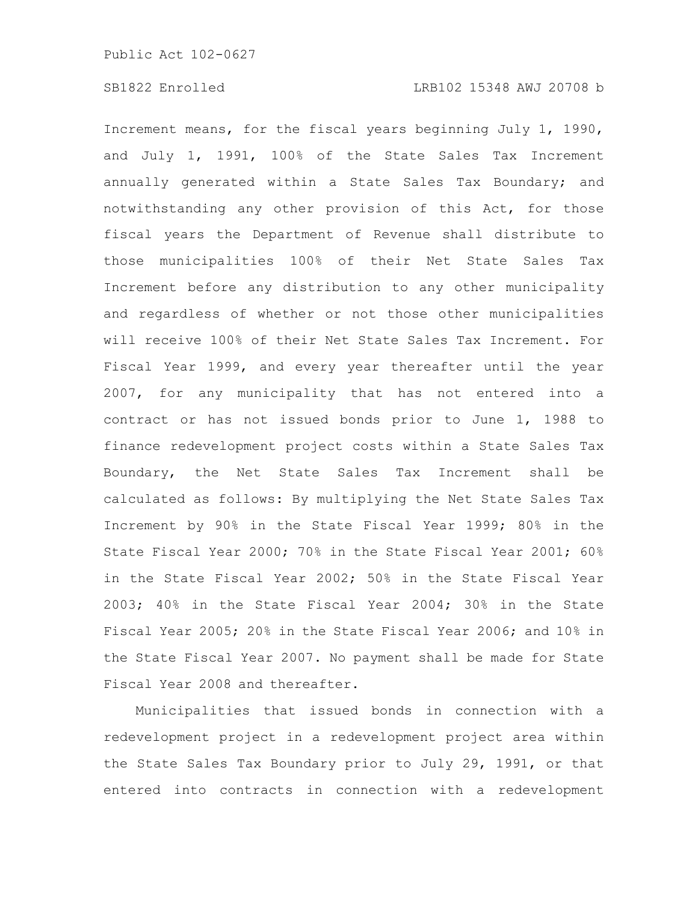Increment means, for the fiscal years beginning July 1, 1990, and July 1, 1991, 100% of the State Sales Tax Increment annually generated within a State Sales Tax Boundary; and notwithstanding any other provision of this Act, for those fiscal years the Department of Revenue shall distribute to those municipalities 100% of their Net State Sales Tax Increment before any distribution to any other municipality and regardless of whether or not those other municipalities will receive 100% of their Net State Sales Tax Increment. For Fiscal Year 1999, and every year thereafter until the year 2007, for any municipality that has not entered into a contract or has not issued bonds prior to June 1, 1988 to finance redevelopment project costs within a State Sales Tax Boundary, the Net State Sales Tax Increment shall be calculated as follows: By multiplying the Net State Sales Tax Increment by 90% in the State Fiscal Year 1999; 80% in the State Fiscal Year 2000; 70% in the State Fiscal Year 2001; 60% in the State Fiscal Year 2002; 50% in the State Fiscal Year 2003; 40% in the State Fiscal Year 2004; 30% in the State Fiscal Year 2005; 20% in the State Fiscal Year 2006; and 10% in the State Fiscal Year 2007. No payment shall be made for State Fiscal Year 2008 and thereafter.

Municipalities that issued bonds in connection with a redevelopment project in a redevelopment project area within the State Sales Tax Boundary prior to July 29, 1991, or that entered into contracts in connection with a redevelopment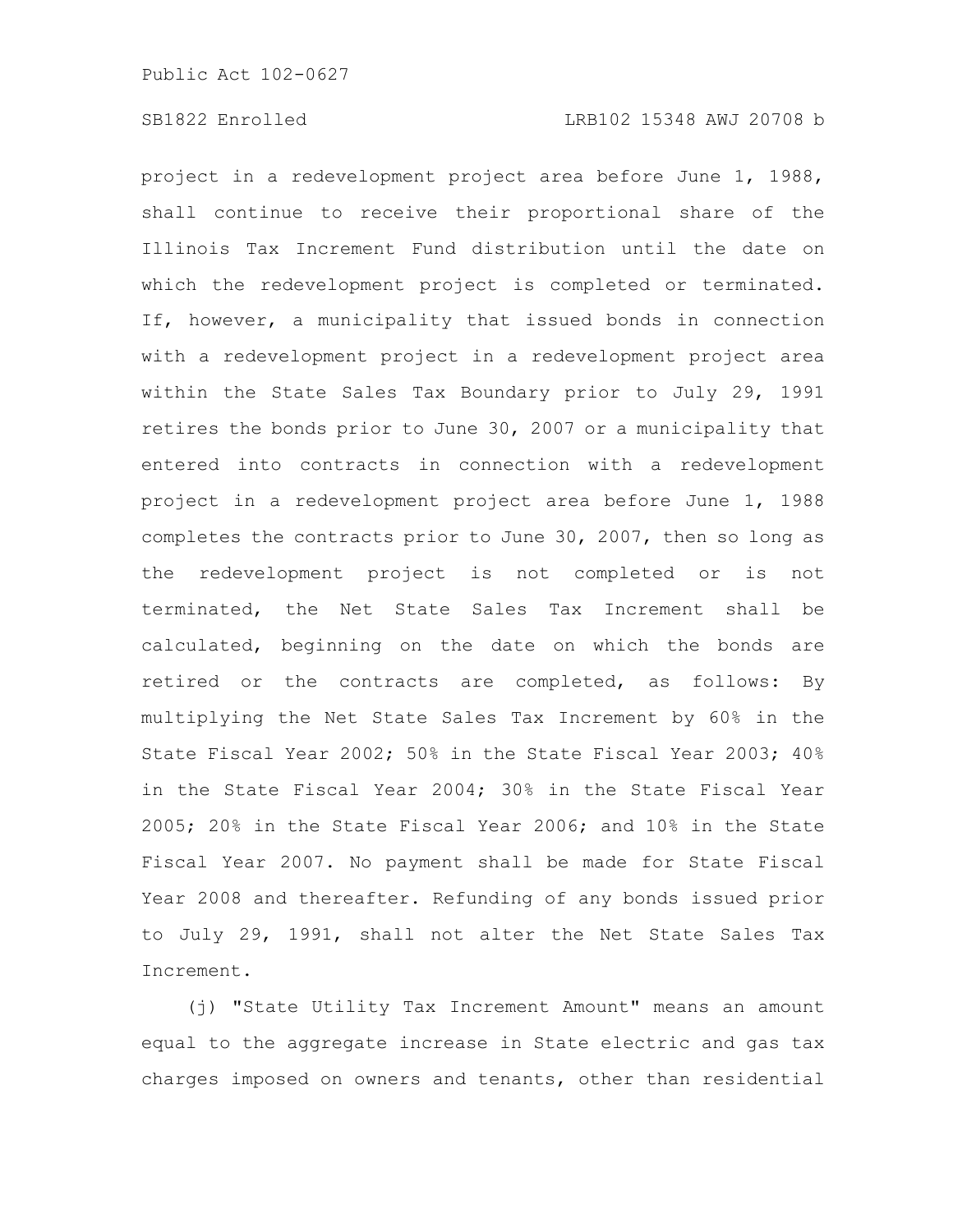project in a redevelopment project area before June 1, 1988, shall continue to receive their proportional share of the Illinois Tax Increment Fund distribution until the date on which the redevelopment project is completed or terminated. If, however, a municipality that issued bonds in connection with a redevelopment project in a redevelopment project area within the State Sales Tax Boundary prior to July 29, 1991 retires the bonds prior to June 30, 2007 or a municipality that entered into contracts in connection with a redevelopment project in a redevelopment project area before June 1, 1988 completes the contracts prior to June 30, 2007, then so long as the redevelopment project is not completed or is not terminated, the Net State Sales Tax Increment shall be calculated, beginning on the date on which the bonds are retired or the contracts are completed, as follows: By multiplying the Net State Sales Tax Increment by 60% in the State Fiscal Year 2002; 50% in the State Fiscal Year 2003; 40% in the State Fiscal Year 2004; 30% in the State Fiscal Year 2005; 20% in the State Fiscal Year 2006; and 10% in the State Fiscal Year 2007. No payment shall be made for State Fiscal Year 2008 and thereafter. Refunding of any bonds issued prior to July 29, 1991, shall not alter the Net State Sales Tax Increment.

(j) "State Utility Tax Increment Amount" means an amount equal to the aggregate increase in State electric and gas tax charges imposed on owners and tenants, other than residential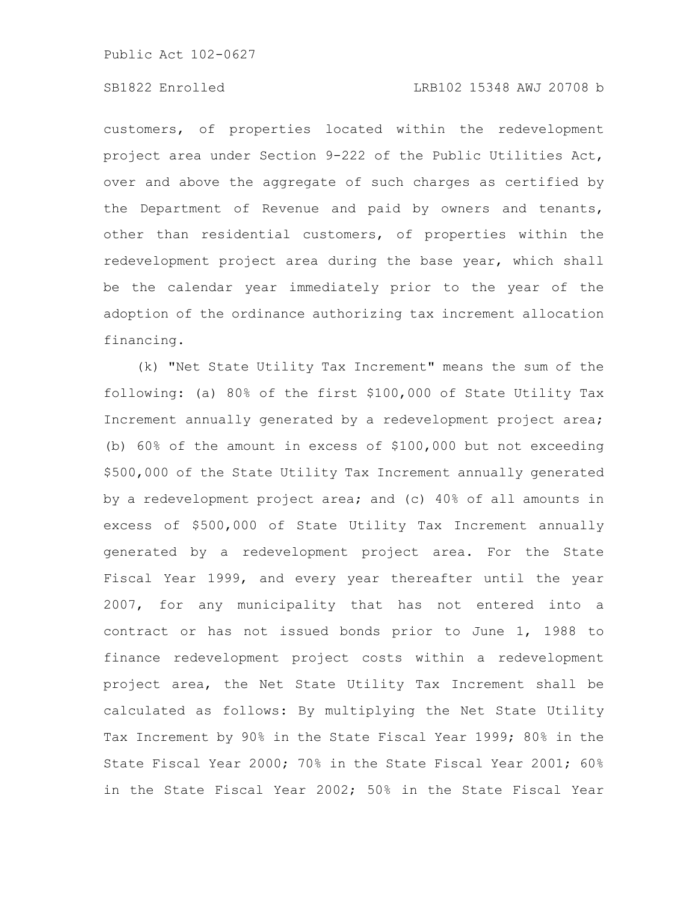customers, of properties located within the redevelopment project area under Section 9-222 of the Public Utilities Act, over and above the aggregate of such charges as certified by the Department of Revenue and paid by owners and tenants, other than residential customers, of properties within the redevelopment project area during the base year, which shall be the calendar year immediately prior to the year of the adoption of the ordinance authorizing tax increment allocation financing.

(k) "Net State Utility Tax Increment" means the sum of the following: (a) 80% of the first $100,000 of State Utility Tax Increment annually generated by a redevelopment project area; (b) 60% of the amount in excess of $100,000 but not exceeding $500,000 of the State Utility Tax Increment annually generated by a redevelopment project area; and (c) 40% of all amounts in excess of $500,000 of State Utility Tax Increment annually generated by a redevelopment project area. For the State Fiscal Year 1999, and every year thereafter until the year 2007, for any municipality that has not entered into a contract or has not issued bonds prior to June 1, 1988 to finance redevelopment project costs within a redevelopment project area, the Net State Utility Tax Increment shall be calculated as follows: By multiplying the Net State Utility Tax Increment by 90% in the State Fiscal Year 1999; 80% in the State Fiscal Year 2000; 70% in the State Fiscal Year 2001; 60% in the State Fiscal Year 2002; 50% in the State Fiscal Year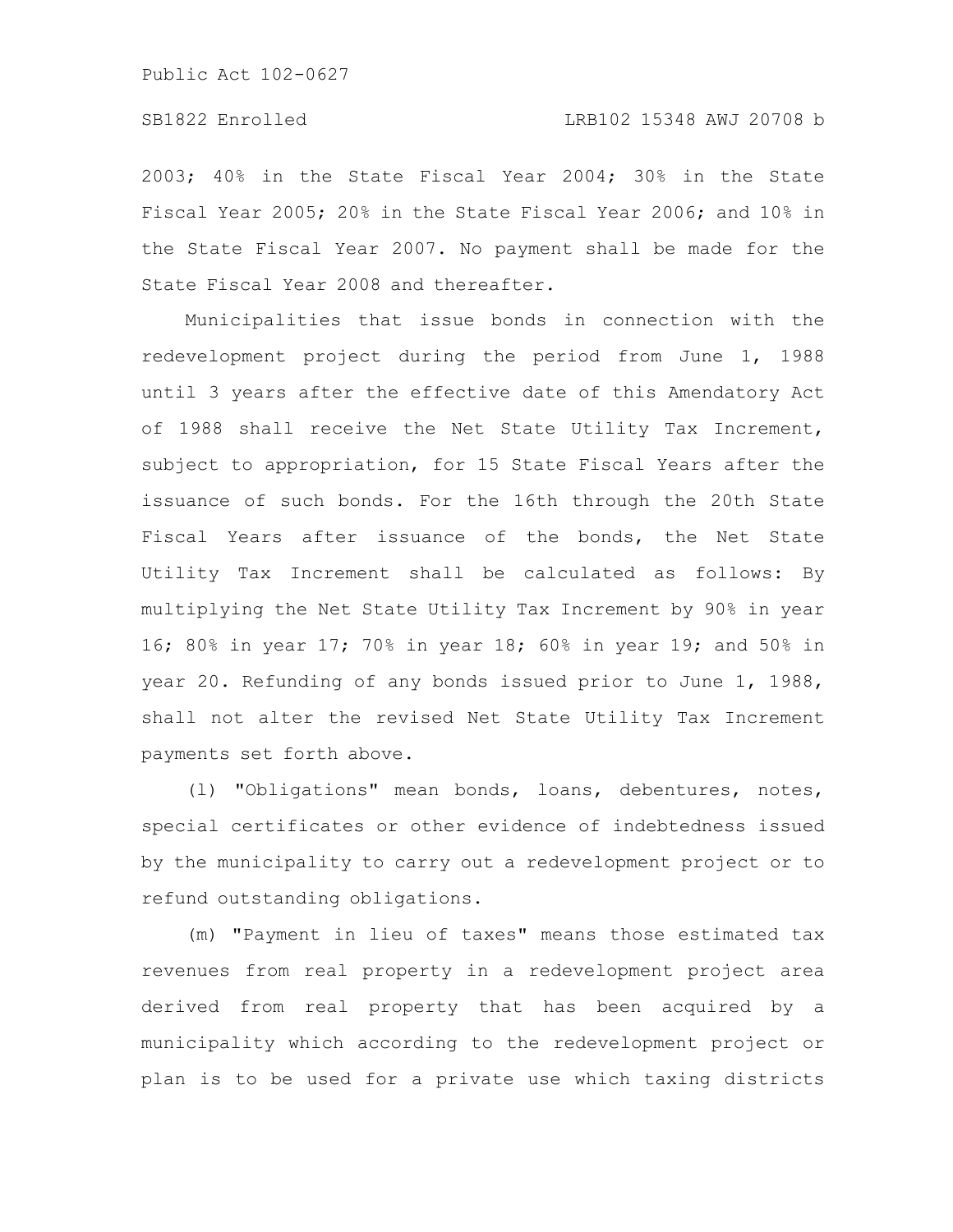2003; 40% in the State Fiscal Year 2004; 30% in the State Fiscal Year 2005; 20% in the State Fiscal Year 2006; and 10% in the State Fiscal Year 2007. No payment shall be made for the State Fiscal Year 2008 and thereafter.

Municipalities that issue bonds in connection with the redevelopment project during the period from June 1, 1988 until 3 years after the effective date of this Amendatory Act of 1988 shall receive the Net State Utility Tax Increment, subject to appropriation, for 15 State Fiscal Years after the issuance of such bonds. For the 16th through the 20th State Fiscal Years after issuance of the bonds, the Net State Utility Tax Increment shall be calculated as follows: By multiplying the Net State Utility Tax Increment by 90% in year 16; 80% in year 17; 70% in year 18; 60% in year 19; and 50% in year 20. Refunding of any bonds issued prior to June 1, 1988, shall not alter the revised Net State Utility Tax Increment payments set forth above.

(l) "Obligations" mean bonds, loans, debentures, notes, special certificates or other evidence of indebtedness issued by the municipality to carry out a redevelopment project or to refund outstanding obligations.

(m) "Payment in lieu of taxes" means those estimated tax revenues from real property in a redevelopment project area derived from real property that has been acquired by a municipality which according to the redevelopment project or plan is to be used for a private use which taxing districts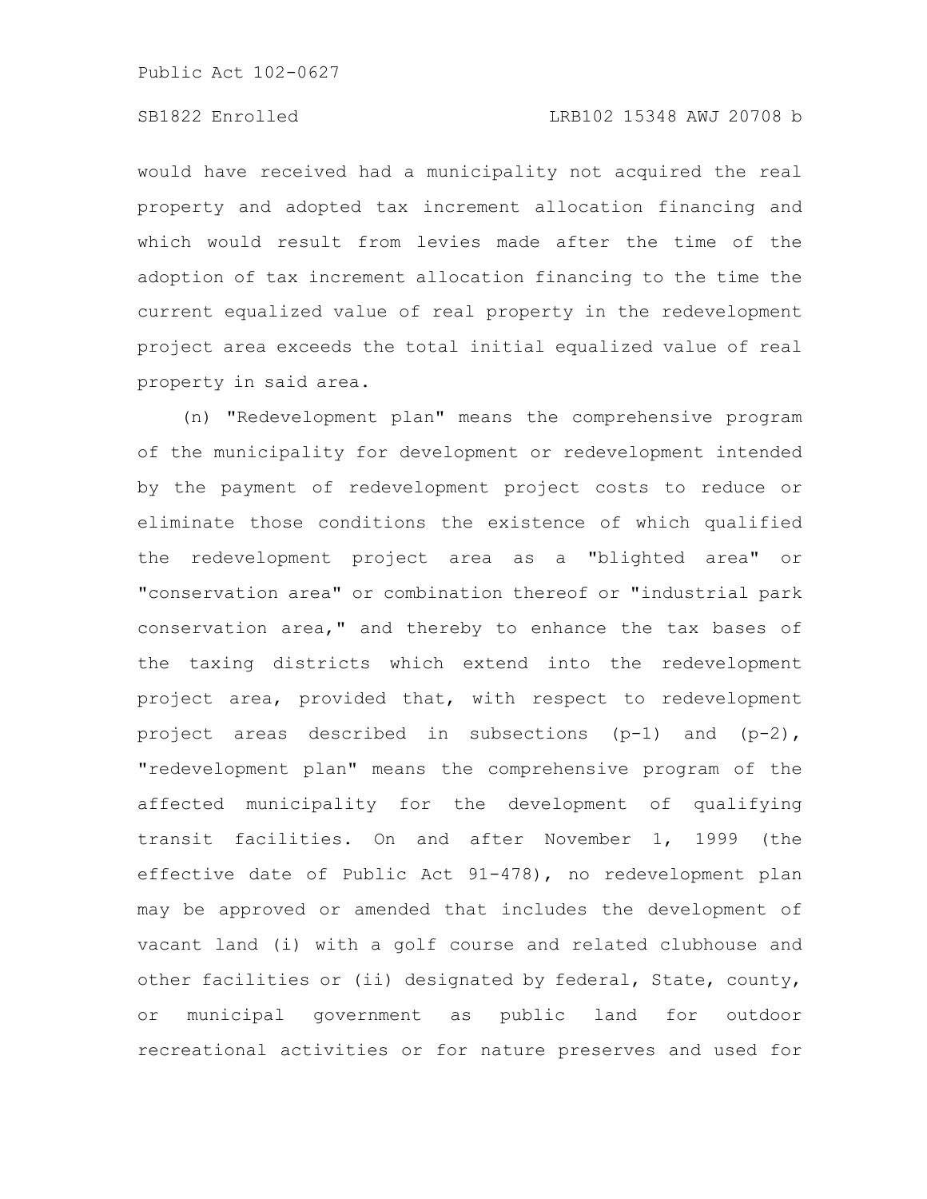would have received had a municipality not acquired the real property and adopted tax increment allocation financing and which would result from levies made after the time of the adoption of tax increment allocation financing to the time the current equalized value of real property in the redevelopment project area exceeds the total initial equalized value of real property in said area.

(n) "Redevelopment plan" means the comprehensive program of the municipality for development or redevelopment intended by the payment of redevelopment project costs to reduce or eliminate those conditions the existence of which qualified the redevelopment project area as a "blighted area" or "conservation area" or combination thereof or "industrial park conservation area," and thereby to enhance the tax bases of the taxing districts which extend into the redevelopment project area, provided that, with respect to redevelopment project areas described in subsections (p-1) and (p-2), "redevelopment plan" means the comprehensive program of the affected municipality for the development of qualifying transit facilities. On and after November 1, 1999 (the effective date of Public Act 91-478), no redevelopment plan may be approved or amended that includes the development of vacant land (i) with a golf course and related clubhouse and other facilities or (ii) designated by federal, State, county, or municipal government as public land for outdoor recreational activities or for nature preserves and used for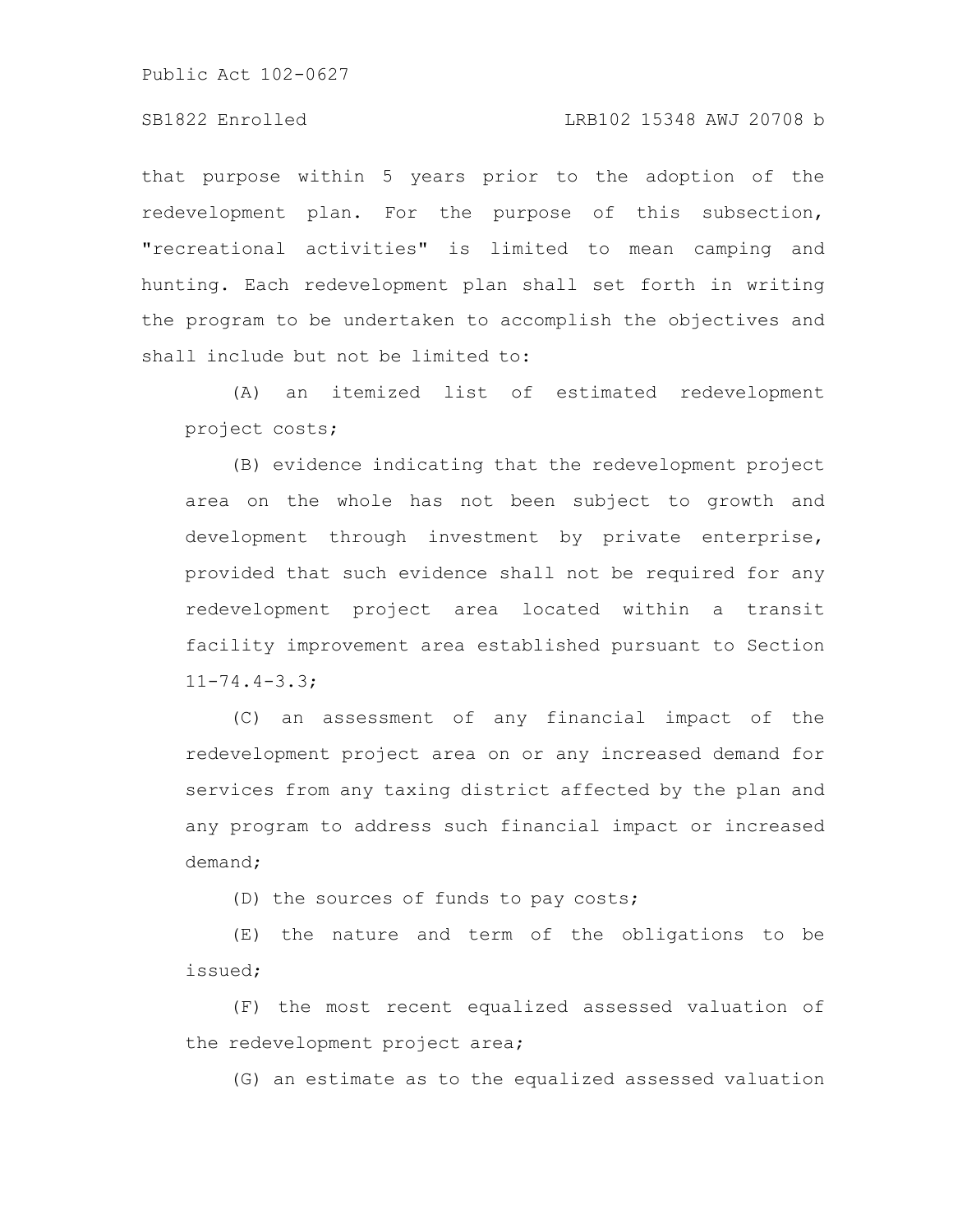that purpose within 5 years prior to the adoption of the redevelopment plan. For the purpose of this subsection, "recreational activities" is limited to mean camping and hunting. Each redevelopment plan shall set forth in writing the program to be undertaken to accomplish the objectives and shall include but not be limited to:

(A) an itemized list of estimated redevelopment project costs;

(B) evidence indicating that the redevelopment project area on the whole has not been subject to growth and development through investment by private enterprise, provided that such evidence shall not be required for any redevelopment project area located within a transit facility improvement area established pursuant to Section 11-74.4-3.3;

(C) an assessment of any financial impact of the redevelopment project area on or any increased demand for services from any taxing district affected by the plan and any program to address such financial impact or increased demand;

(D) the sources of funds to pay costs;

(E) the nature and term of the obligations to be issued;

(F) the most recent equalized assessed valuation of the redevelopment project area;

(G) an estimate as to the equalized assessed valuation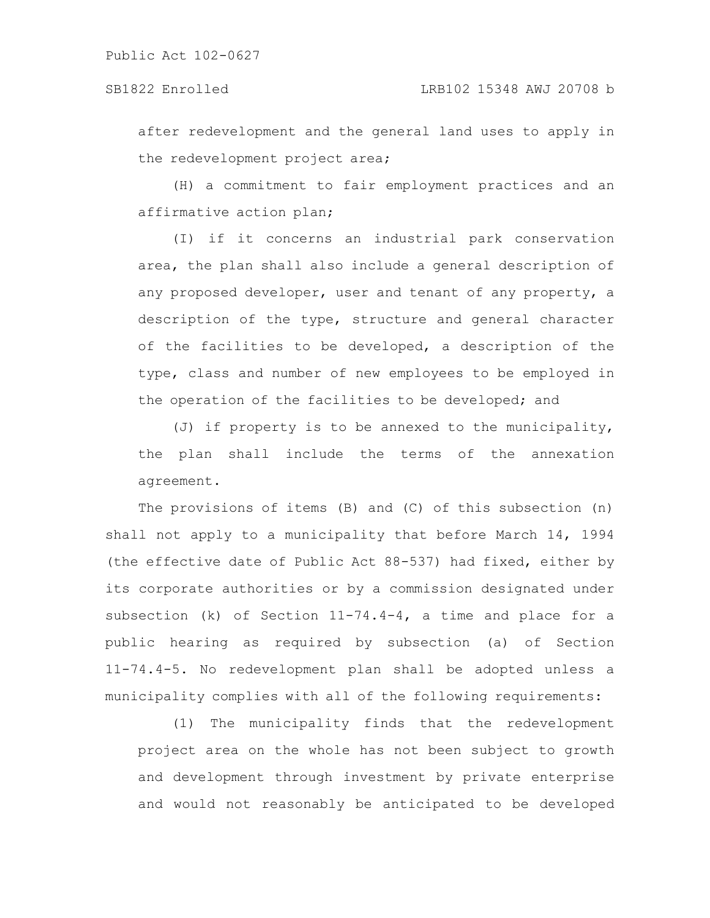after redevelopment and the general land uses to apply in the redevelopment project area;

(H) a commitment to fair employment practices and an affirmative action plan;

(I) if it concerns an industrial park conservation area, the plan shall also include a general description of any proposed developer, user and tenant of any property, a description of the type, structure and general character of the facilities to be developed, a description of the type, class and number of new employees to be employed in the operation of the facilities to be developed; and

(J) if property is to be annexed to the municipality, the plan shall include the terms of the annexation agreement.

The provisions of items (B) and (C) of this subsection (n) shall not apply to a municipality that before March 14, 1994 (the effective date of Public Act 88-537) had fixed, either by its corporate authorities or by a commission designated under subsection (k) of Section 11-74.4-4, a time and place for a public hearing as required by subsection (a) of Section 11-74.4-5. No redevelopment plan shall be adopted unless a municipality complies with all of the following requirements:

(1) The municipality finds that the redevelopment project area on the whole has not been subject to growth and development through investment by private enterprise and would not reasonably be anticipated to be developed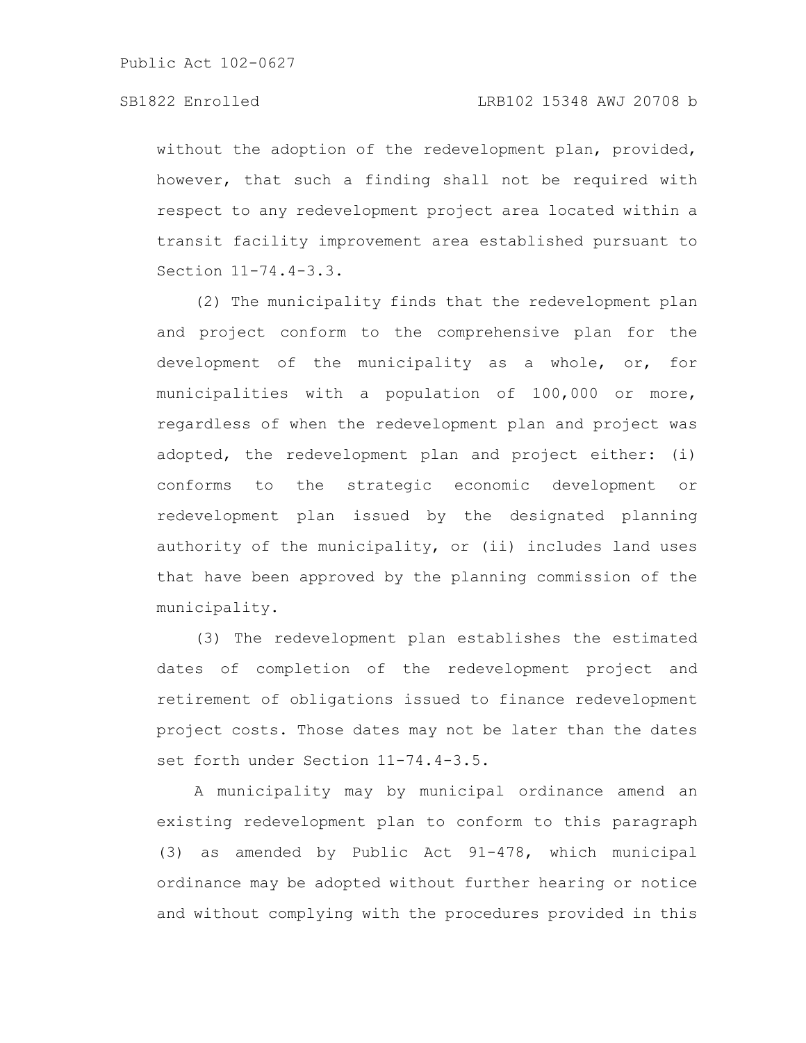without the adoption of the redevelopment plan, provided, however, that such a finding shall not be required with respect to any redevelopment project area located within a transit facility improvement area established pursuant to Section 11-74.4-3.3.

(2) The municipality finds that the redevelopment plan and project conform to the comprehensive plan for the development of the municipality as a whole, or, for municipalities with a population of 100,000 or more, regardless of when the redevelopment plan and project was adopted, the redevelopment plan and project either: (i) conforms to the strategic economic development or redevelopment plan issued by the designated planning authority of the municipality, or (ii) includes land uses that have been approved by the planning commission of the municipality.

(3) The redevelopment plan establishes the estimated dates of completion of the redevelopment project and retirement of obligations issued to finance redevelopment project costs. Those dates may not be later than the dates set forth under Section 11-74.4-3.5.

A municipality may by municipal ordinance amend an existing redevelopment plan to conform to this paragraph (3) as amended by Public Act 91-478, which municipal ordinance may be adopted without further hearing or notice and without complying with the procedures provided in this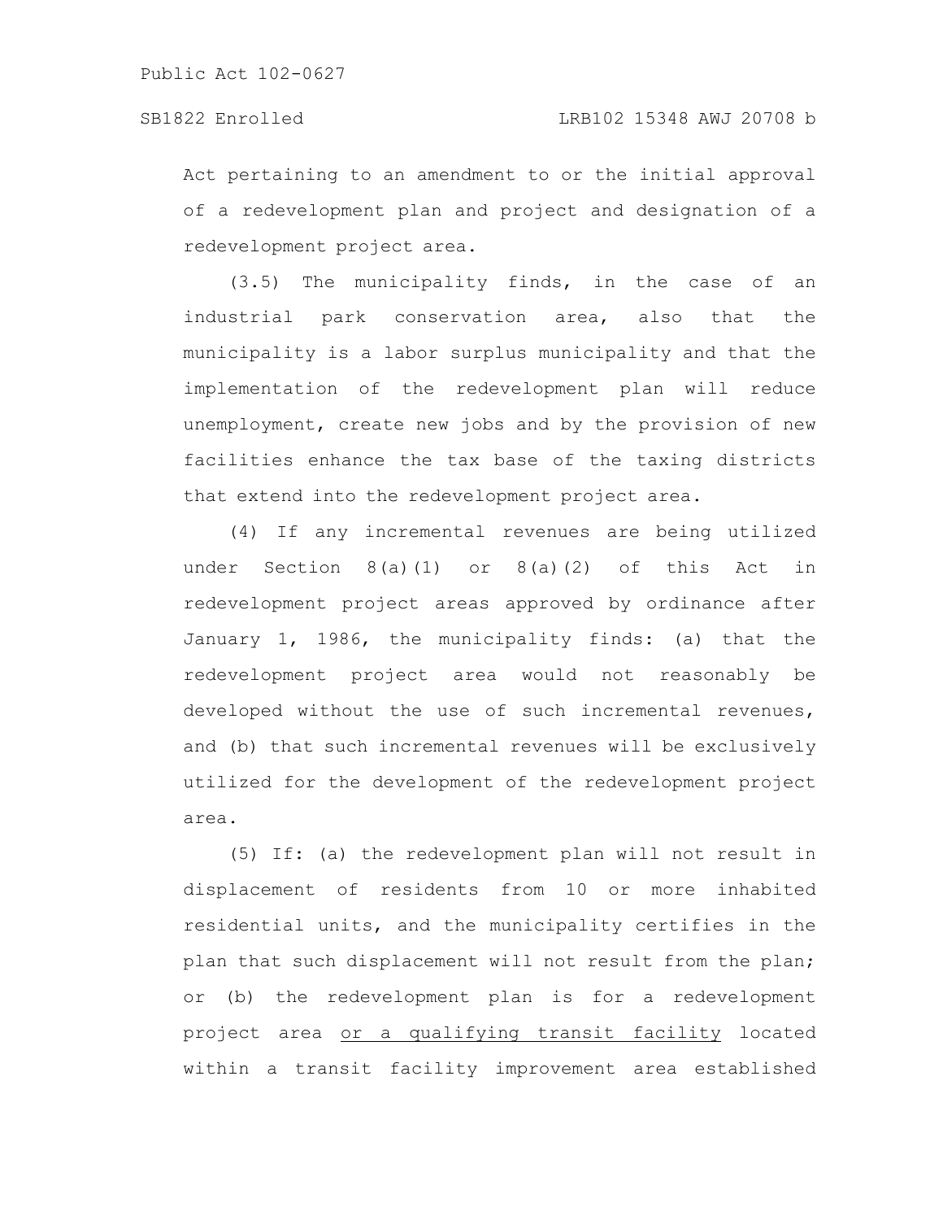Act pertaining to an amendment to or the initial approval of a redevelopment plan and project and designation of a redevelopment project area.

(3.5) The municipality finds, in the case of an industrial park conservation area, also that the municipality is a labor surplus municipality and that the implementation of the redevelopment plan will reduce unemployment, create new jobs and by the provision of new facilities enhance the tax base of the taxing districts that extend into the redevelopment project area.

(4) If any incremental revenues are being utilized under Section 8(a)(1) or 8(a)(2) of this Act in redevelopment project areas approved by ordinance after January 1, 1986, the municipality finds: (a) that the redevelopment project area would not reasonably be developed without the use of such incremental revenues, and (b) that such incremental revenues will be exclusively utilized for the development of the redevelopment project area.

(5) If: (a) the redevelopment plan will not result in displacement of residents from 10 or more inhabited residential units, and the municipality certifies in the plan that such displacement will not result from the plan; or (b) the redevelopment plan is for a redevelopment project area <u>or a qualifying transit facility</u> located within a transit facility improvement area established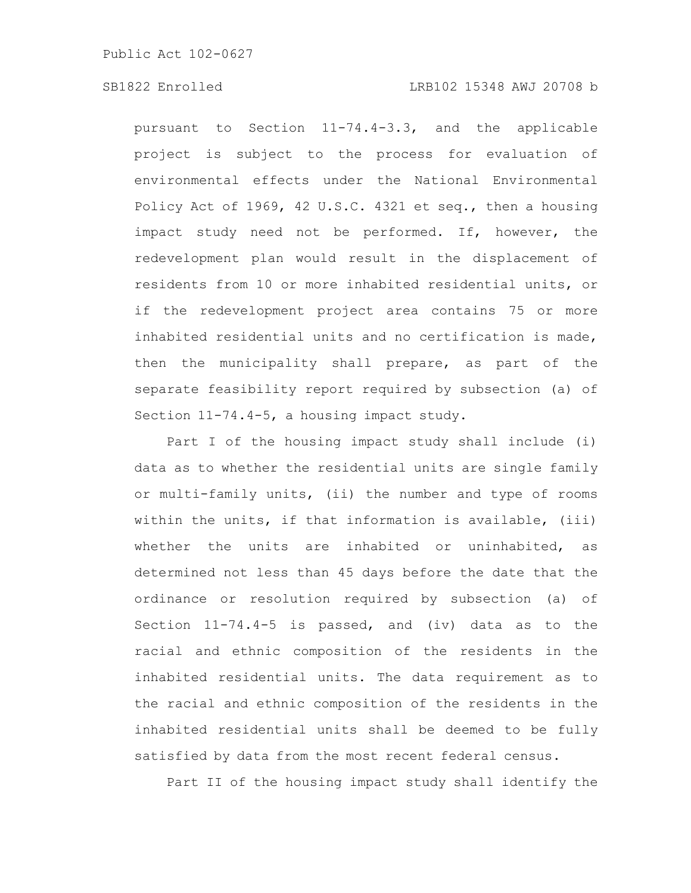pursuant to Section 11-74.4-3.3, and the applicable project is subject to the process for evaluation of environmental effects under the National Environmental Policy Act of 1969, 42 U.S.C. 4321 et seq., then a housing impact study need not be performed. If, however, the redevelopment plan would result in the displacement of residents from 10 or more inhabited residential units, or if the redevelopment project area contains 75 or more inhabited residential units and no certification is made, then the municipality shall prepare, as part of the separate feasibility report required by subsection (a) of Section 11-74.4-5, a housing impact study.

Part I of the housing impact study shall include (i) data as to whether the residential units are single family or multi-family units, (ii) the number and type of rooms within the units, if that information is available, (iii) whether the units are inhabited or uninhabited, as determined not less than 45 days before the date that the ordinance or resolution required by subsection (a) of Section 11-74.4-5 is passed, and (iv) data as to the racial and ethnic composition of the residents in the inhabited residential units. The data requirement as to the racial and ethnic composition of the residents in the inhabited residential units shall be deemed to be fully satisfied by data from the most recent federal census.

Part II of the housing impact study shall identify the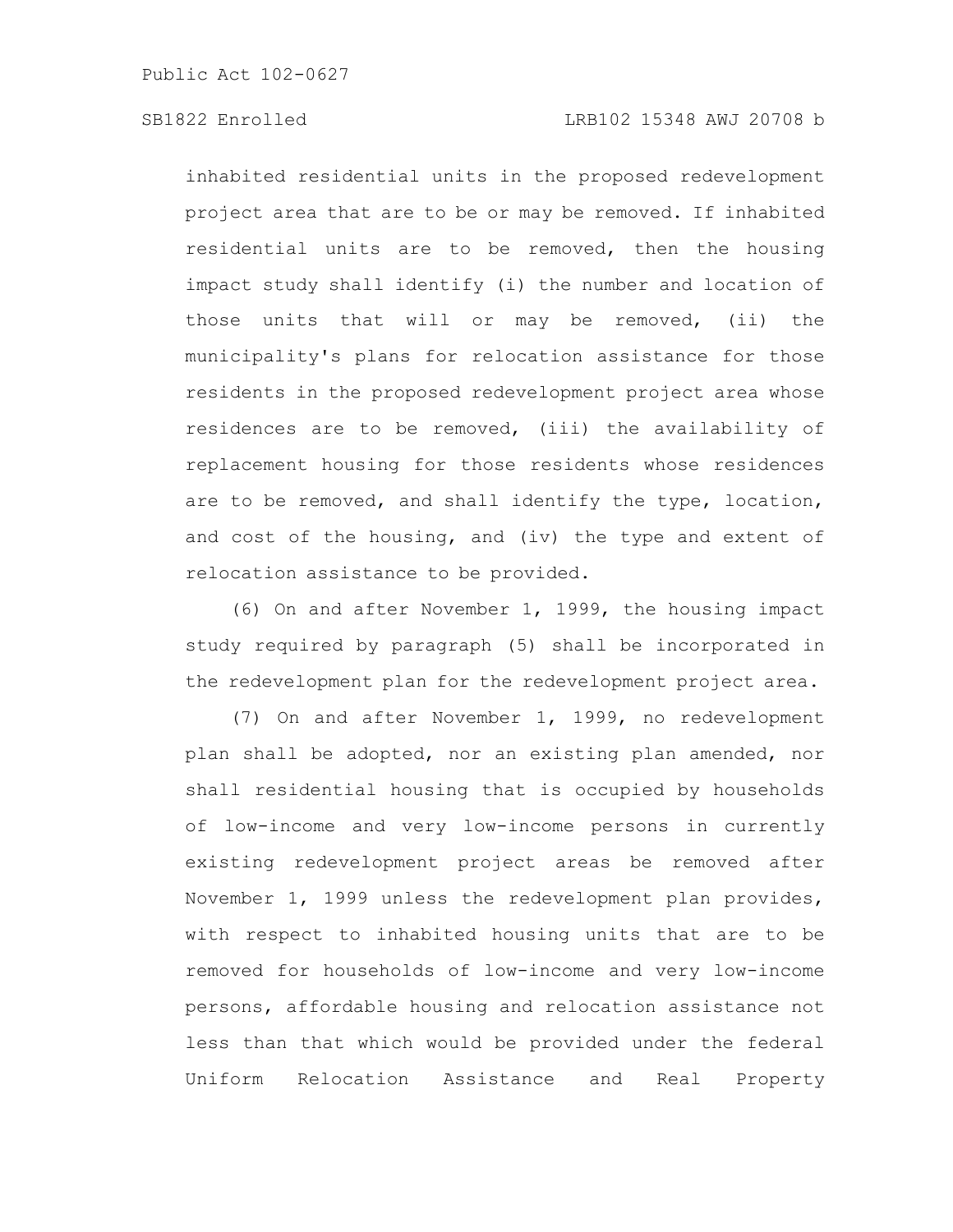inhabited residential units in the proposed redevelopment project area that are to be or may be removed. If inhabited residential units are to be removed, then the housing impact study shall identify (i) the number and location of those units that will or may be removed, (ii) the municipality's plans for relocation assistance for those residents in the proposed redevelopment project area whose residences are to be removed, (iii) the availability of replacement housing for those residents whose residences are to be removed, and shall identify the type, location, and cost of the housing, and (iv) the type and extent of relocation assistance to be provided.

(6) On and after November 1, 1999, the housing impact study required by paragraph (5) shall be incorporated in the redevelopment plan for the redevelopment project area.

(7) On and after November 1, 1999, no redevelopment plan shall be adopted, nor an existing plan amended, nor shall residential housing that is occupied by households of low-income and very low-income persons in currently existing redevelopment project areas be removed after November 1, 1999 unless the redevelopment plan provides, with respect to inhabited housing units that are to be removed for households of low-income and very low-income persons, affordable housing and relocation assistance not less than that which would be provided under the federal Uniform Relocation Assistance and Real Property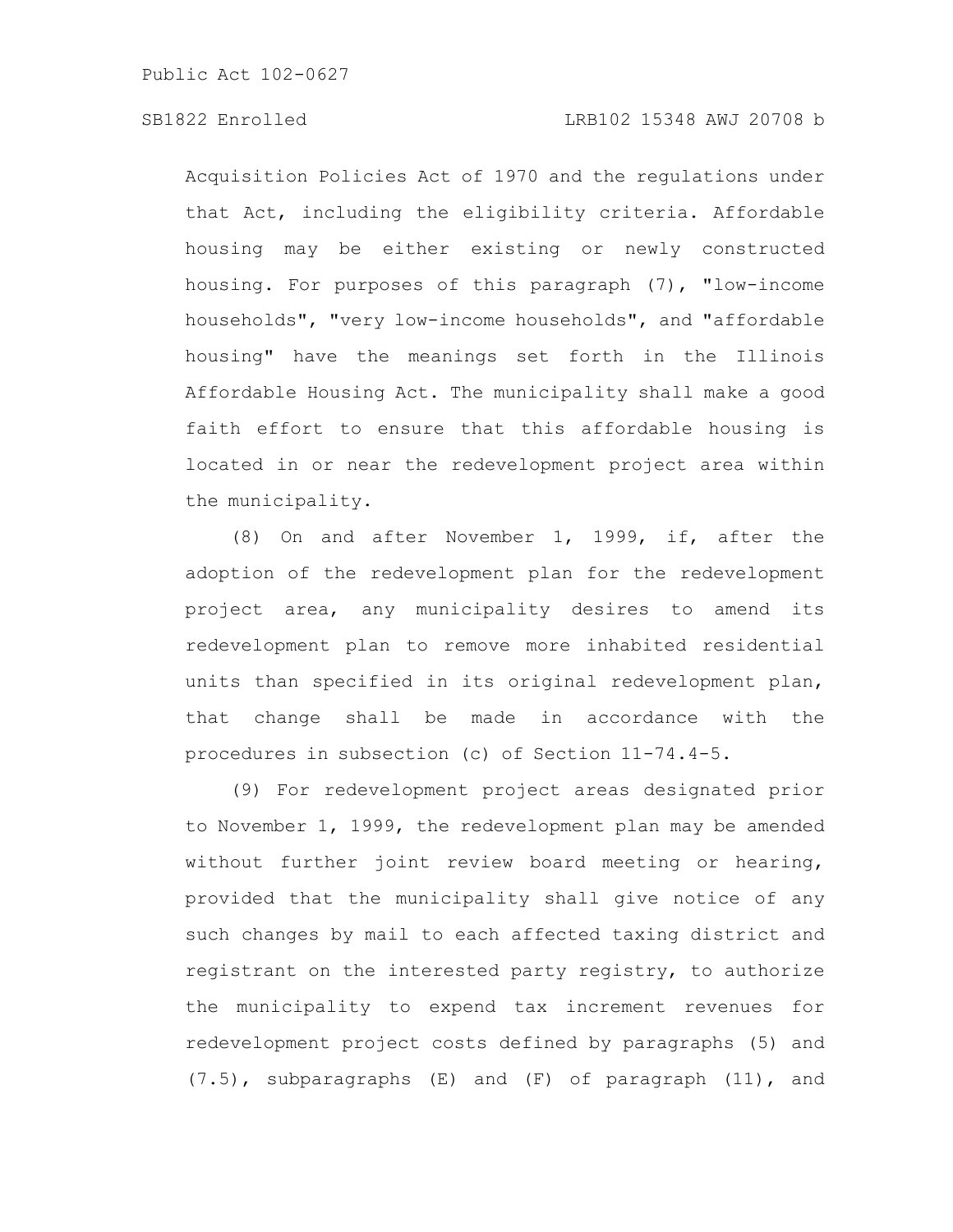Acquisition Policies Act of 1970 and the regulations under that Act, including the eligibility criteria. Affordable housing may be either existing or newly constructed housing. For purposes of this paragraph (7), "low-income households", "very low-income households", and "affordable housing" have the meanings set forth in the Illinois Affordable Housing Act. The municipality shall make a good faith effort to ensure that this affordable housing is located in or near the redevelopment project area within the municipality.

(8) On and after November 1, 1999, if, after the adoption of the redevelopment plan for the redevelopment project area, any municipality desires to amend its redevelopment plan to remove more inhabited residential units than specified in its original redevelopment plan, that change shall be made in accordance with the procedures in subsection (c) of Section 11-74.4-5.

(9) For redevelopment project areas designated prior to November 1, 1999, the redevelopment plan may be amended without further joint review board meeting or hearing, provided that the municipality shall give notice of any such changes by mail to each affected taxing district and registrant on the interested party registry, to authorize the municipality to expend tax increment revenues for redevelopment project costs defined by paragraphs (5) and (7.5), subparagraphs (E) and (F) of paragraph (11), and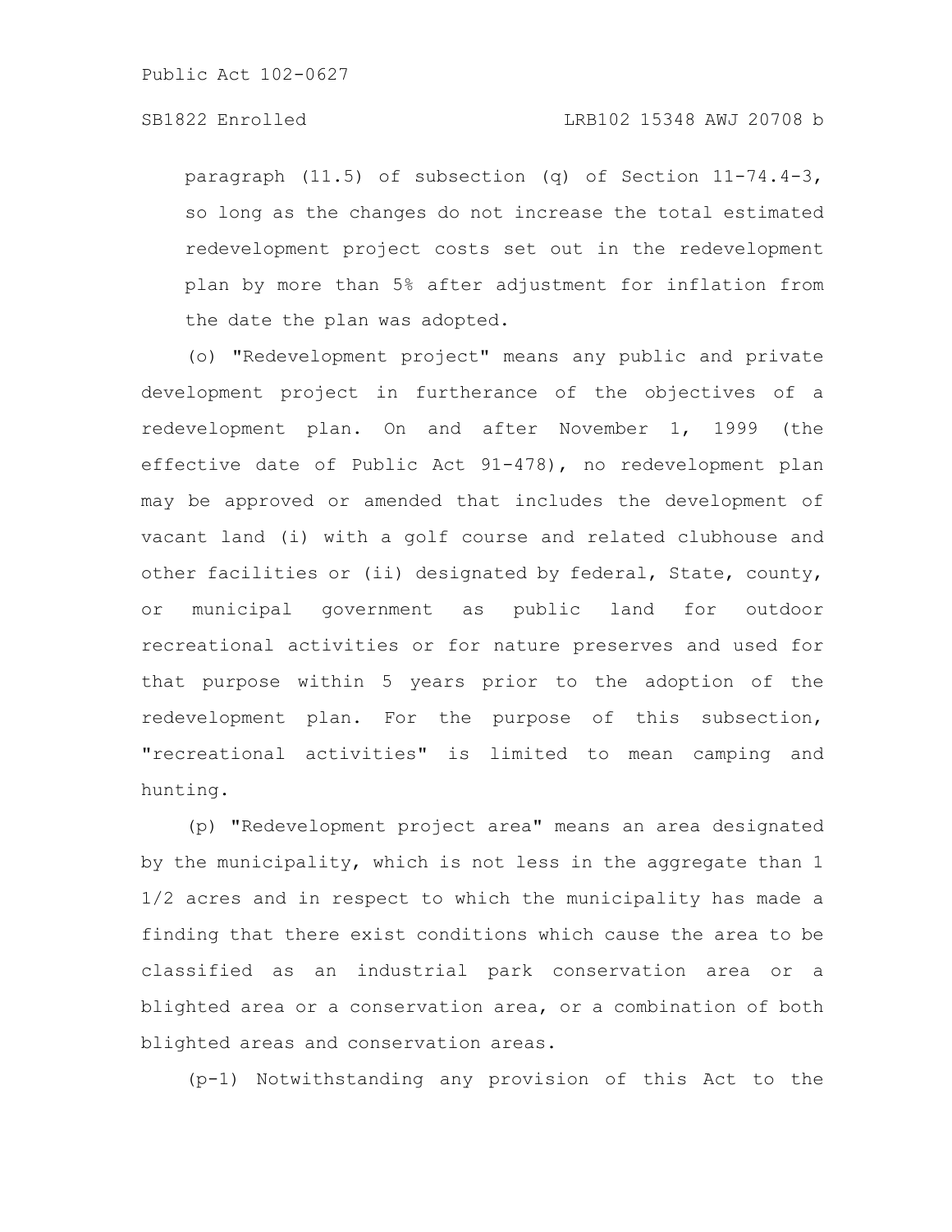paragraph (11.5) of subsection (q) of Section 11-74.4-3, so long as the changes do not increase the total estimated redevelopment project costs set out in the redevelopment plan by more than 5% after adjustment for inflation from the date the plan was adopted.

(o) "Redevelopment project" means any public and private development project in furtherance of the objectives of a redevelopment plan. On and after November 1, 1999 (the effective date of Public Act 91-478), no redevelopment plan may be approved or amended that includes the development of vacant land (i) with a golf course and related clubhouse and other facilities or (ii) designated by federal, State, county, or municipal government as public land for outdoor recreational activities or for nature preserves and used for that purpose within 5 years prior to the adoption of the redevelopment plan. For the purpose of this subsection, "recreational activities" is limited to mean camping and hunting.

(p) "Redevelopment project area" means an area designated by the municipality, which is not less in the aggregate than 1 1/2 acres and in respect to which the municipality has made a finding that there exist conditions which cause the area to be classified as an industrial park conservation area or a blighted area or a conservation area, or a combination of both blighted areas and conservation areas.

(p-1) Notwithstanding any provision of this Act to the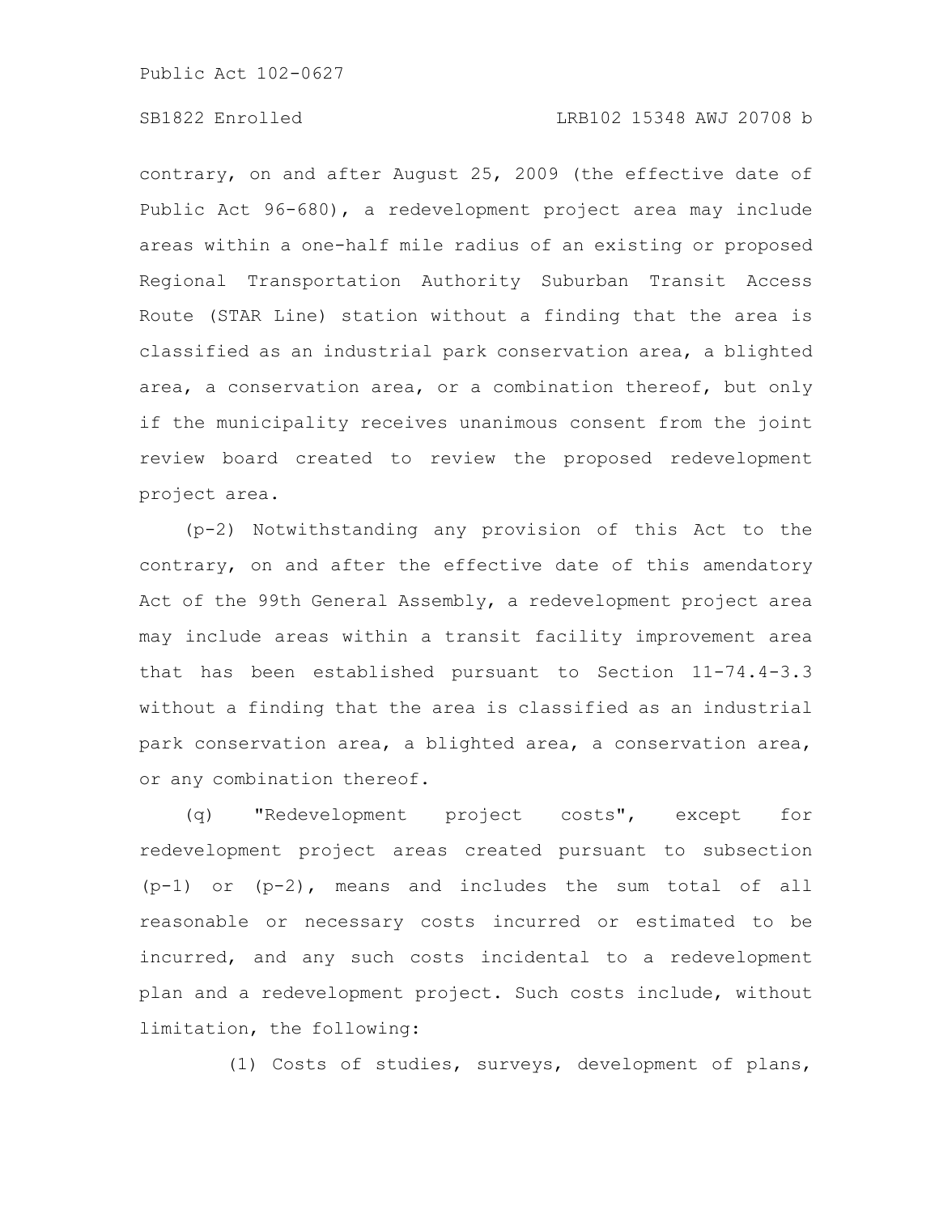contrary, on and after August 25, 2009 (the effective date of Public Act 96-680), a redevelopment project area may include areas within a one-half mile radius of an existing or proposed Regional Transportation Authority Suburban Transit Access Route (STAR Line) station without a finding that the area is classified as an industrial park conservation area, a blighted area, a conservation area, or a combination thereof, but only if the municipality receives unanimous consent from the joint review board created to review the proposed redevelopment project area.

(p-2) Notwithstanding any provision of this Act to the contrary, on and after the effective date of this amendatory Act of the 99th General Assembly, a redevelopment project area may include areas within a transit facility improvement area that has been established pursuant to Section 11-74.4-3.3 without a finding that the area is classified as an industrial park conservation area, a blighted area, a conservation area, or any combination thereof.

(q) "Redevelopment project costs", except for redevelopment project areas created pursuant to subsection (p-1) or (p-2), means and includes the sum total of all reasonable or necessary costs incurred or estimated to be incurred, and any such costs incidental to a redevelopment plan and a redevelopment project. Such costs include, without limitation, the following:

(1) Costs of studies, surveys, development of plans,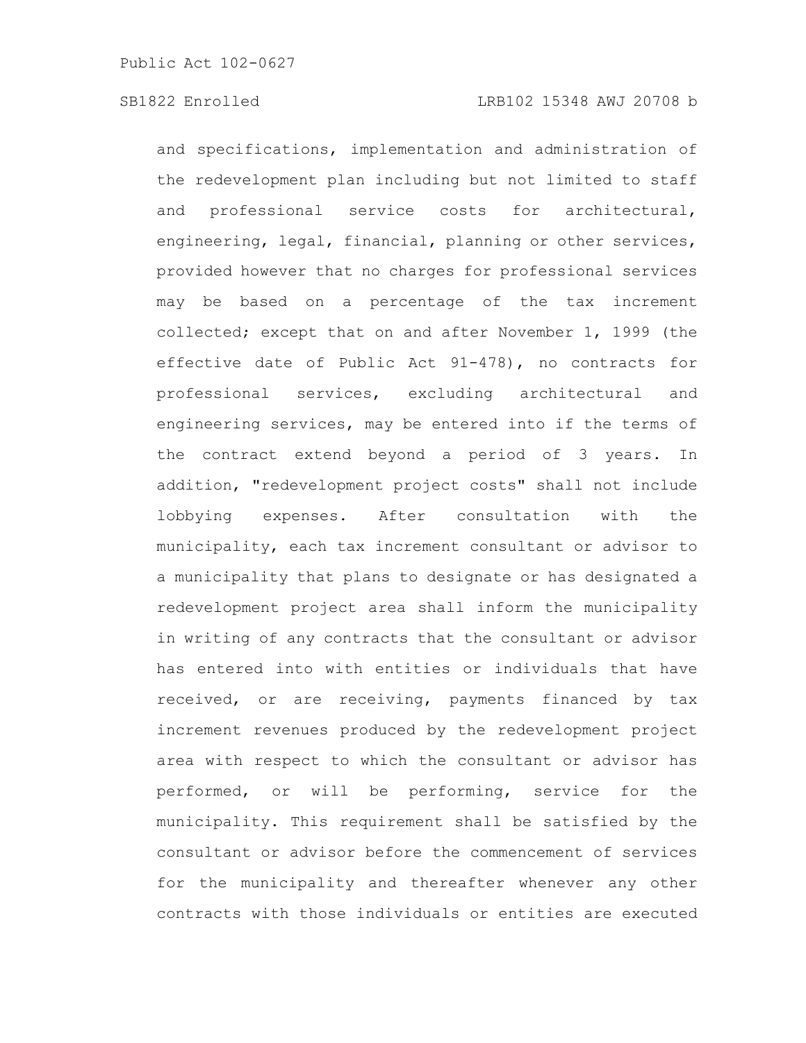and specifications, implementation and administration of the redevelopment plan including but not limited to staff and professional service costs for architectural, engineering, legal, financial, planning or other services, provided however that no charges for professional services may be based on a percentage of the tax increment collected; except that on and after November 1, 1999 (the effective date of Public Act 91-478), no contracts for professional services, excluding architectural and engineering services, may be entered into if the terms of the contract extend beyond a period of 3 years. In addition, "redevelopment project costs" shall not include lobbying expenses. After consultation with the municipality, each tax increment consultant or advisor to a municipality that plans to designate or has designated a redevelopment project area shall inform the municipality in writing of any contracts that the consultant or advisor has entered into with entities or individuals that have received, or are receiving, payments financed by tax increment revenues produced by the redevelopment project area with respect to which the consultant or advisor has performed, or will be performing, service for the municipality. This requirement shall be satisfied by the consultant or advisor before the commencement of services for the municipality and thereafter whenever any other contracts with those individuals or entities are executed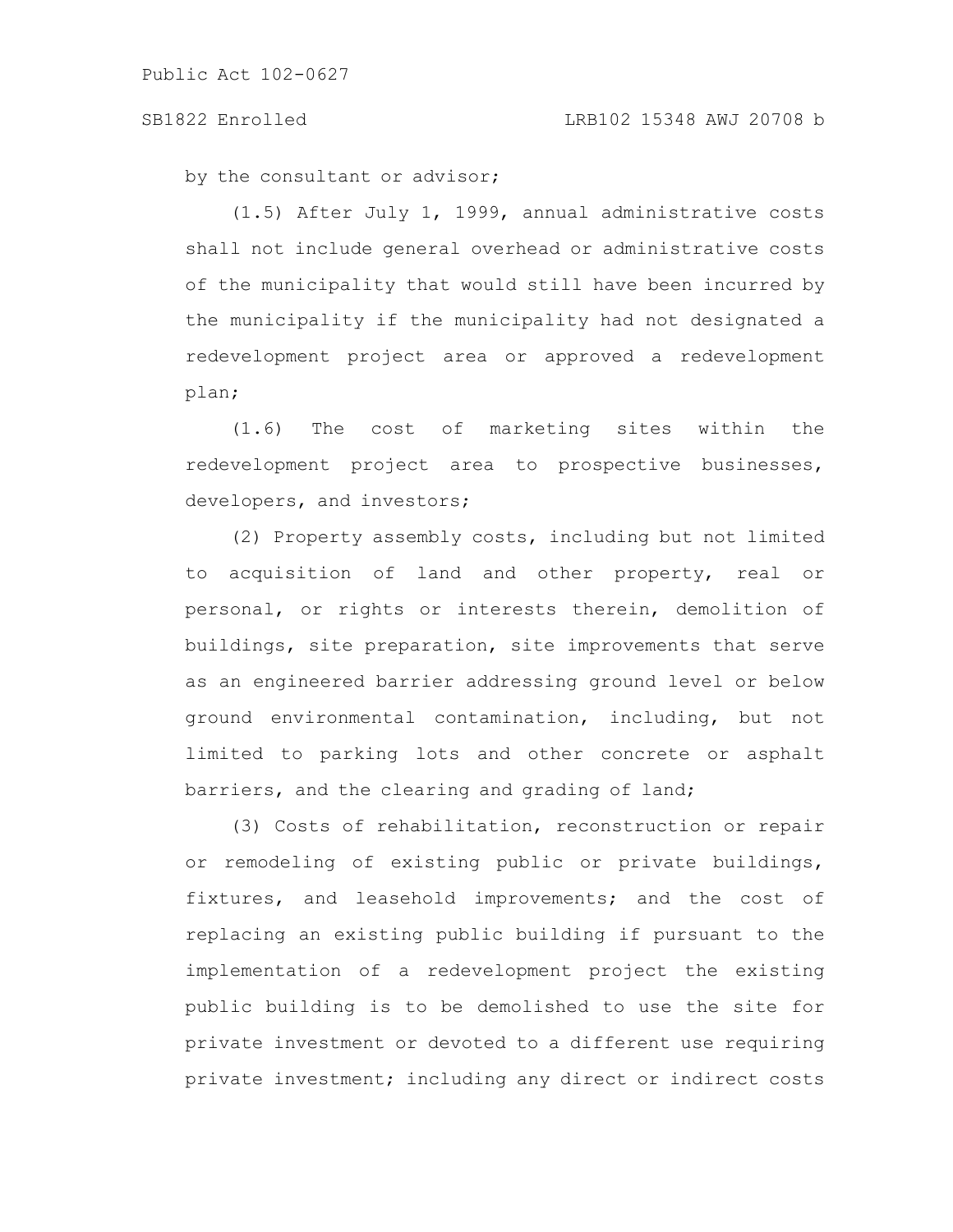by the consultant or advisor;

(1.5) After July 1, 1999, annual administrative costs shall not include general overhead or administrative costs of the municipality that would still have been incurred by the municipality if the municipality had not designated a redevelopment project area or approved a redevelopment plan;

(1.6) The cost of marketing sites within the redevelopment project area to prospective businesses, developers, and investors;

(2) Property assembly costs, including but not limited to acquisition of land and other property, real or personal, or rights or interests therein, demolition of buildings, site preparation, site improvements that serve as an engineered barrier addressing ground level or below ground environmental contamination, including, but not limited to parking lots and other concrete or asphalt barriers, and the clearing and grading of land;

(3) Costs of rehabilitation, reconstruction or repair or remodeling of existing public or private buildings, fixtures, and leasehold improvements; and the cost of replacing an existing public building if pursuant to the implementation of a redevelopment project the existing public building is to be demolished to use the site for private investment or devoted to a different use requiring private investment; including any direct or indirect costs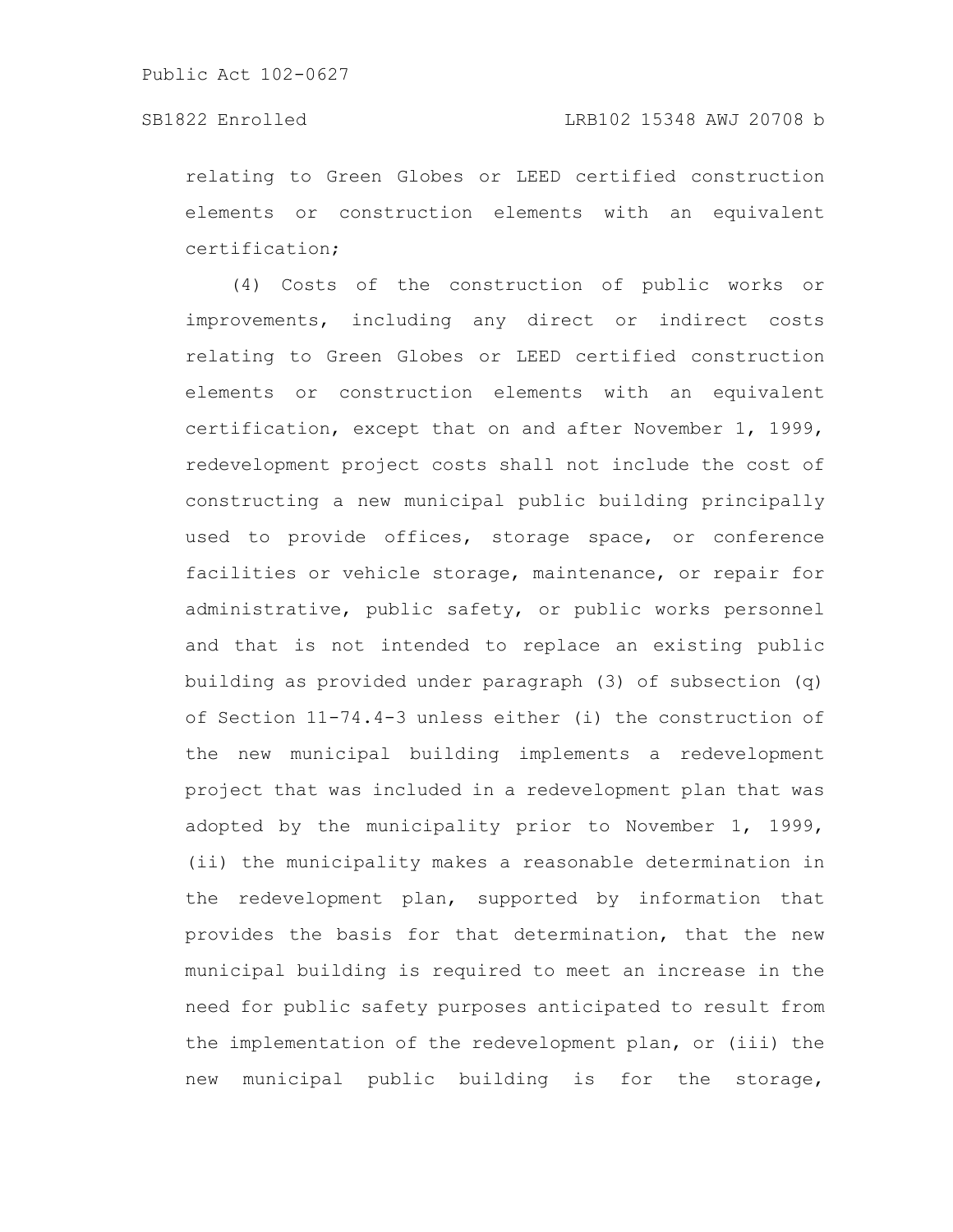relating to Green Globes or LEED certified construction elements or construction elements with an equivalent certification;

(4) Costs of the construction of public works or improvements, including any direct or indirect costs relating to Green Globes or LEED certified construction elements or construction elements with an equivalent certification, except that on and after November 1, 1999, redevelopment project costs shall not include the cost of constructing a new municipal public building principally used to provide offices, storage space, or conference facilities or vehicle storage, maintenance, or repair for administrative, public safety, or public works personnel and that is not intended to replace an existing public building as provided under paragraph (3) of subsection (q) of Section 11-74.4-3 unless either (i) the construction of the new municipal building implements a redevelopment project that was included in a redevelopment plan that was adopted by the municipality prior to November 1, 1999, (ii) the municipality makes a reasonable determination in the redevelopment plan, supported by information that provides the basis for that determination, that the new municipal building is required to meet an increase in the need for public safety purposes anticipated to result from the implementation of the redevelopment plan, or (iii) the new municipal public building is for the storage,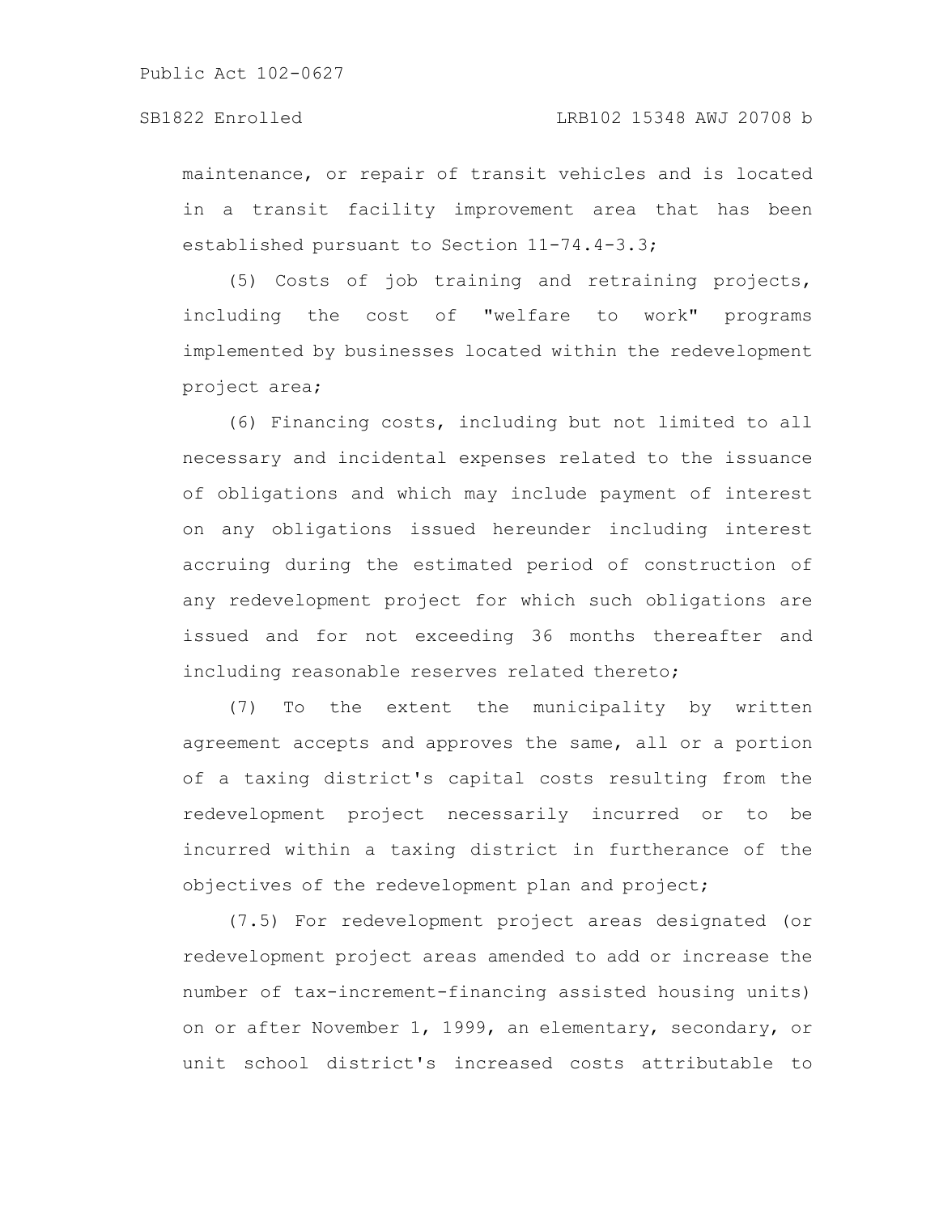maintenance, or repair of transit vehicles and is located in a transit facility improvement area that has been established pursuant to Section 11-74.4-3.3;

(5) Costs of job training and retraining projects, including the cost of "welfare to work" programs implemented by businesses located within the redevelopment project area;

(6) Financing costs, including but not limited to all necessary and incidental expenses related to the issuance of obligations and which may include payment of interest on any obligations issued hereunder including interest accruing during the estimated period of construction of any redevelopment project for which such obligations are issued and for not exceeding 36 months thereafter and including reasonable reserves related thereto;

(7) To the extent the municipality by written agreement accepts and approves the same, all or a portion of a taxing district's capital costs resulting from the redevelopment project necessarily incurred or to be incurred within a taxing district in furtherance of the objectives of the redevelopment plan and project;

(7.5) For redevelopment project areas designated (or redevelopment project areas amended to add or increase the number of tax-increment-financing assisted housing units) on or after November 1, 1999, an elementary, secondary, or unit school district's increased costs attributable to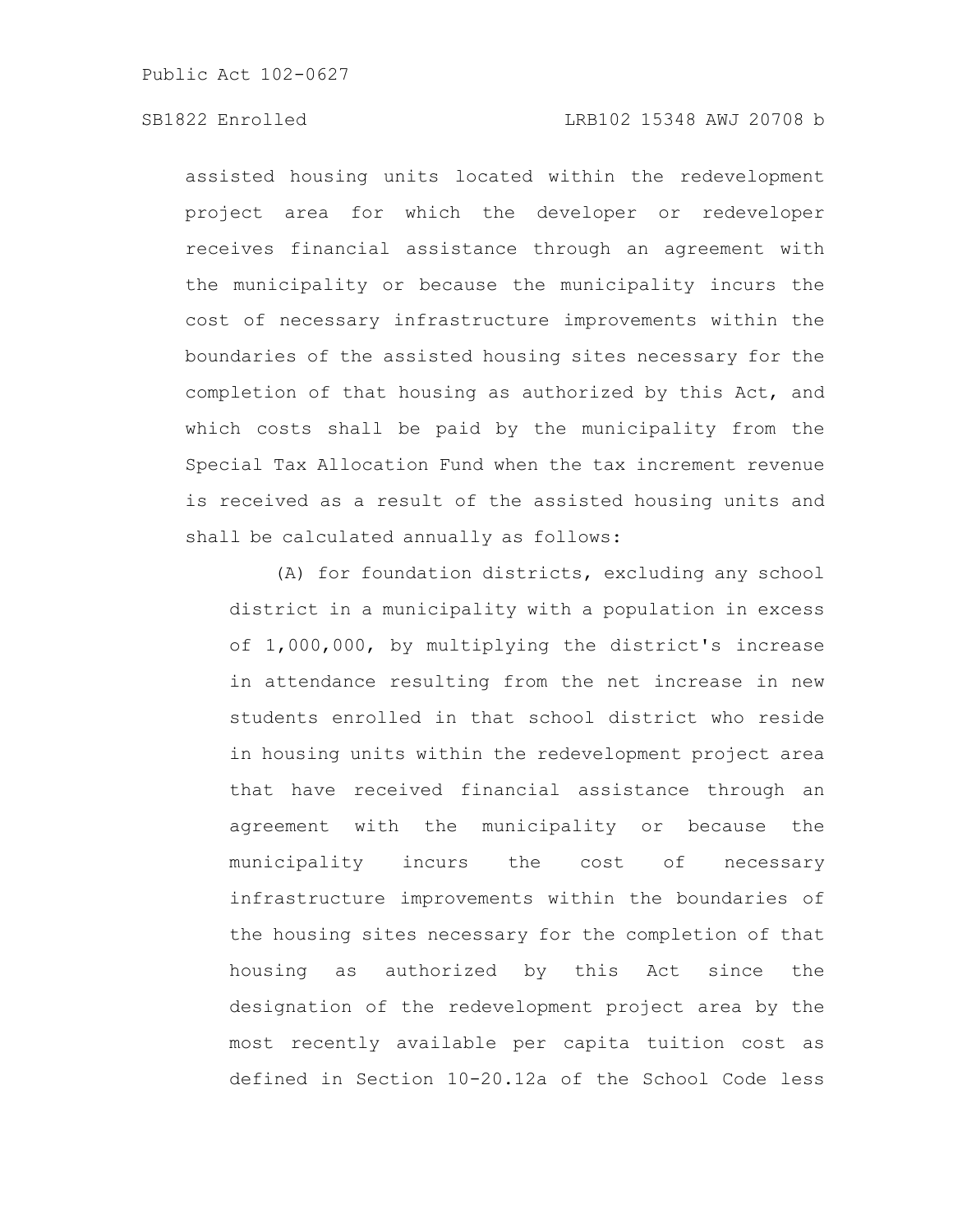assisted housing units located within the redevelopment project area for which the developer or redeveloper receives financial assistance through an agreement with the municipality or because the municipality incurs the cost of necessary infrastructure improvements within the boundaries of the assisted housing sites necessary for the completion of that housing as authorized by this Act, and which costs shall be paid by the municipality from the Special Tax Allocation Fund when the tax increment revenue is received as a result of the assisted housing units and shall be calculated annually as follows:

(A) for foundation districts, excluding any school district in a municipality with a population in excess of 1,000,000, by multiplying the district's increase in attendance resulting from the net increase in new students enrolled in that school district who reside in housing units within the redevelopment project area that have received financial assistance through an agreement with the municipality or because the municipality incurs the cost of necessary infrastructure improvements within the boundaries of the housing sites necessary for the completion of that housing as authorized by this Act since the designation of the redevelopment project area by the most recently available per capita tuition cost as defined in Section 10-20.12a of the School Code less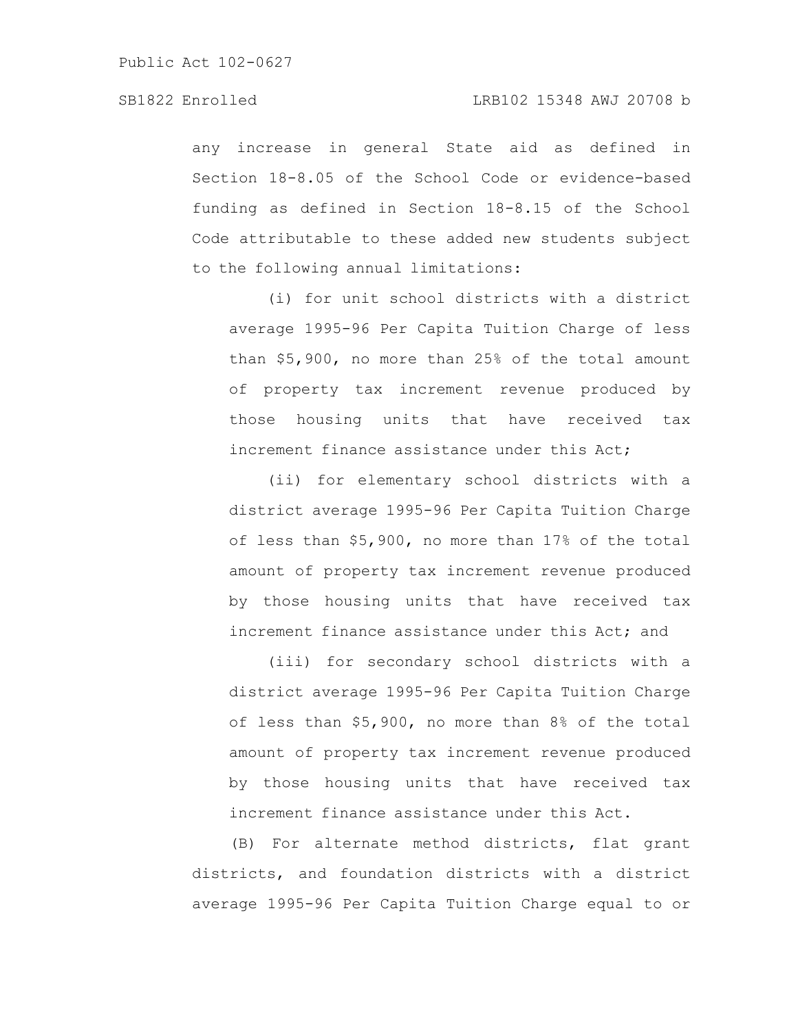any increase in general State aid as defined in Section 18-8.05 of the School Code or evidence-based funding as defined in Section 18-8.15 of the School Code attributable to these added new students subject to the following annual limitations:

(i) for unit school districts with a district average 1995-96 Per Capita Tuition Charge of less than $5,900, no more than 25% of the total amount of property tax increment revenue produced by those housing units that have received tax increment finance assistance under this Act;

(ii) for elementary school districts with a district average 1995-96 Per Capita Tuition Charge of less than $5,900, no more than 17% of the total amount of property tax increment revenue produced by those housing units that have received tax increment finance assistance under this Act; and

(iii) for secondary school districts with a district average 1995-96 Per Capita Tuition Charge of less than $5,900, no more than 8% of the total amount of property tax increment revenue produced by those housing units that have received tax increment finance assistance under this Act.

(B) For alternate method districts, flat grant districts, and foundation districts with a district average 1995-96 Per Capita Tuition Charge equal to or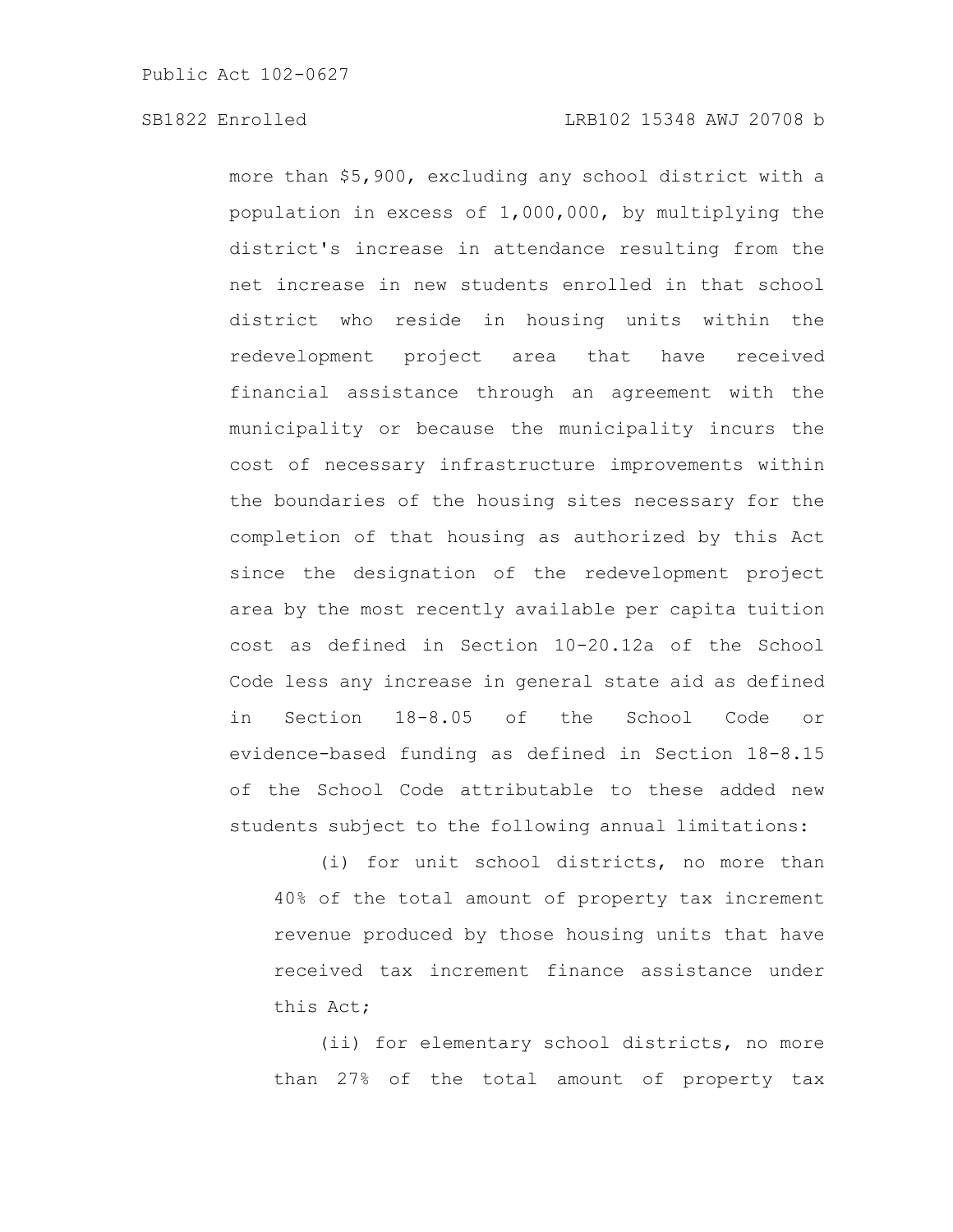more than $5,900, excluding any school district with a population in excess of 1,000,000, by multiplying the district's increase in attendance resulting from the net increase in new students enrolled in that school district who reside in housing units within the redevelopment project area that have received financial assistance through an agreement with the municipality or because the municipality incurs the cost of necessary infrastructure improvements within the boundaries of the housing sites necessary for the completion of that housing as authorized by this Act since the designation of the redevelopment project area by the most recently available per capita tuition cost as defined in Section 10-20.12a of the School Code less any increase in general state aid as defined in Section 18-8.05 of the School Code or evidence-based funding as defined in Section 18-8.15 of the School Code attributable to these added new students subject to the following annual limitations:

(i) for unit school districts, no more than 40% of the total amount of property tax increment revenue produced by those housing units that have received tax increment finance assistance under this Act;

(ii) for elementary school districts, no more than 27% of the total amount of property tax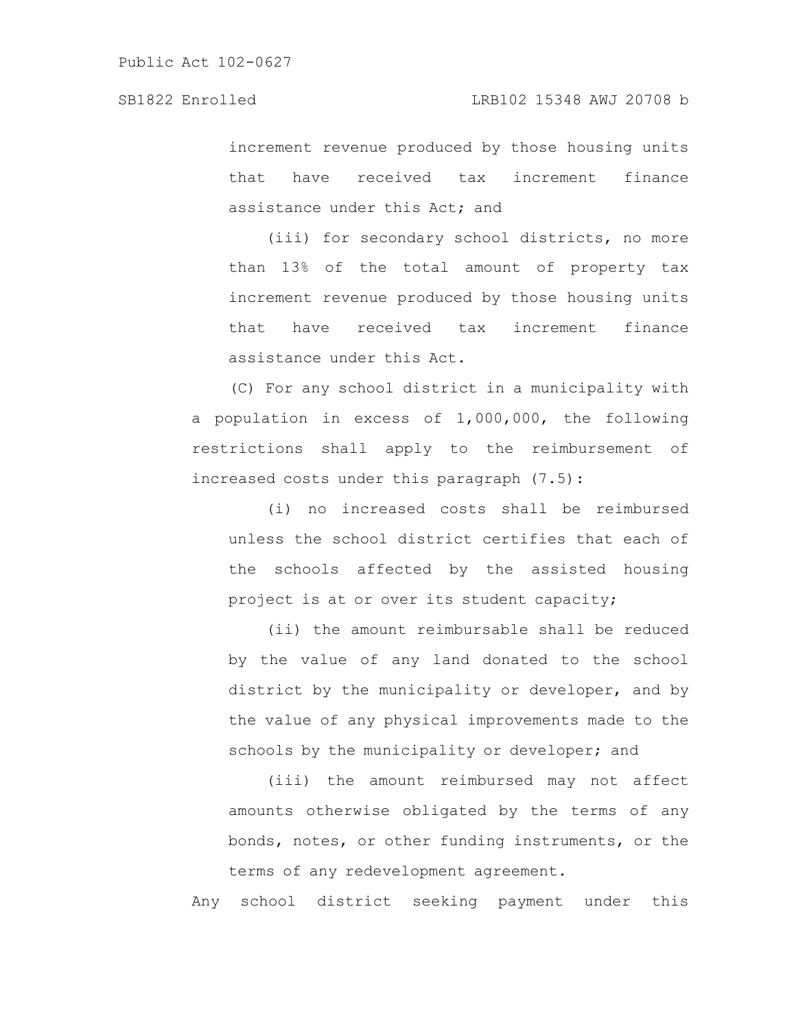increment revenue produced by those housing units that have received tax increment finance assistance under this Act; and

(iii) for secondary school districts, no more than 13% of the total amount of property tax increment revenue produced by those housing units that have received tax increment finance assistance under this Act.

(C) For any school district in a municipality with a population in excess of 1,000,000, the following restrictions shall apply to the reimbursement of increased costs under this paragraph (7.5):

(i) no increased costs shall be reimbursed unless the school district certifies that each of the schools affected by the assisted housing project is at or over its student capacity;

(ii) the amount reimbursable shall be reduced by the value of any land donated to the school district by the municipality or developer, and by the value of any physical improvements made to the schools by the municipality or developer; and

(iii) the amount reimbursed may not affect amounts otherwise obligated by the terms of any bonds, notes, or other funding instruments, or the terms of any redevelopment agreement.

Any school district seeking payment under this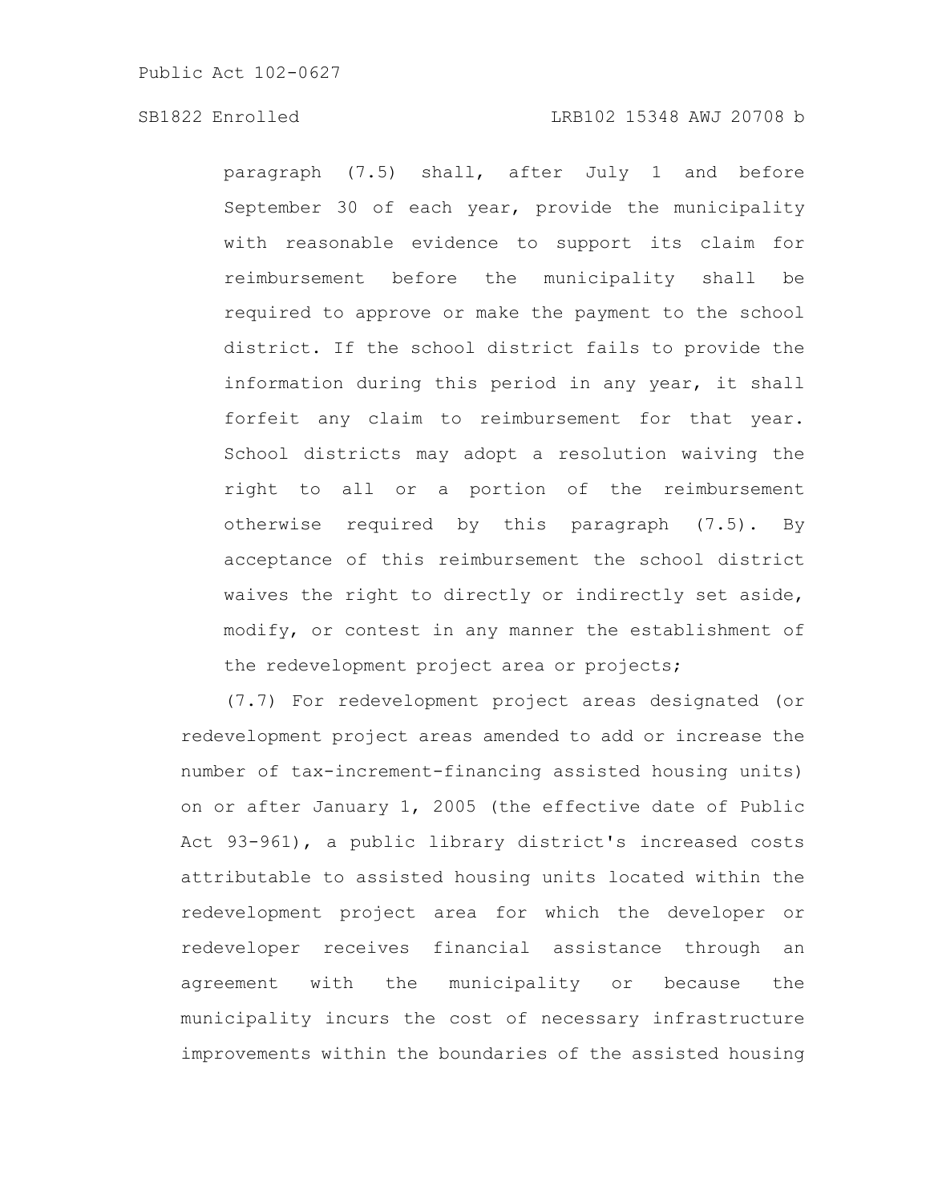paragraph (7.5) shall, after July 1 and before September 30 of each year, provide the municipality with reasonable evidence to support its claim for reimbursement before the municipality shall be required to approve or make the payment to the school district. If the school district fails to provide the information during this period in any year, it shall forfeit any claim to reimbursement for that year. School districts may adopt a resolution waiving the right to all or a portion of the reimbursement otherwise required by this paragraph (7.5). By acceptance of this reimbursement the school district waives the right to directly or indirectly set aside, modify, or contest in any manner the establishment of the redevelopment project area or projects;

(7.7) For redevelopment project areas designated (or redevelopment project areas amended to add or increase the number of tax-increment-financing assisted housing units) on or after January 1, 2005 (the effective date of Public Act 93-961), a public library district's increased costs attributable to assisted housing units located within the redevelopment project area for which the developer or redeveloper receives financial assistance through an agreement with the municipality or because the municipality incurs the cost of necessary infrastructure improvements within the boundaries of the assisted housing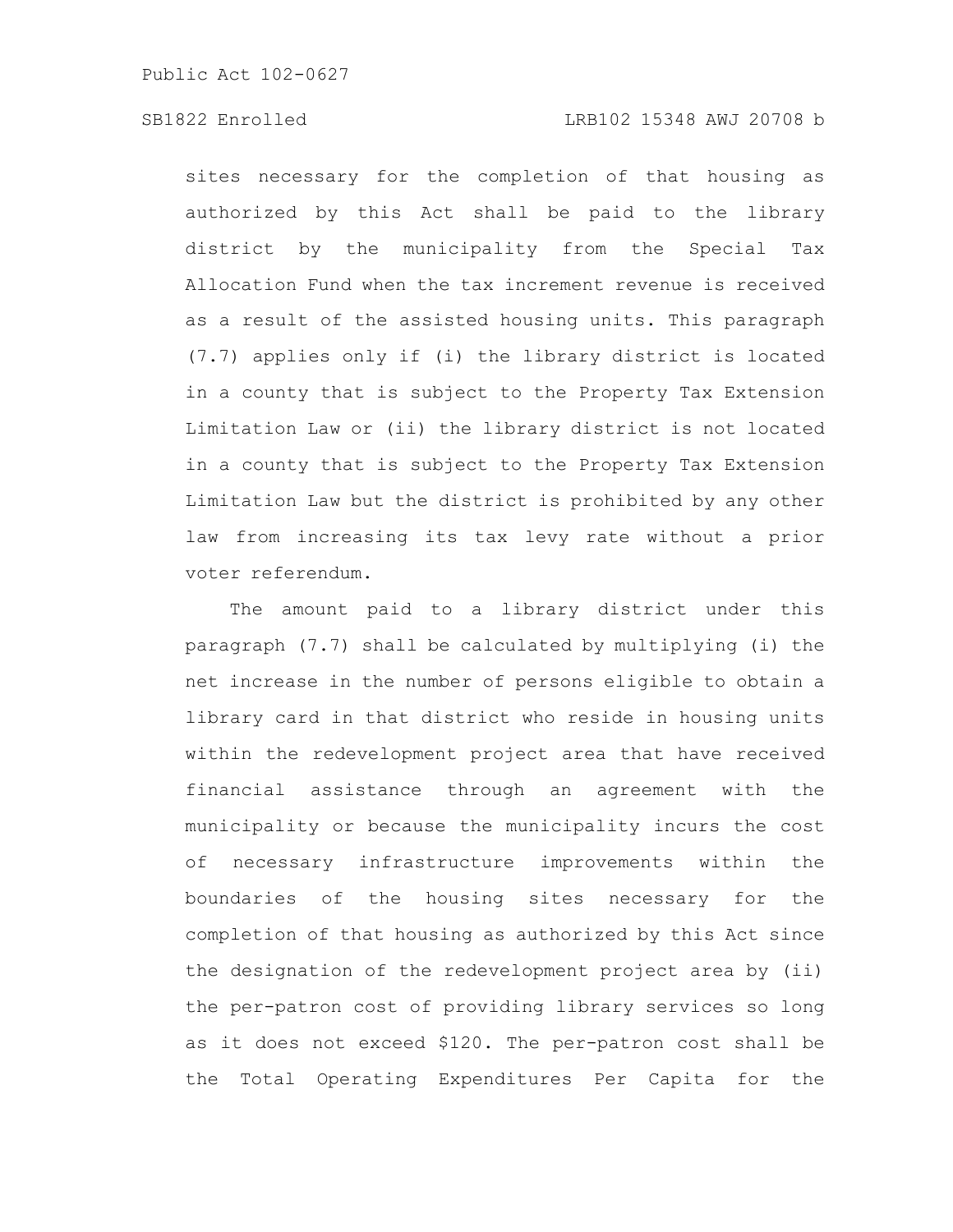sites necessary for the completion of that housing as authorized by this Act shall be paid to the library district by the municipality from the Special Tax Allocation Fund when the tax increment revenue is received as a result of the assisted housing units. This paragraph (7.7) applies only if (i) the library district is located in a county that is subject to the Property Tax Extension Limitation Law or (ii) the library district is not located in a county that is subject to the Property Tax Extension Limitation Law but the district is prohibited by any other law from increasing its tax levy rate without a prior voter referendum.

The amount paid to a library district under this paragraph (7.7) shall be calculated by multiplying (i) the net increase in the number of persons eligible to obtain a library card in that district who reside in housing units within the redevelopment project area that have received financial assistance through an agreement with the municipality or because the municipality incurs the cost of necessary infrastructure improvements within the boundaries of the housing sites necessary for the completion of that housing as authorized by this Act since the designation of the redevelopment project area by (ii) the per-patron cost of providing library services so long as it does not exceed $120. The per-patron cost shall be the Total Operating Expenditures Per Capita for the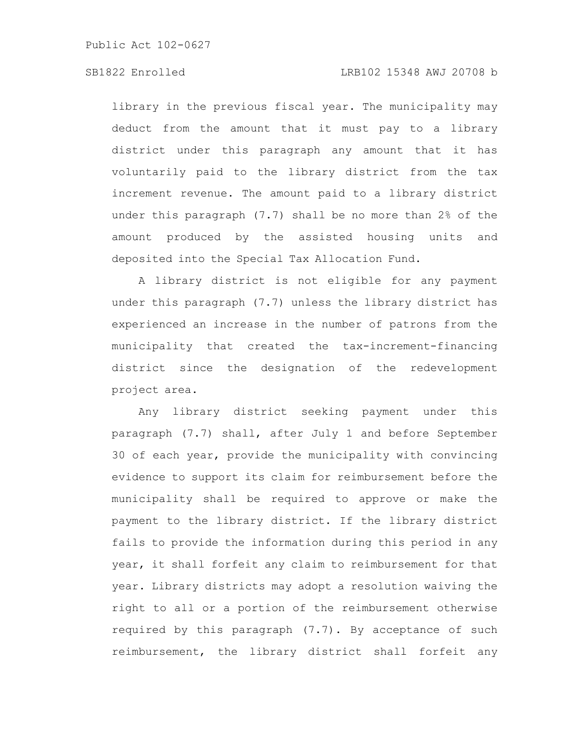library in the previous fiscal year. The municipality may deduct from the amount that it must pay to a library district under this paragraph any amount that it has voluntarily paid to the library district from the tax increment revenue. The amount paid to a library district under this paragraph (7.7) shall be no more than 2% of the amount produced by the assisted housing units and deposited into the Special Tax Allocation Fund.

A library district is not eligible for any payment under this paragraph (7.7) unless the library district has experienced an increase in the number of patrons from the municipality that created the tax-increment-financing district since the designation of the redevelopment project area.

Any library district seeking payment under this paragraph (7.7) shall, after July 1 and before September 30 of each year, provide the municipality with convincing evidence to support its claim for reimbursement before the municipality shall be required to approve or make the payment to the library district. If the library district fails to provide the information during this period in any year, it shall forfeit any claim to reimbursement for that year. Library districts may adopt a resolution waiving the right to all or a portion of the reimbursement otherwise required by this paragraph (7.7). By acceptance of such reimbursement, the library district shall forfeit any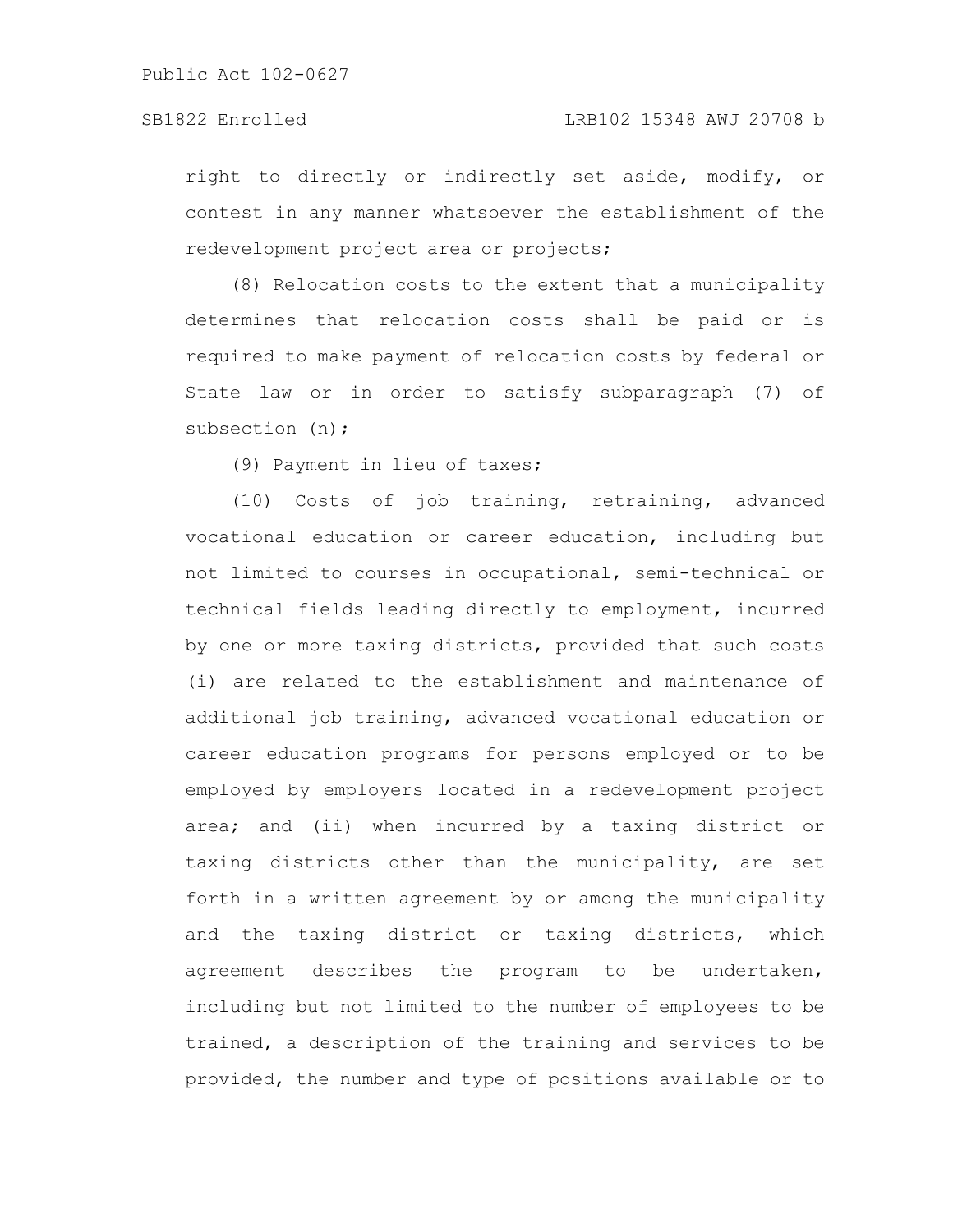right to directly or indirectly set aside, modify, or contest in any manner whatsoever the establishment of the redevelopment project area or projects;

(8) Relocation costs to the extent that a municipality determines that relocation costs shall be paid or is required to make payment of relocation costs by federal or State law or in order to satisfy subparagraph (7) of subsection (n);

(9) Payment in lieu of taxes;

(10) Costs of job training, retraining, advanced vocational education or career education, including but not limited to courses in occupational, semi-technical or technical fields leading directly to employment, incurred by one or more taxing districts, provided that such costs (i) are related to the establishment and maintenance of additional job training, advanced vocational education or career education programs for persons employed or to be employed by employers located in a redevelopment project area; and (ii) when incurred by a taxing district or taxing districts other than the municipality, are set forth in a written agreement by or among the municipality and the taxing district or taxing districts, which agreement describes the program to be undertaken, including but not limited to the number of employees to be trained, a description of the training and services to be provided, the number and type of positions available or to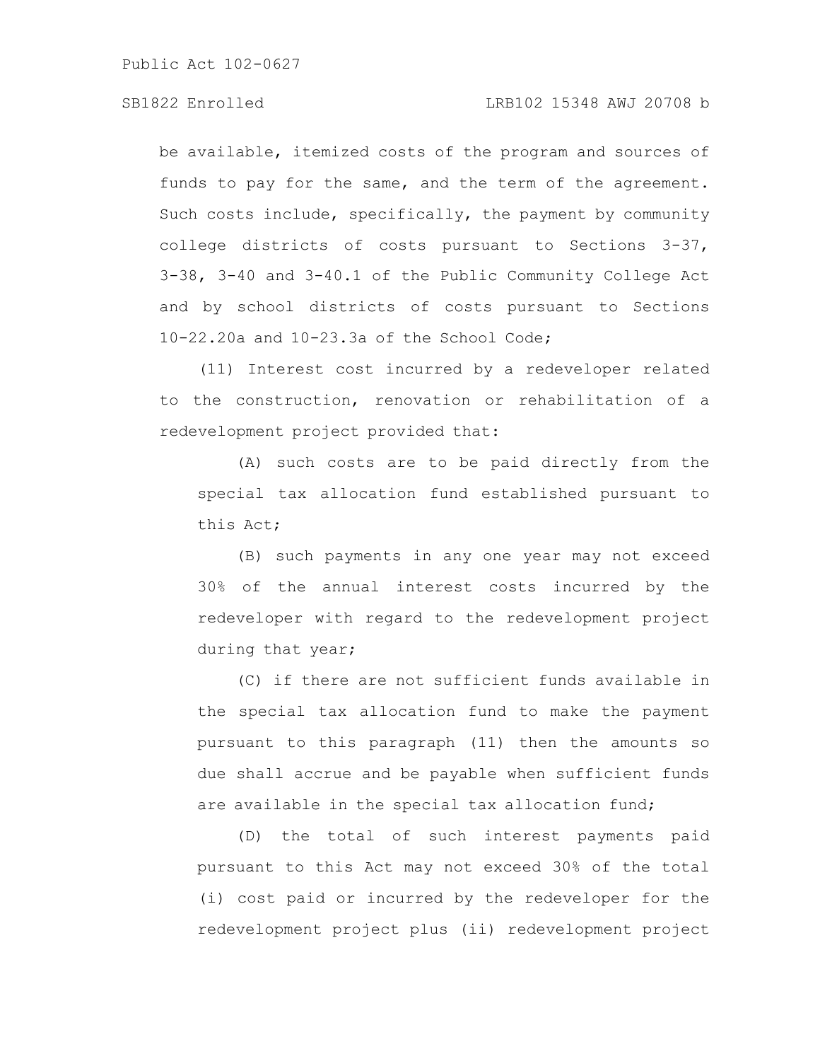be available, itemized costs of the program and sources of funds to pay for the same, and the term of the agreement. Such costs include, specifically, the payment by community college districts of costs pursuant to Sections 3-37, 3-38, 3-40 and 3-40.1 of the Public Community College Act and by school districts of costs pursuant to Sections 10-22.20a and 10-23.3a of the School Code;

(11) Interest cost incurred by a redeveloper related to the construction, renovation or rehabilitation of a redevelopment project provided that:

(A) such costs are to be paid directly from the special tax allocation fund established pursuant to this Act;

(B) such payments in any one year may not exceed 30% of the annual interest costs incurred by the redeveloper with regard to the redevelopment project during that year;

(C) if there are not sufficient funds available in the special tax allocation fund to make the payment pursuant to this paragraph (11) then the amounts so due shall accrue and be payable when sufficient funds are available in the special tax allocation fund;

(D) the total of such interest payments paid pursuant to this Act may not exceed 30% of the total (i) cost paid or incurred by the redeveloper for the redevelopment project plus (ii) redevelopment project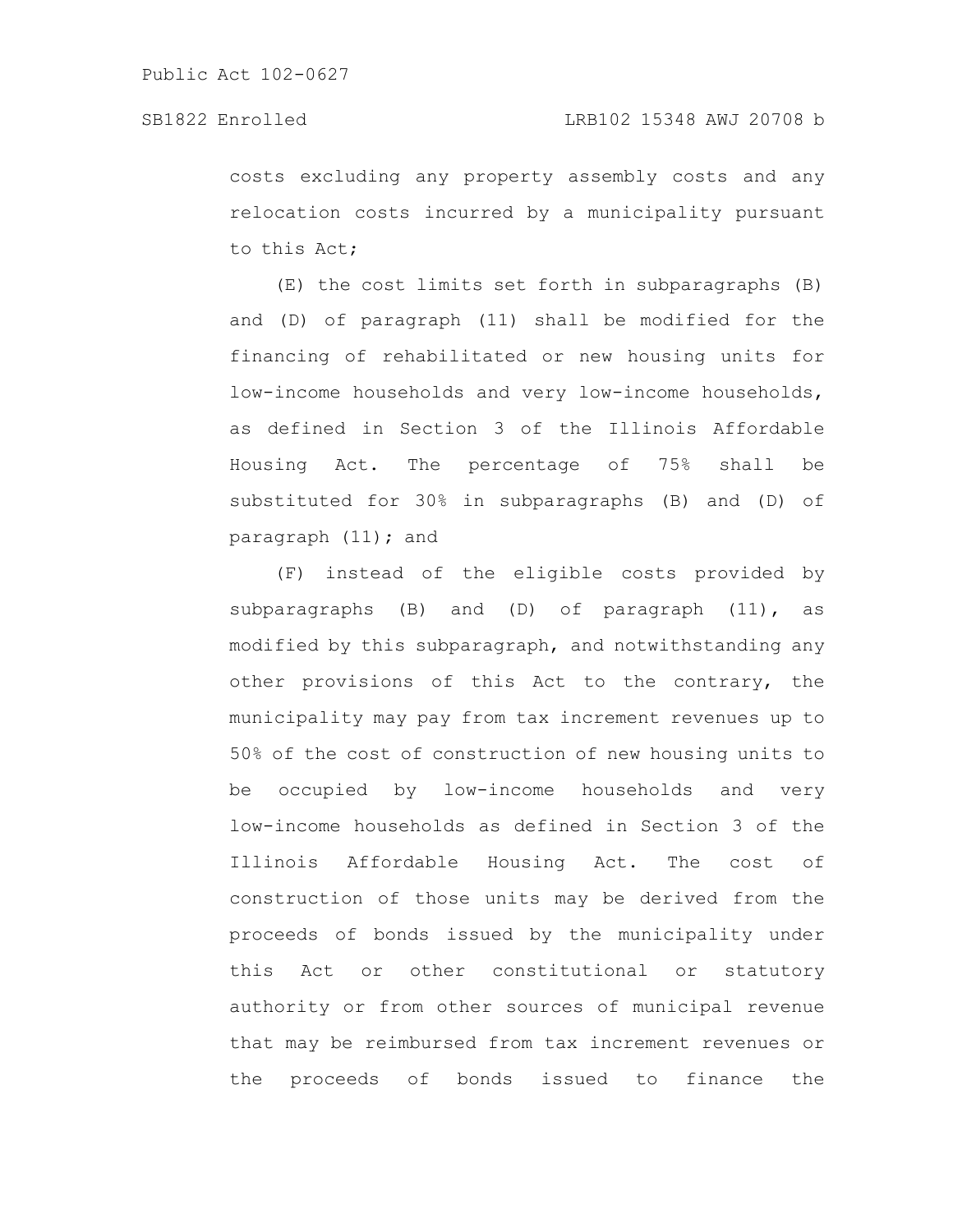costs excluding any property assembly costs and any relocation costs incurred by a municipality pursuant to this Act;

(E) the cost limits set forth in subparagraphs (B) and (D) of paragraph (11) shall be modified for the financing of rehabilitated or new housing units for low-income households and very low-income households, as defined in Section 3 of the Illinois Affordable Housing Act. The percentage of 75% shall be substituted for 30% in subparagraphs (B) and (D) of paragraph (11); and

(F) instead of the eligible costs provided by subparagraphs (B) and (D) of paragraph (11), as modified by this subparagraph, and notwithstanding any other provisions of this Act to the contrary, the municipality may pay from tax increment revenues up to 50% of the cost of construction of new housing units to be occupied by low-income households and very low-income households as defined in Section 3 of the Illinois Affordable Housing Act. The cost of construction of those units may be derived from the proceeds of bonds issued by the municipality under this Act or other constitutional or statutory authority or from other sources of municipal revenue that may be reimbursed from tax increment revenues or the proceeds of bonds issued to finance the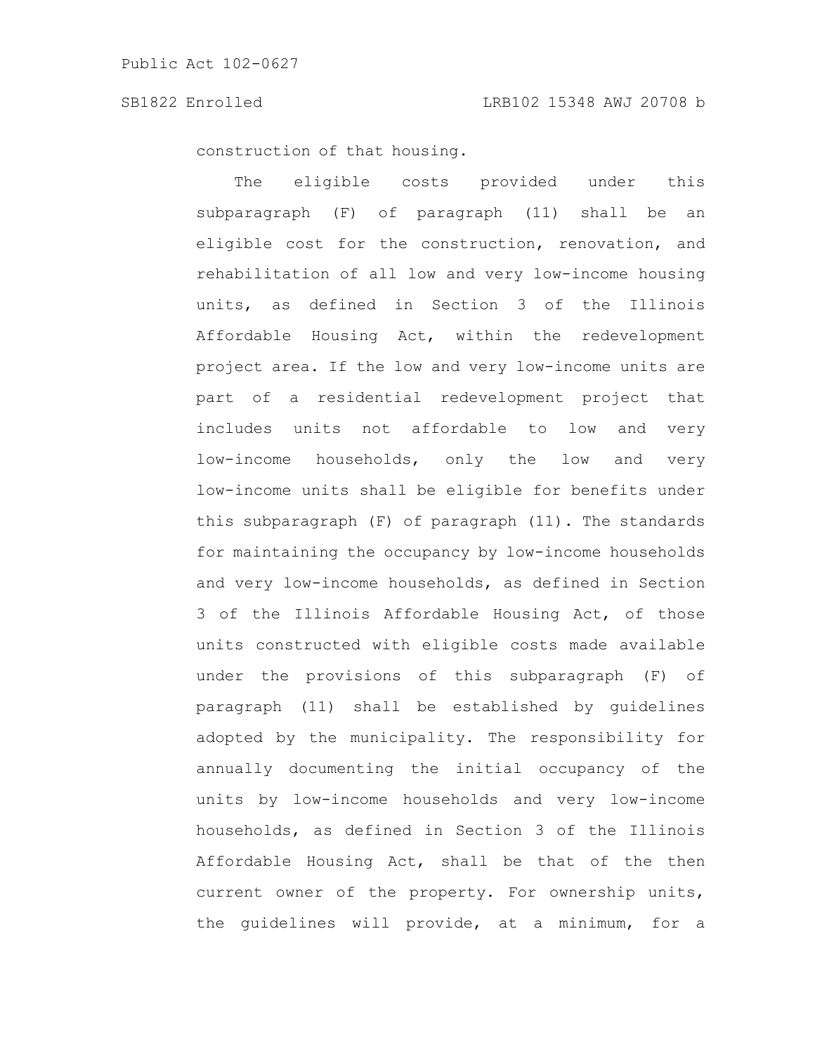construction of that housing.

The eligible costs provided under this subparagraph (F) of paragraph (11) shall be an eligible cost for the construction, renovation, and rehabilitation of all low and very low-income housing units, as defined in Section 3 of the Illinois Affordable Housing Act, within the redevelopment project area. If the low and very low-income units are part of a residential redevelopment project that includes units not affordable to low and very low-income households, only the low and very low-income units shall be eligible for benefits under this subparagraph (F) of paragraph (11). The standards for maintaining the occupancy by low-income households and very low-income households, as defined in Section 3 of the Illinois Affordable Housing Act, of those units constructed with eligible costs made available under the provisions of this subparagraph (F) of paragraph (11) shall be established by guidelines adopted by the municipality. The responsibility for annually documenting the initial occupancy of the units by low-income households and very low-income households, as defined in Section 3 of the Illinois Affordable Housing Act, shall be that of the then current owner of the property. For ownership units, the guidelines will provide, at a minimum, for a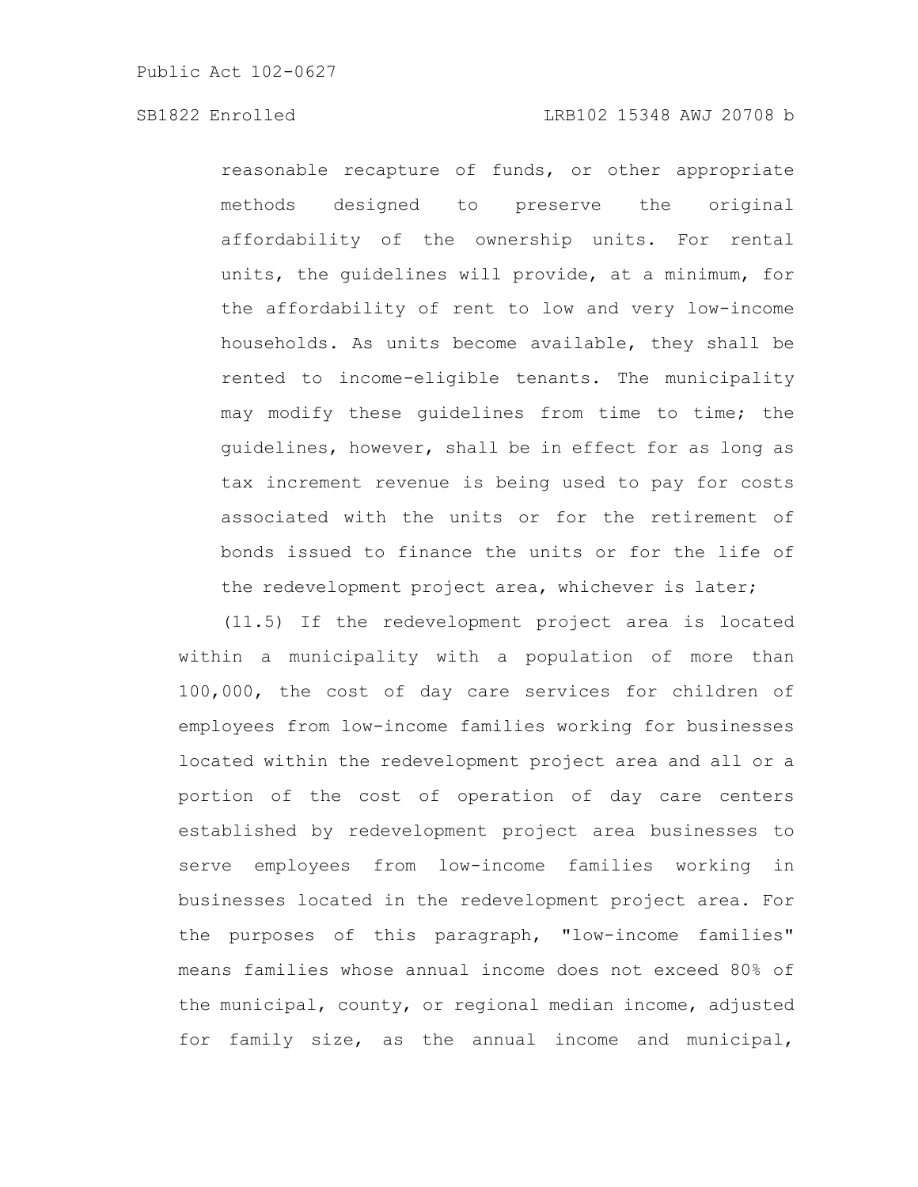reasonable recapture of funds, or other appropriate methods designed to preserve the original affordability of the ownership units. For rental units, the guidelines will provide, at a minimum, for the affordability of rent to low and very low-income households. As units become available, they shall be rented to income-eligible tenants. The municipality may modify these guidelines from time to time; the guidelines, however, shall be in effect for as long as tax increment revenue is being used to pay for costs associated with the units or for the retirement of bonds issued to finance the units or for the life of the redevelopment project area, whichever is later;

(11.5) If the redevelopment project area is located within a municipality with a population of more than 100,000, the cost of day care services for children of employees from low-income families working for businesses located within the redevelopment project area and all or a portion of the cost of operation of day care centers established by redevelopment project area businesses to serve employees from low-income families working in businesses located in the redevelopment project area. For the purposes of this paragraph, "low-income families" means families whose annual income does not exceed 80% of the municipal, county, or regional median income, adjusted for family size, as the annual income and municipal,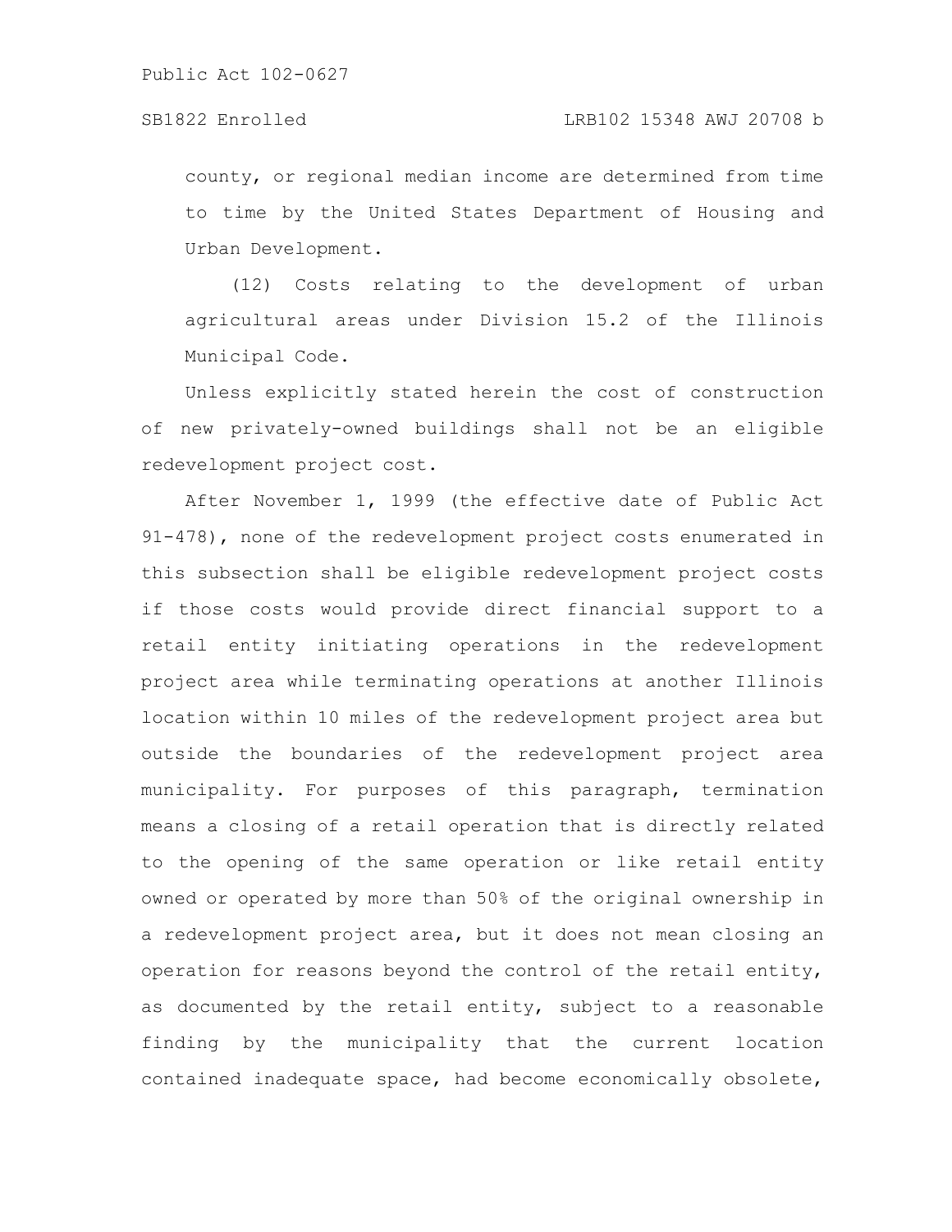county, or regional median income are determined from time to time by the United States Department of Housing and Urban Development.

(12) Costs relating to the development of urban agricultural areas under Division 15.2 of the Illinois Municipal Code.

Unless explicitly stated herein the cost of construction of new privately-owned buildings shall not be an eligible redevelopment project cost.

After November 1, 1999 (the effective date of Public Act 91-478), none of the redevelopment project costs enumerated in this subsection shall be eligible redevelopment project costs if those costs would provide direct financial support to a retail entity initiating operations in the redevelopment project area while terminating operations at another Illinois location within 10 miles of the redevelopment project area but outside the boundaries of the redevelopment project area municipality. For purposes of this paragraph, termination means a closing of a retail operation that is directly related to the opening of the same operation or like retail entity owned or operated by more than 50% of the original ownership in a redevelopment project area, but it does not mean closing an operation for reasons beyond the control of the retail entity, as documented by the retail entity, subject to a reasonable finding by the municipality that the current location contained inadequate space, had become economically obsolete,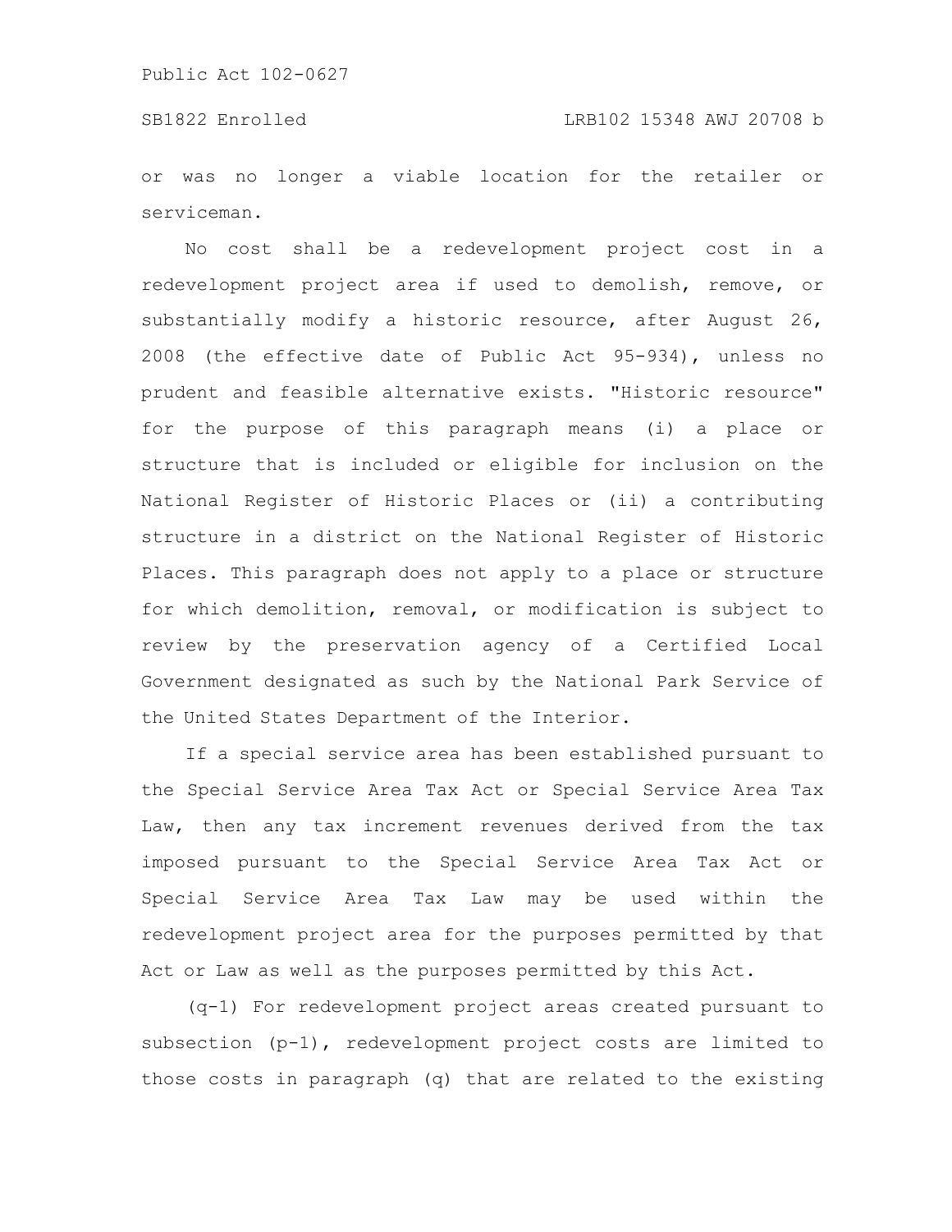or was no longer a viable location for the retailer or serviceman.

No cost shall be a redevelopment project cost in a redevelopment project area if used to demolish, remove, or substantially modify a historic resource, after August 26, 2008 (the effective date of Public Act 95-934), unless no prudent and feasible alternative exists. "Historic resource" for the purpose of this paragraph means (i) a place or structure that is included or eligible for inclusion on the National Register of Historic Places or (ii) a contributing structure in a district on the National Register of Historic Places. This paragraph does not apply to a place or structure for which demolition, removal, or modification is subject to review by the preservation agency of a Certified Local Government designated as such by the National Park Service of the United States Department of the Interior.

If a special service area has been established pursuant to the Special Service Area Tax Act or Special Service Area Tax Law, then any tax increment revenues derived from the tax imposed pursuant to the Special Service Area Tax Act or Special Service Area Tax Law may be used within the redevelopment project area for the purposes permitted by that Act or Law as well as the purposes permitted by this Act.

(q-1) For redevelopment project areas created pursuant to subsection (p-1), redevelopment project costs are limited to those costs in paragraph (q) that are related to the existing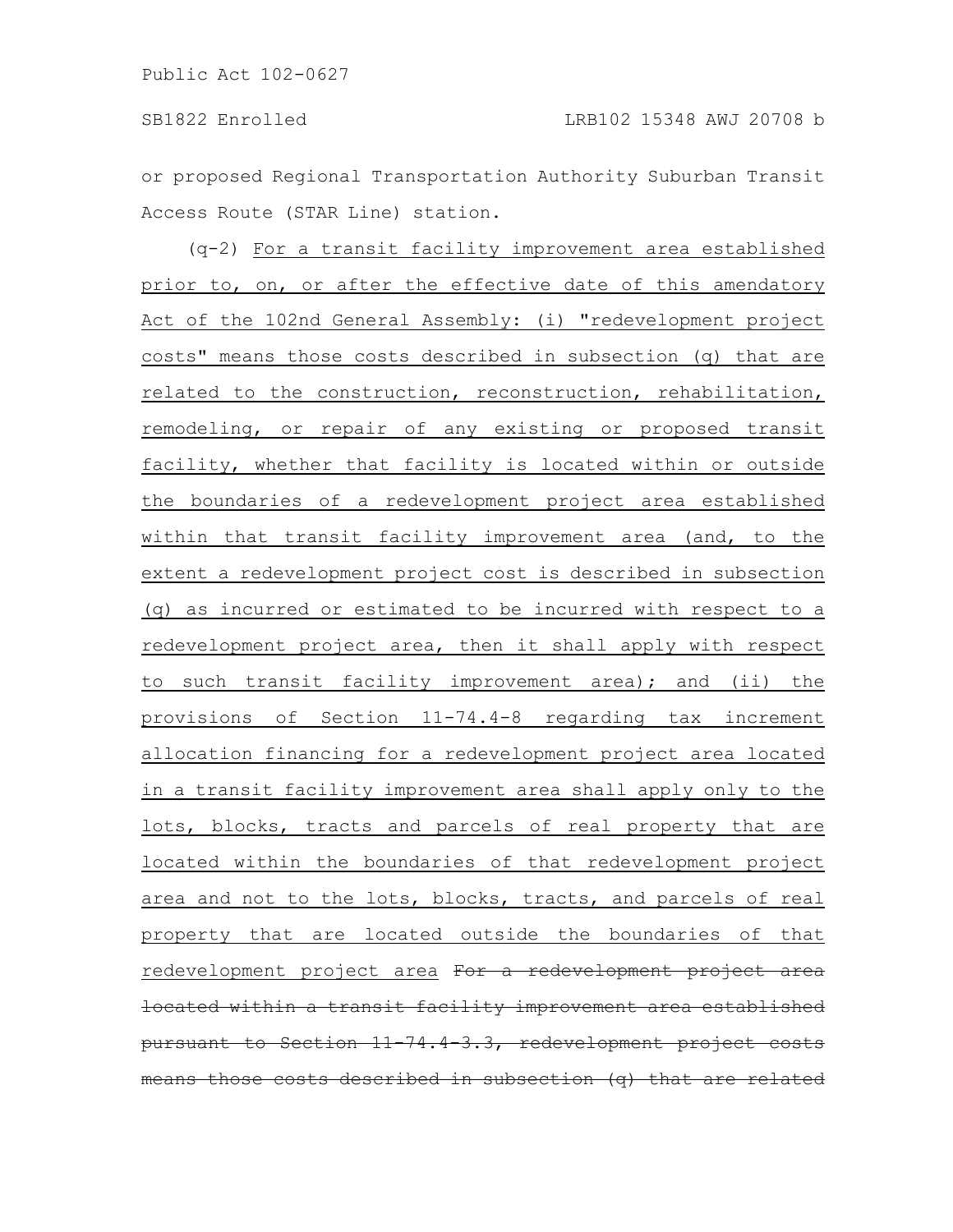or proposed Regional Transportation Authority Suburban Transit Access Route (STAR Line) station.

(q-2) For a transit facility improvement area established prior to, on, or after the effective date of this amendatory Act of the 102nd General Assembly: (i) "redevelopment project costs" means those costs described in subsection (q) that are related to the construction, reconstruction, rehabilitation, remodeling, or repair of any existing or proposed transit facility, whether that facility is located within or outside the boundaries of a redevelopment project area established within that transit facility improvement area (and, to the extent a redevelopment project cost is described in subsection (q) as incurred or estimated to be incurred with respect to a redevelopment project area, then it shall apply with respect to such transit facility improvement area); and (ii) the provisions of Section 11-74.4-8 regarding tax increment allocation financing for a redevelopment project area located in a transit facility improvement area shall apply only to the lots, blocks, tracts and parcels of real property that are located within the boundaries of that redevelopment project area and not to the lots, blocks, tracts, and parcels of real property that are located outside the boundaries of that redevelopment project area ~~For a redevelopment project area located within a transit facility improvement area established pursuant to Section 11-74.4-3.3, redevelopment project costs means those costs described in subsection (q) that are related~~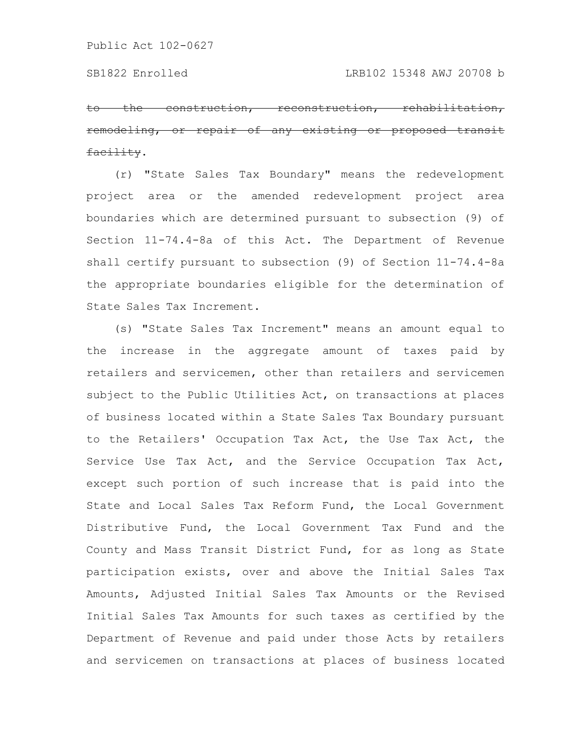~~to the construction, reconstruction, rehabilitation, remodeling, or repair of any existing or proposed transit facility~~.

(r) "State Sales Tax Boundary" means the redevelopment project area or the amended redevelopment project area boundaries which are determined pursuant to subsection (9) of Section 11-74.4-8a of this Act. The Department of Revenue shall certify pursuant to subsection (9) of Section 11-74.4-8a the appropriate boundaries eligible for the determination of State Sales Tax Increment.

(s) "State Sales Tax Increment" means an amount equal to the increase in the aggregate amount of taxes paid by retailers and servicemen, other than retailers and servicemen subject to the Public Utilities Act, on transactions at places of business located within a State Sales Tax Boundary pursuant to the Retailers' Occupation Tax Act, the Use Tax Act, the Service Use Tax Act, and the Service Occupation Tax Act, except such portion of such increase that is paid into the State and Local Sales Tax Reform Fund, the Local Government Distributive Fund, the Local Government Tax Fund and the County and Mass Transit District Fund, for as long as State participation exists, over and above the Initial Sales Tax Amounts, Adjusted Initial Sales Tax Amounts or the Revised Initial Sales Tax Amounts for such taxes as certified by the Department of Revenue and paid under those Acts by retailers and servicemen on transactions at places of business located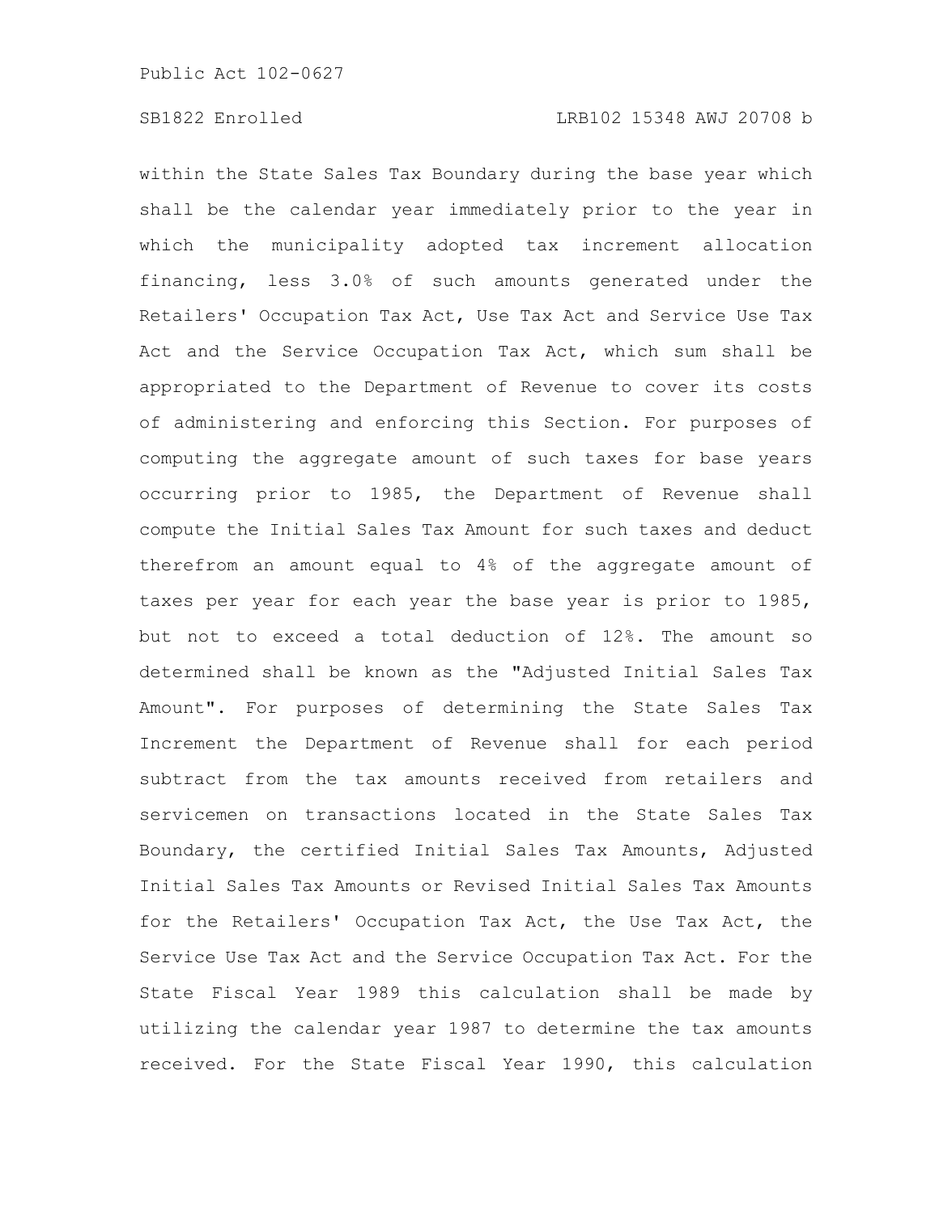within the State Sales Tax Boundary during the base year which shall be the calendar year immediately prior to the year in which the municipality adopted tax increment allocation financing, less 3.0% of such amounts generated under the Retailers' Occupation Tax Act, Use Tax Act and Service Use Tax Act and the Service Occupation Tax Act, which sum shall be appropriated to the Department of Revenue to cover its costs of administering and enforcing this Section. For purposes of computing the aggregate amount of such taxes for base years occurring prior to 1985, the Department of Revenue shall compute the Initial Sales Tax Amount for such taxes and deduct therefrom an amount equal to 4% of the aggregate amount of taxes per year for each year the base year is prior to 1985, but not to exceed a total deduction of 12%. The amount so determined shall be known as the "Adjusted Initial Sales Tax Amount". For purposes of determining the State Sales Tax Increment the Department of Revenue shall for each period subtract from the tax amounts received from retailers and servicemen on transactions located in the State Sales Tax Boundary, the certified Initial Sales Tax Amounts, Adjusted Initial Sales Tax Amounts or Revised Initial Sales Tax Amounts for the Retailers' Occupation Tax Act, the Use Tax Act, the Service Use Tax Act and the Service Occupation Tax Act. For the State Fiscal Year 1989 this calculation shall be made by utilizing the calendar year 1987 to determine the tax amounts received. For the State Fiscal Year 1990, this calculation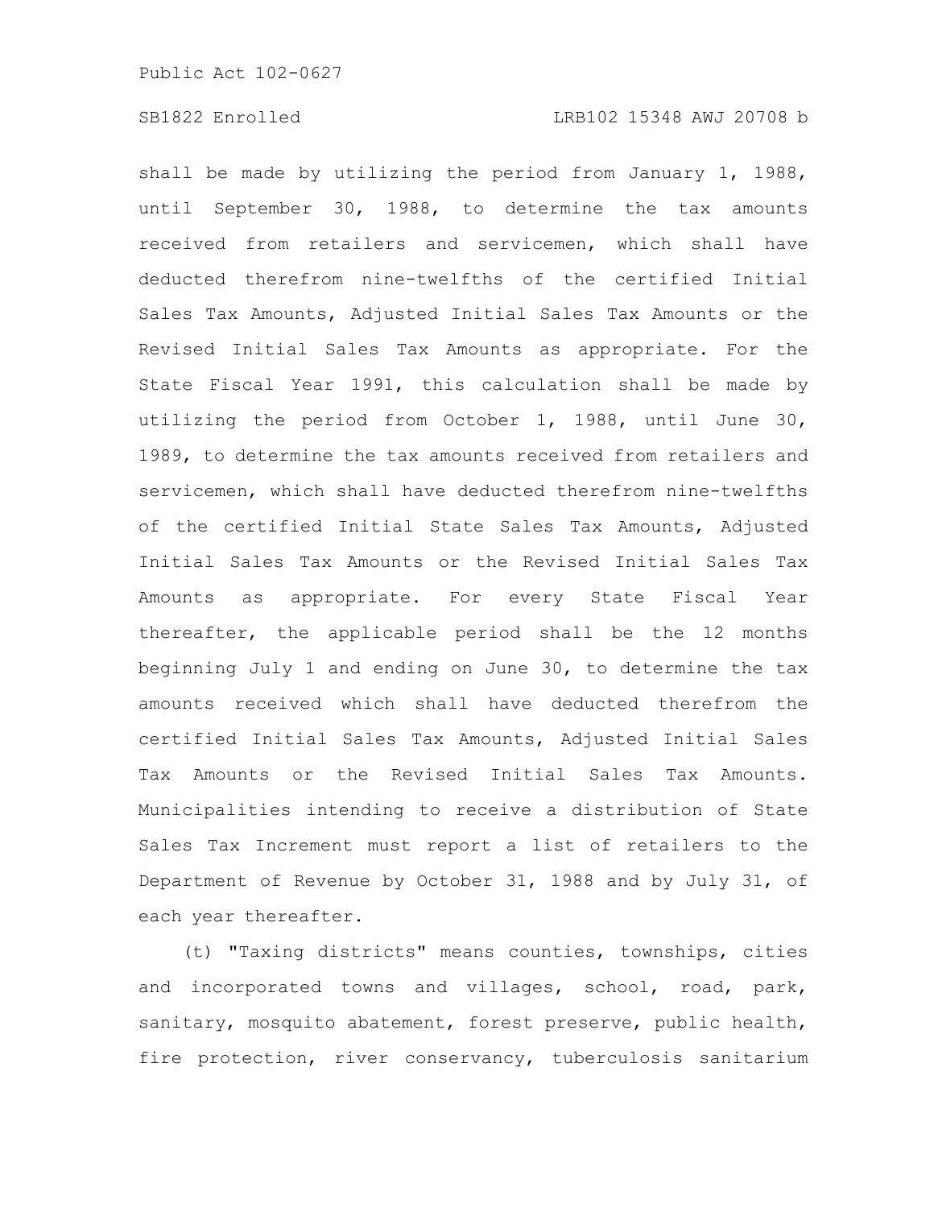shall be made by utilizing the period from January 1, 1988, until September 30, 1988, to determine the tax amounts received from retailers and servicemen, which shall have deducted therefrom nine-twelfths of the certified Initial Sales Tax Amounts, Adjusted Initial Sales Tax Amounts or the Revised Initial Sales Tax Amounts as appropriate. For the State Fiscal Year 1991, this calculation shall be made by utilizing the period from October 1, 1988, until June 30, 1989, to determine the tax amounts received from retailers and servicemen, which shall have deducted therefrom nine-twelfths of the certified Initial State Sales Tax Amounts, Adjusted Initial Sales Tax Amounts or the Revised Initial Sales Tax Amounts as appropriate. For every State Fiscal Year thereafter, the applicable period shall be the 12 months beginning July 1 and ending on June 30, to determine the tax amounts received which shall have deducted therefrom the certified Initial Sales Tax Amounts, Adjusted Initial Sales Tax Amounts or the Revised Initial Sales Tax Amounts. Municipalities intending to receive a distribution of State Sales Tax Increment must report a list of retailers to the Department of Revenue by October 31, 1988 and by July 31, of each year thereafter.

(t) "Taxing districts" means counties, townships, cities and incorporated towns and villages, school, road, park, sanitary, mosquito abatement, forest preserve, public health, fire protection, river conservancy, tuberculosis sanitarium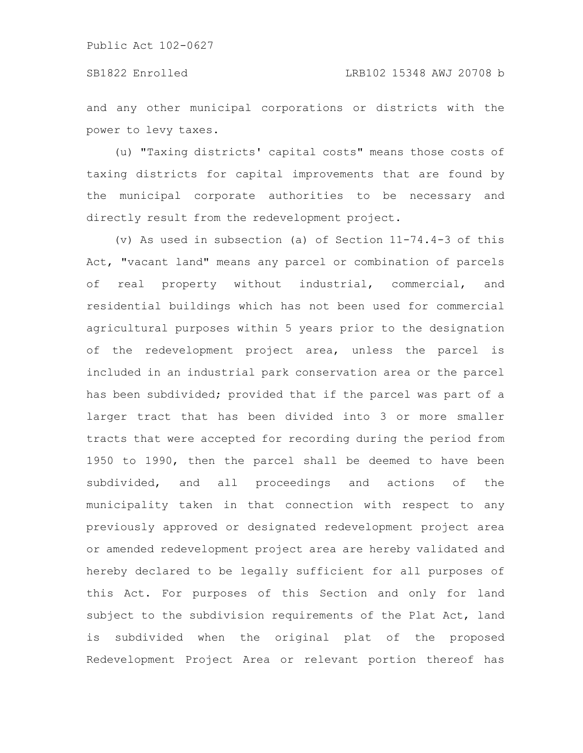and any other municipal corporations or districts with the power to levy taxes.

(u) "Taxing districts' capital costs" means those costs of taxing districts for capital improvements that are found by the municipal corporate authorities to be necessary and directly result from the redevelopment project.

(v) As used in subsection (a) of Section 11-74.4-3 of this Act, "vacant land" means any parcel or combination of parcels of real property without industrial, commercial, and residential buildings which has not been used for commercial agricultural purposes within 5 years prior to the designation of the redevelopment project area, unless the parcel is included in an industrial park conservation area or the parcel has been subdivided; provided that if the parcel was part of a larger tract that has been divided into 3 or more smaller tracts that were accepted for recording during the period from 1950 to 1990, then the parcel shall be deemed to have been subdivided, and all proceedings and actions of the municipality taken in that connection with respect to any previously approved or designated redevelopment project area or amended redevelopment project area are hereby validated and hereby declared to be legally sufficient for all purposes of this Act. For purposes of this Section and only for land subject to the subdivision requirements of the Plat Act, land is subdivided when the original plat of the proposed Redevelopment Project Area or relevant portion thereof has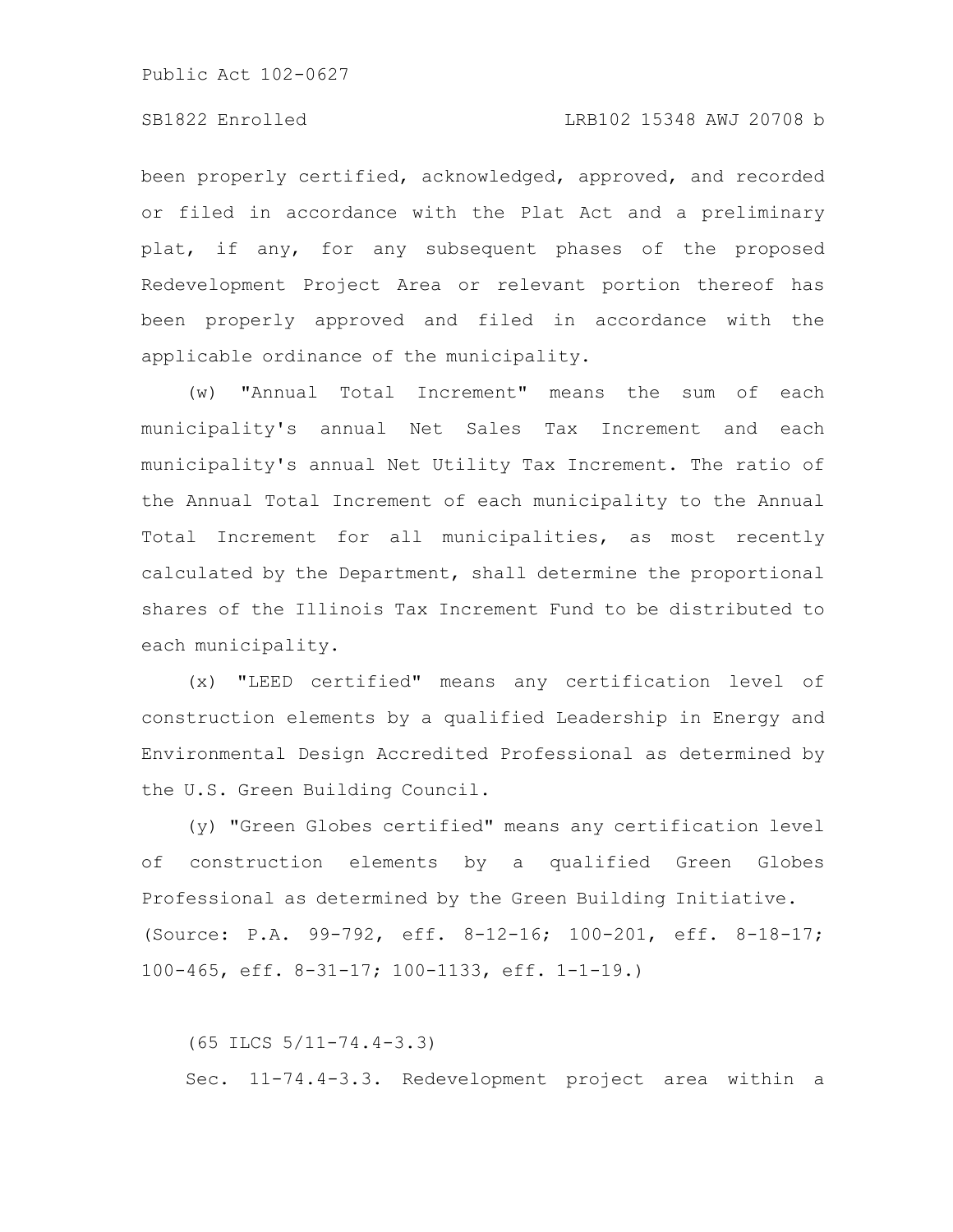been properly certified, acknowledged, approved, and recorded or filed in accordance with the Plat Act and a preliminary plat, if any, for any subsequent phases of the proposed Redevelopment Project Area or relevant portion thereof has been properly approved and filed in accordance with the applicable ordinance of the municipality.

(w) "Annual Total Increment" means the sum of each municipality's annual Net Sales Tax Increment and each municipality's annual Net Utility Tax Increment. The ratio of the Annual Total Increment of each municipality to the Annual Total Increment for all municipalities, as most recently calculated by the Department, shall determine the proportional shares of the Illinois Tax Increment Fund to be distributed to each municipality.

(x) "LEED certified" means any certification level of construction elements by a qualified Leadership in Energy and Environmental Design Accredited Professional as determined by the U.S. Green Building Council.

(y) "Green Globes certified" means any certification level of construction elements by a qualified Green Globes Professional as determined by the Green Building Initiative.

(Source: P.A. 99-792, eff. 8-12-16; 100-201, eff. 8-18-17; 100-465, eff. 8-31-17; 100-1133, eff. 1-1-19.)

(65 ILCS 5/11-74.4-3.3)

Sec. 11-74.4-3.3. Redevelopment project area within a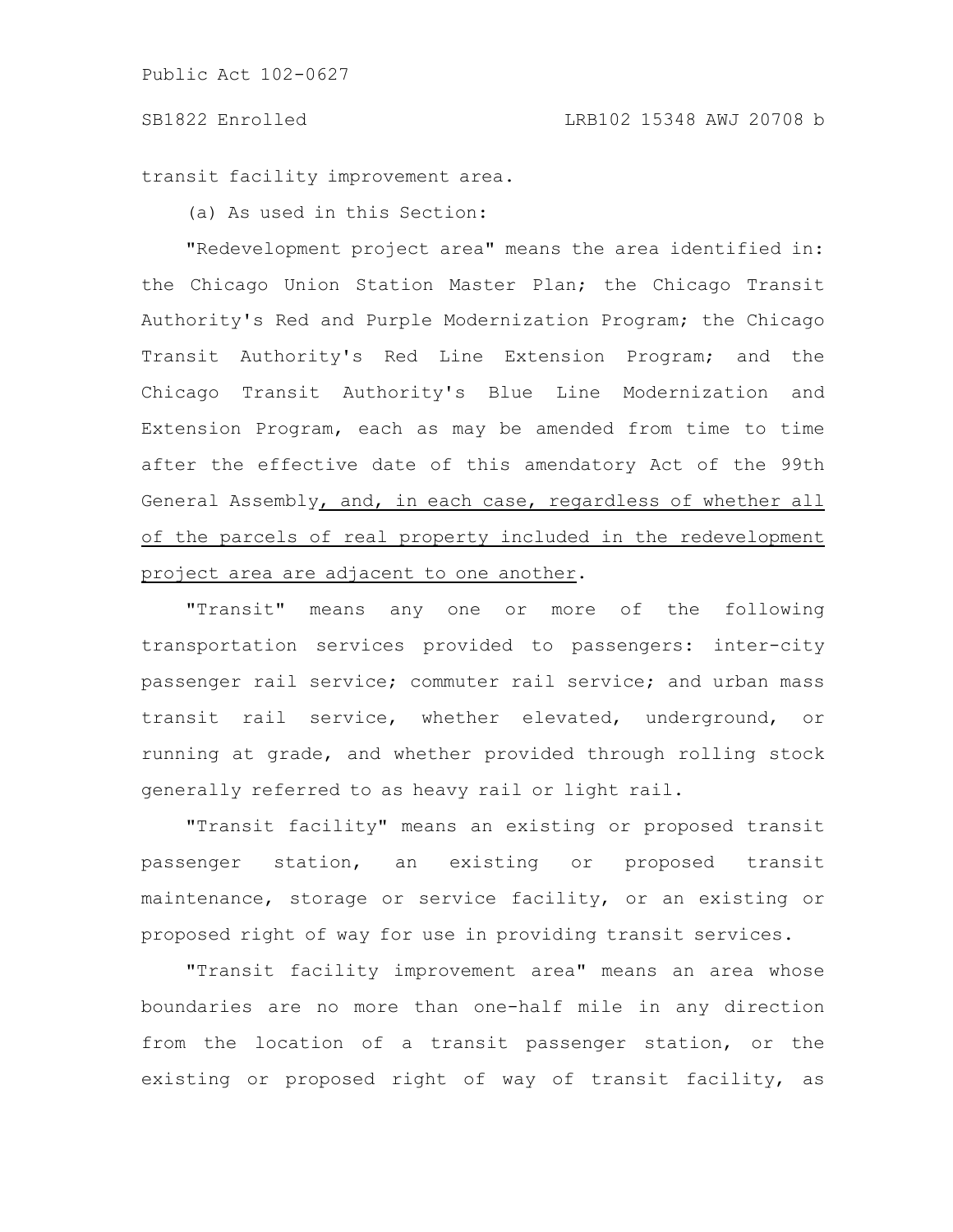transit facility improvement area.

(a) As used in this Section:

"Redevelopment project area" means the area identified in: the Chicago Union Station Master Plan; the Chicago Transit Authority's Red and Purple Modernization Program; the Chicago Transit Authority's Red Line Extension Program; and the Chicago Transit Authority's Blue Line Modernization and Extension Program, each as may be amended from time to time after the effective date of this amendatory Act of the 99th General Assembly, and, in each case, regardless of whether all of the parcels of real property included in the redevelopment project area are adjacent to one another.

"Transit" means any one or more of the following transportation services provided to passengers: inter-city passenger rail service; commuter rail service; and urban mass transit rail service, whether elevated, underground, or running at grade, and whether provided through rolling stock generally referred to as heavy rail or light rail.

"Transit facility" means an existing or proposed transit passenger station, an existing or proposed transit maintenance, storage or service facility, or an existing or proposed right of way for use in providing transit services.

"Transit facility improvement area" means an area whose boundaries are no more than one-half mile in any direction from the location of a transit passenger station, or the existing or proposed right of way of transit facility, as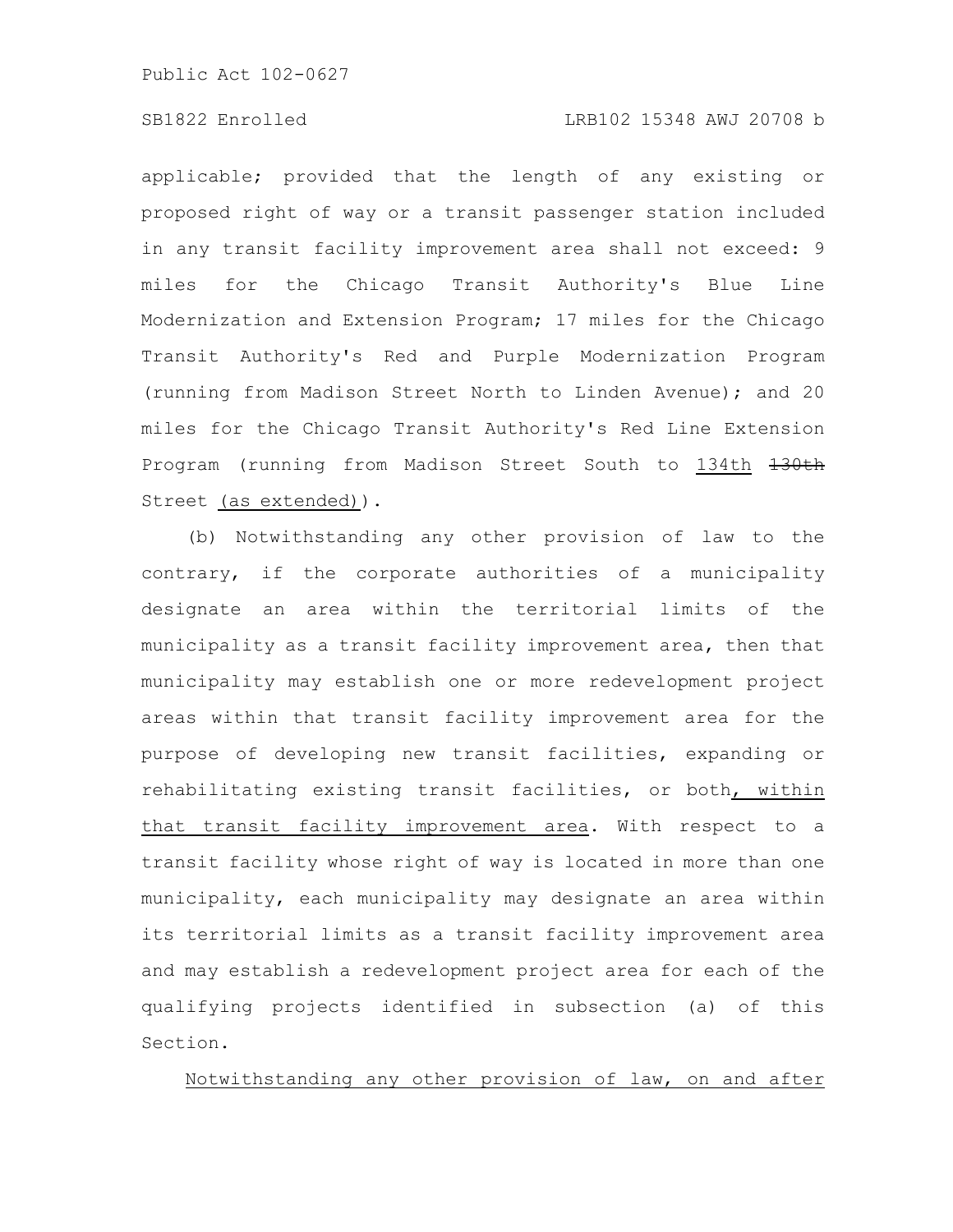applicable; provided that the length of any existing or proposed right of way or a transit passenger station included in any transit facility improvement area shall not exceed: 9 miles for the Chicago Transit Authority's Blue Line Modernization and Extension Program; 17 miles for the Chicago Transit Authority's Red and Purple Modernization Program (running from Madison Street North to Linden Avenue); and 20 miles for the Chicago Transit Authority's Red Line Extension Program (running from Madison Street South to 134th ~~130th~~ Street (as extended)).

(b) Notwithstanding any other provision of law to the contrary, if the corporate authorities of a municipality designate an area within the territorial limits of the municipality as a transit facility improvement area, then that municipality may establish one or more redevelopment project areas within that transit facility improvement area for the purpose of developing new transit facilities, expanding or rehabilitating existing transit facilities, or both, within that transit facility improvement area. With respect to a transit facility whose right of way is located in more than one municipality, each municipality may designate an area within its territorial limits as a transit facility improvement area and may establish a redevelopment project area for each of the qualifying projects identified in subsection (a) of this Section.

Notwithstanding any other provision of law, on and after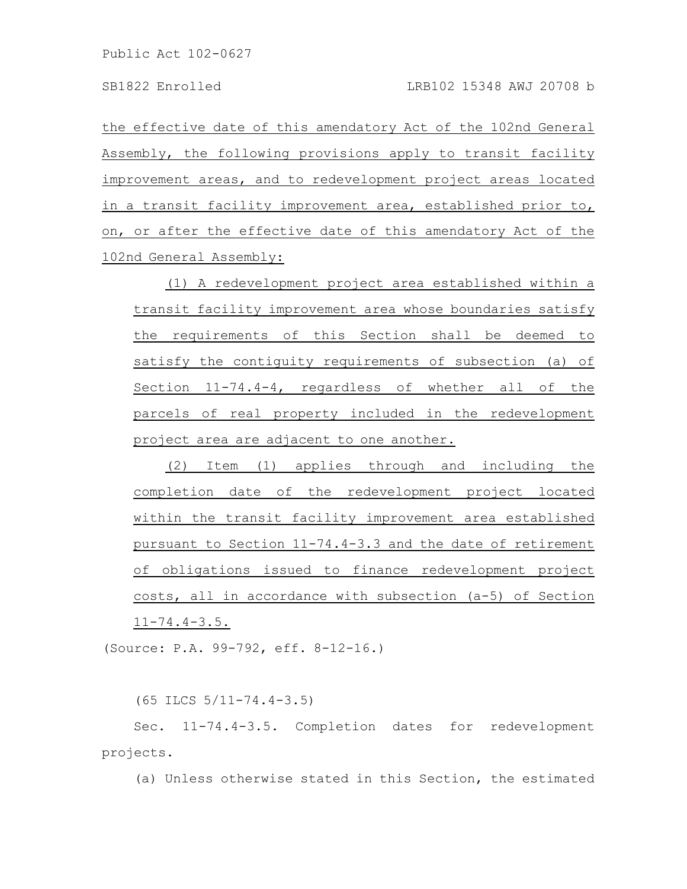the effective date of this amendatory Act of the 102nd General Assembly, the following provisions apply to transit facility improvement areas, and to redevelopment project areas located in a transit facility improvement area, established prior to, on, or after the effective date of this amendatory Act of the 102nd General Assembly:

(1) A redevelopment project area established within a transit facility improvement area whose boundaries satisfy the requirements of this Section shall be deemed to satisfy the contiguity requirements of subsection (a) of Section 11-74.4-4, regardless of whether all of the parcels of real property included in the redevelopment project area are adjacent to one another.

(2) Item (1) applies through and including the completion date of the redevelopment project located within the transit facility improvement area established pursuant to Section 11-74.4-3.3 and the date of retirement of obligations issued to finance redevelopment project costs, all in accordance with subsection (a-5) of Section 11-74.4-3.5.

(Source: P.A. 99-792, eff. 8-12-16.)

(65 ILCS 5/11-74.4-3.5)

Sec. 11-74.4-3.5. Completion dates for redevelopment projects.

(a) Unless otherwise stated in this Section, the estimated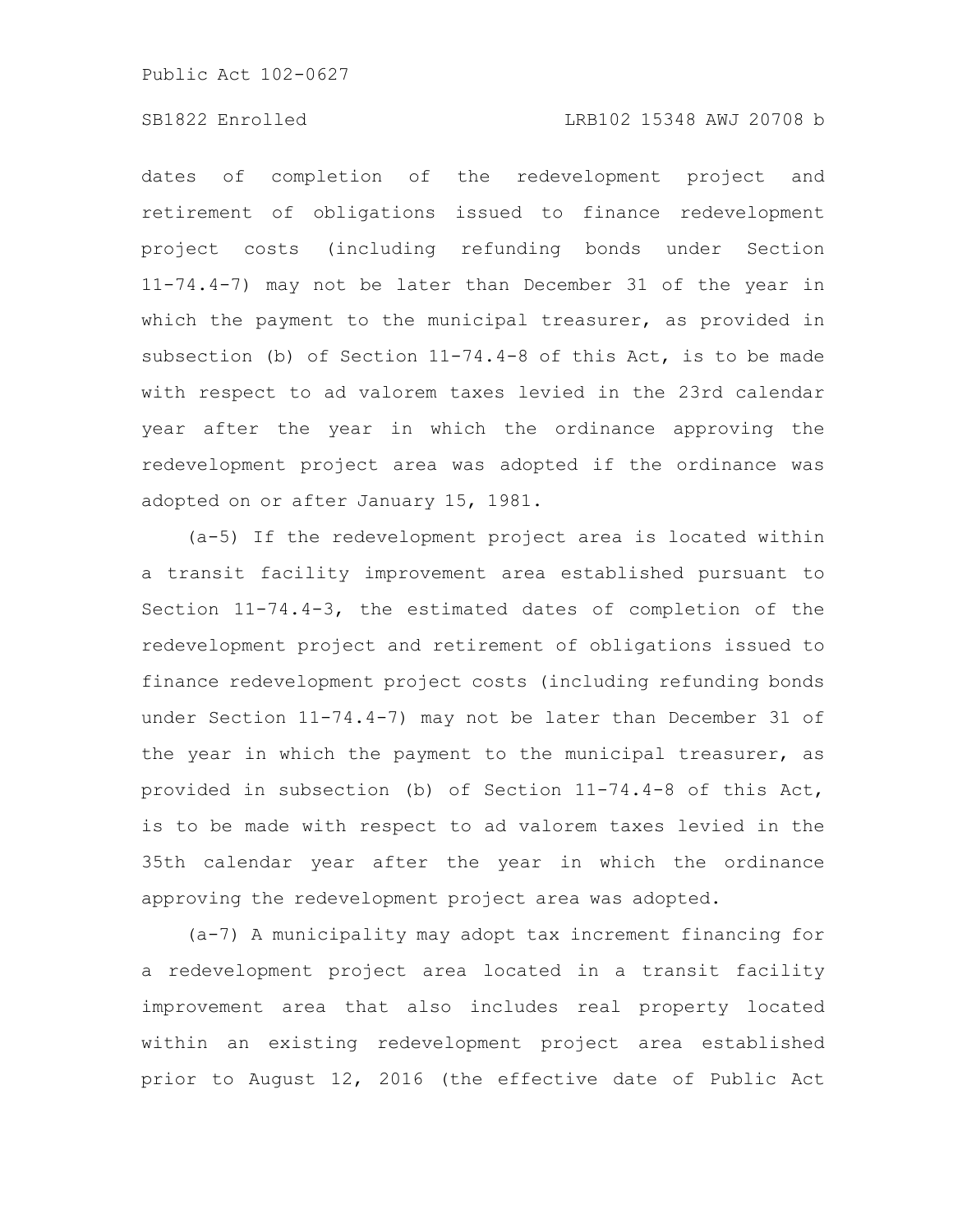dates of completion of the redevelopment project and retirement of obligations issued to finance redevelopment project costs (including refunding bonds under Section 11-74.4-7) may not be later than December 31 of the year in which the payment to the municipal treasurer, as provided in subsection (b) of Section 11-74.4-8 of this Act, is to be made with respect to ad valorem taxes levied in the 23rd calendar year after the year in which the ordinance approving the redevelopment project area was adopted if the ordinance was adopted on or after January 15, 1981.

(a-5) If the redevelopment project area is located within a transit facility improvement area established pursuant to Section 11-74.4-3, the estimated dates of completion of the redevelopment project and retirement of obligations issued to finance redevelopment project costs (including refunding bonds under Section 11-74.4-7) may not be later than December 31 of the year in which the payment to the municipal treasurer, as provided in subsection (b) of Section 11-74.4-8 of this Act, is to be made with respect to ad valorem taxes levied in the 35th calendar year after the year in which the ordinance approving the redevelopment project area was adopted.

(a-7) A municipality may adopt tax increment financing for a redevelopment project area located in a transit facility improvement area that also includes real property located within an existing redevelopment project area established prior to August 12, 2016 (the effective date of Public Act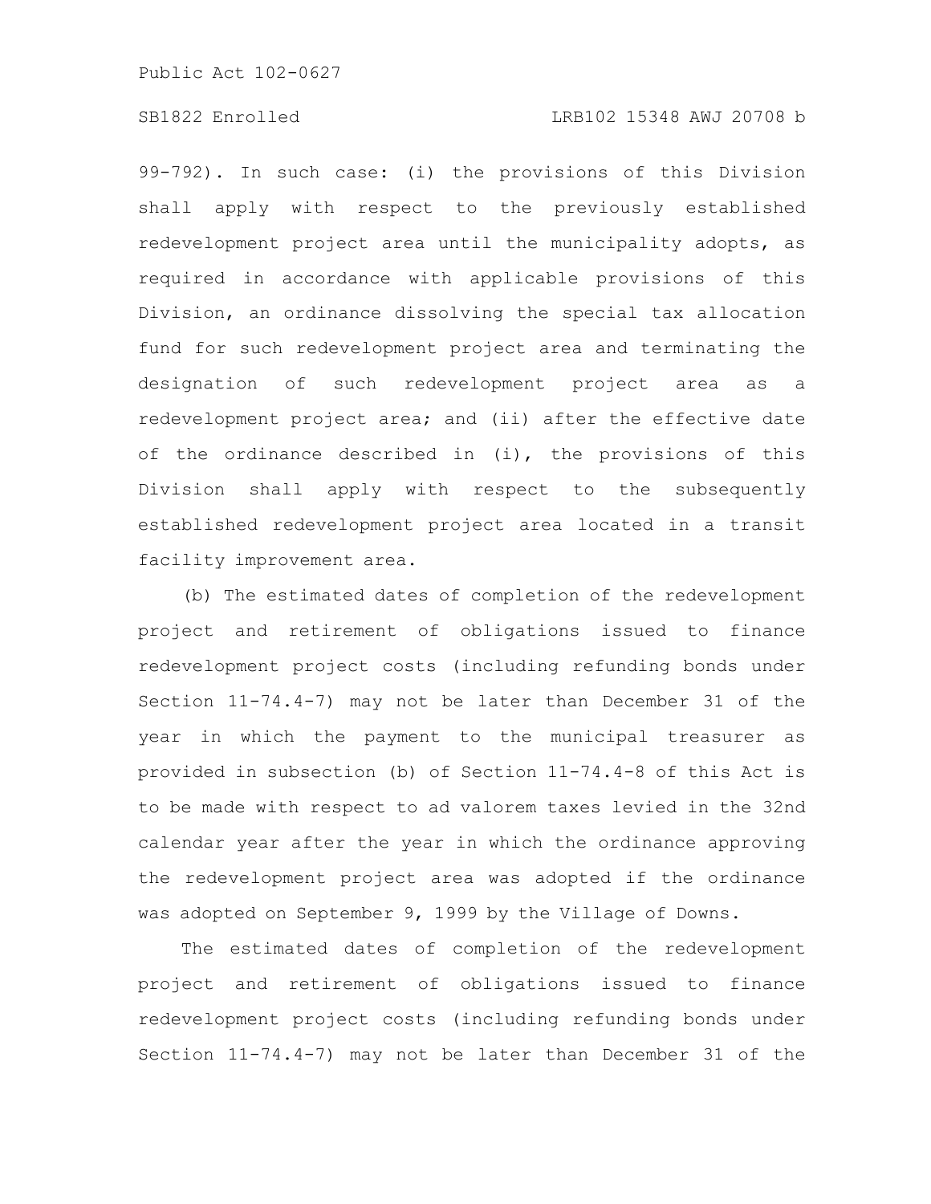99-792). In such case: (i) the provisions of this Division shall apply with respect to the previously established redevelopment project area until the municipality adopts, as required in accordance with applicable provisions of this Division, an ordinance dissolving the special tax allocation fund for such redevelopment project area and terminating the designation of such redevelopment project area as a redevelopment project area; and (ii) after the effective date of the ordinance described in (i), the provisions of this Division shall apply with respect to the subsequently established redevelopment project area located in a transit facility improvement area.

(b) The estimated dates of completion of the redevelopment project and retirement of obligations issued to finance redevelopment project costs (including refunding bonds under Section 11-74.4-7) may not be later than December 31 of the year in which the payment to the municipal treasurer as provided in subsection (b) of Section 11-74.4-8 of this Act is to be made with respect to ad valorem taxes levied in the 32nd calendar year after the year in which the ordinance approving the redevelopment project area was adopted if the ordinance was adopted on September 9, 1999 by the Village of Downs.

The estimated dates of completion of the redevelopment project and retirement of obligations issued to finance redevelopment project costs (including refunding bonds under Section 11-74.4-7) may not be later than December 31 of the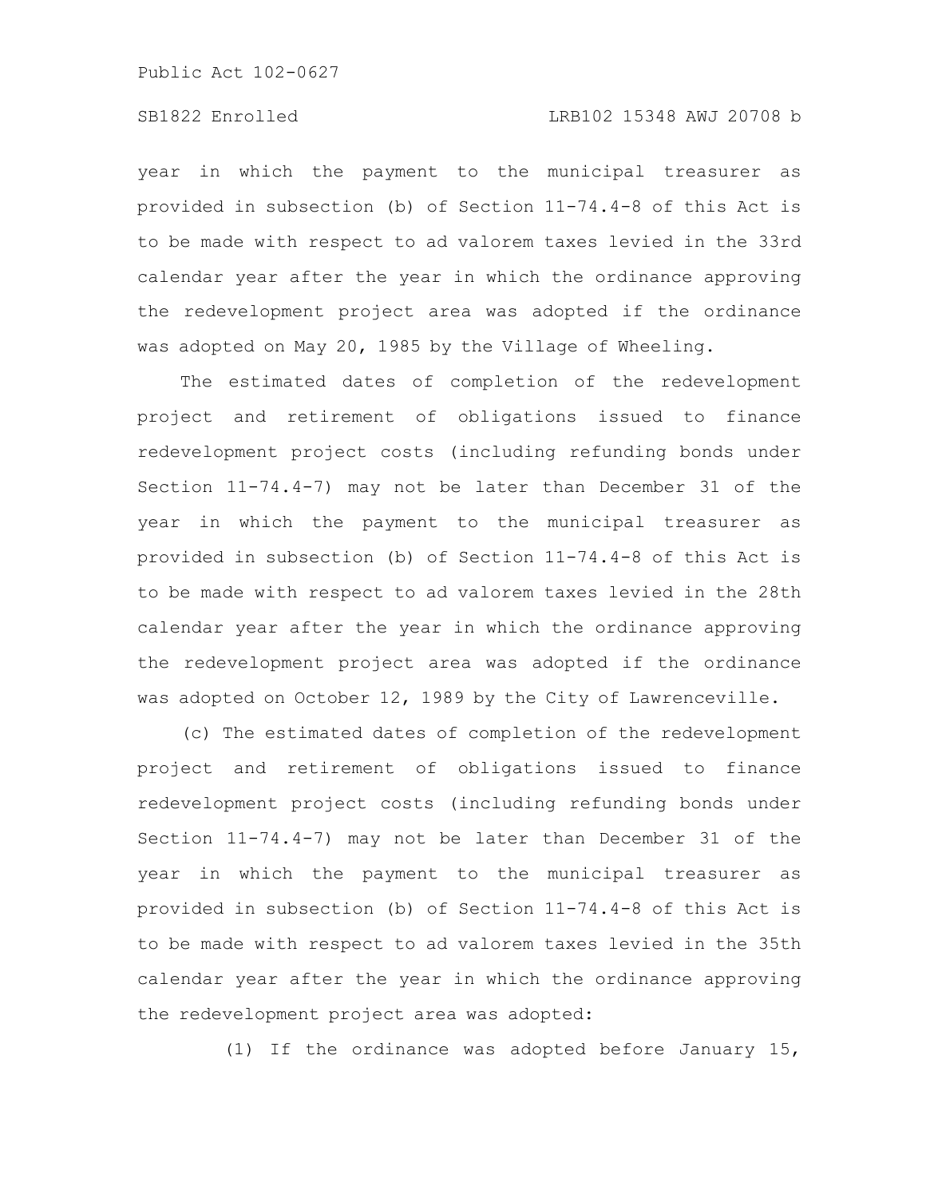year in which the payment to the municipal treasurer as provided in subsection (b) of Section 11-74.4-8 of this Act is to be made with respect to ad valorem taxes levied in the 33rd calendar year after the year in which the ordinance approving the redevelopment project area was adopted if the ordinance was adopted on May 20, 1985 by the Village of Wheeling.

The estimated dates of completion of the redevelopment project and retirement of obligations issued to finance redevelopment project costs (including refunding bonds under Section 11-74.4-7) may not be later than December 31 of the year in which the payment to the municipal treasurer as provided in subsection (b) of Section 11-74.4-8 of this Act is to be made with respect to ad valorem taxes levied in the 28th calendar year after the year in which the ordinance approving the redevelopment project area was adopted if the ordinance was adopted on October 12, 1989 by the City of Lawrenceville.

(c) The estimated dates of completion of the redevelopment project and retirement of obligations issued to finance redevelopment project costs (including refunding bonds under Section 11-74.4-7) may not be later than December 31 of the year in which the payment to the municipal treasurer as provided in subsection (b) of Section 11-74.4-8 of this Act is to be made with respect to ad valorem taxes levied in the 35th calendar year after the year in which the ordinance approving the redevelopment project area was adopted:

(1) If the ordinance was adopted before January 15,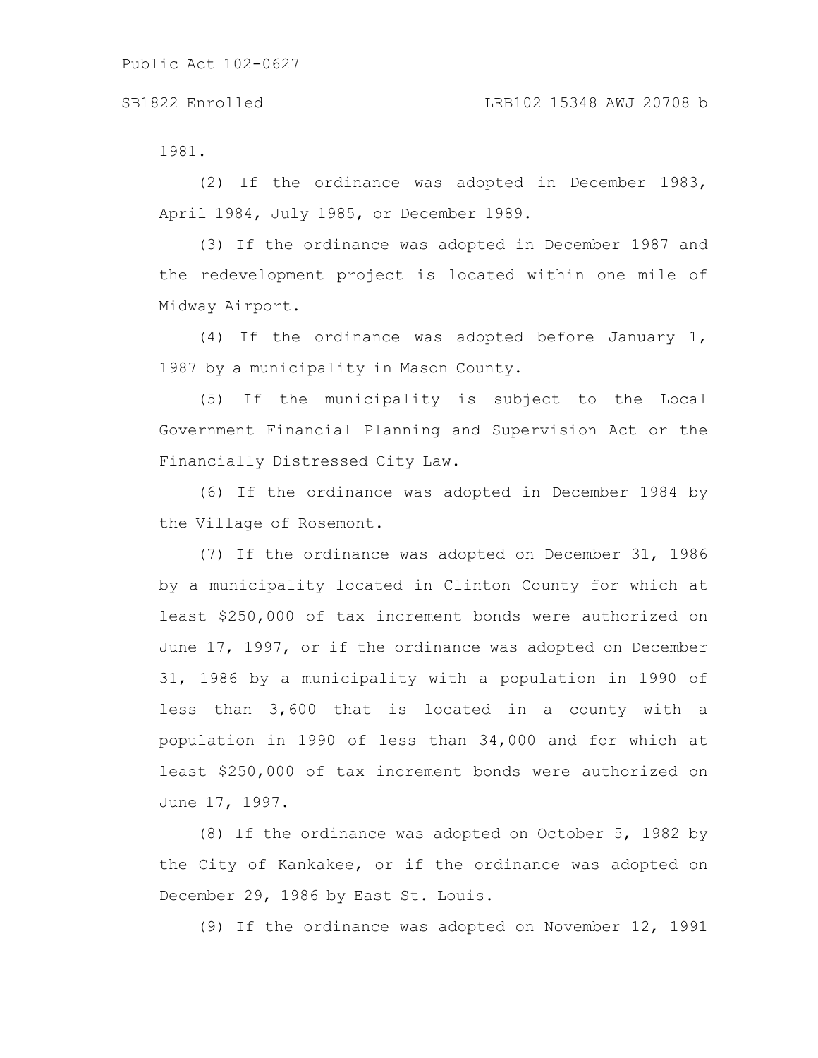1981.

(2) If the ordinance was adopted in December 1983, April 1984, July 1985, or December 1989.

(3) If the ordinance was adopted in December 1987 and the redevelopment project is located within one mile of Midway Airport.

(4) If the ordinance was adopted before January 1, 1987 by a municipality in Mason County.

(5) If the municipality is subject to the Local Government Financial Planning and Supervision Act or the Financially Distressed City Law.

(6) If the ordinance was adopted in December 1984 by the Village of Rosemont.

(7) If the ordinance was adopted on December 31, 1986 by a municipality located in Clinton County for which at least $250,000 of tax increment bonds were authorized on June 17, 1997, or if the ordinance was adopted on December 31, 1986 by a municipality with a population in 1990 of less than 3,600 that is located in a county with a population in 1990 of less than 34,000 and for which at least $250,000 of tax increment bonds were authorized on June 17, 1997.

(8) If the ordinance was adopted on October 5, 1982 by the City of Kankakee, or if the ordinance was adopted on December 29, 1986 by East St. Louis.

(9) If the ordinance was adopted on November 12, 1991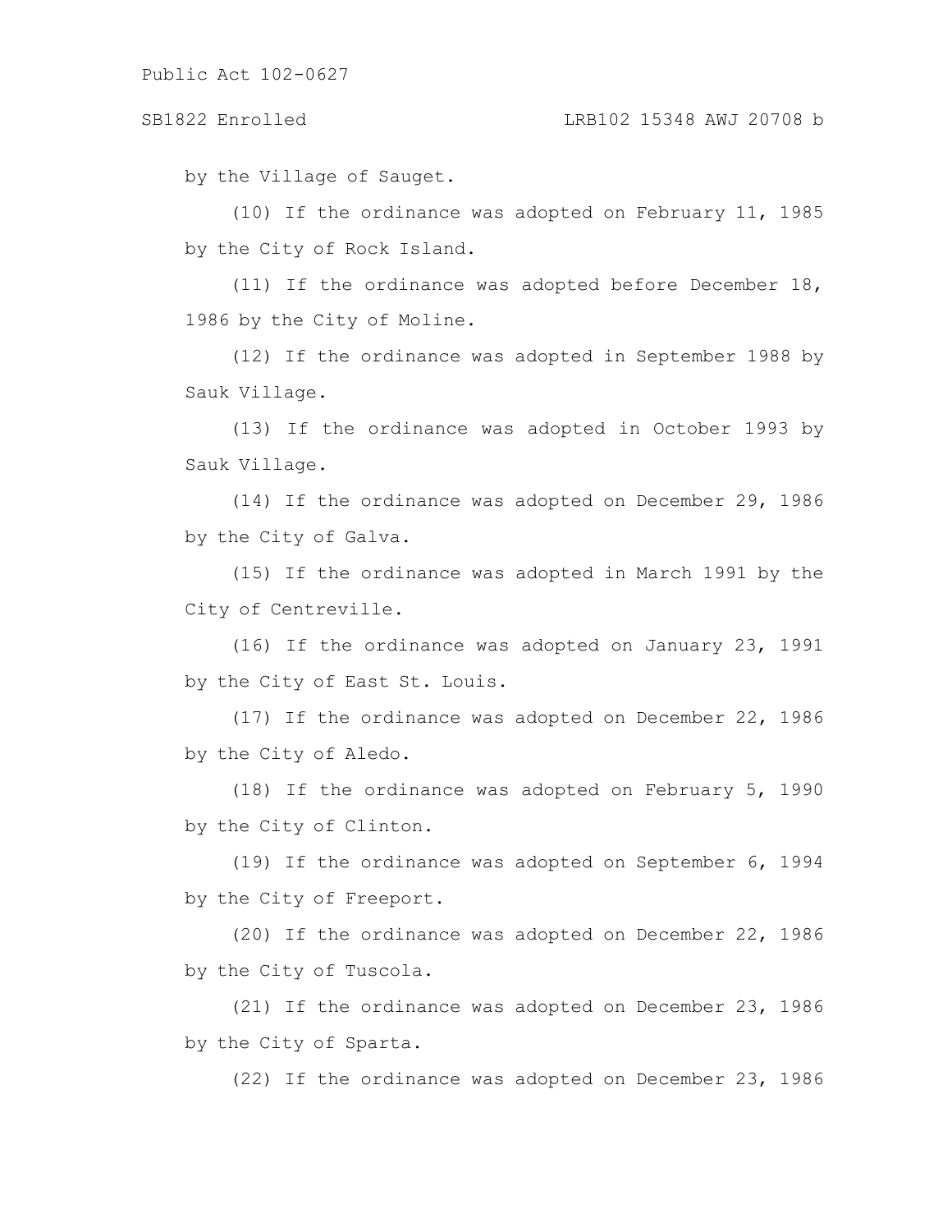by the Village of Sauget.

(10) If the ordinance was adopted on February 11, 1985 by the City of Rock Island.

(11) If the ordinance was adopted before December 18, 1986 by the City of Moline.

(12) If the ordinance was adopted in September 1988 by Sauk Village.

(13) If the ordinance was adopted in October 1993 by Sauk Village.

(14) If the ordinance was adopted on December 29, 1986 by the City of Galva.

(15) If the ordinance was adopted in March 1991 by the City of Centreville.

(16) If the ordinance was adopted on January 23, 1991 by the City of East St. Louis.

(17) If the ordinance was adopted on December 22, 1986 by the City of Aledo.

(18) If the ordinance was adopted on February 5, 1990 by the City of Clinton.

(19) If the ordinance was adopted on September 6, 1994 by the City of Freeport.

(20) If the ordinance was adopted on December 22, 1986 by the City of Tuscola.

(21) If the ordinance was adopted on December 23, 1986 by the City of Sparta.

(22) If the ordinance was adopted on December 23, 1986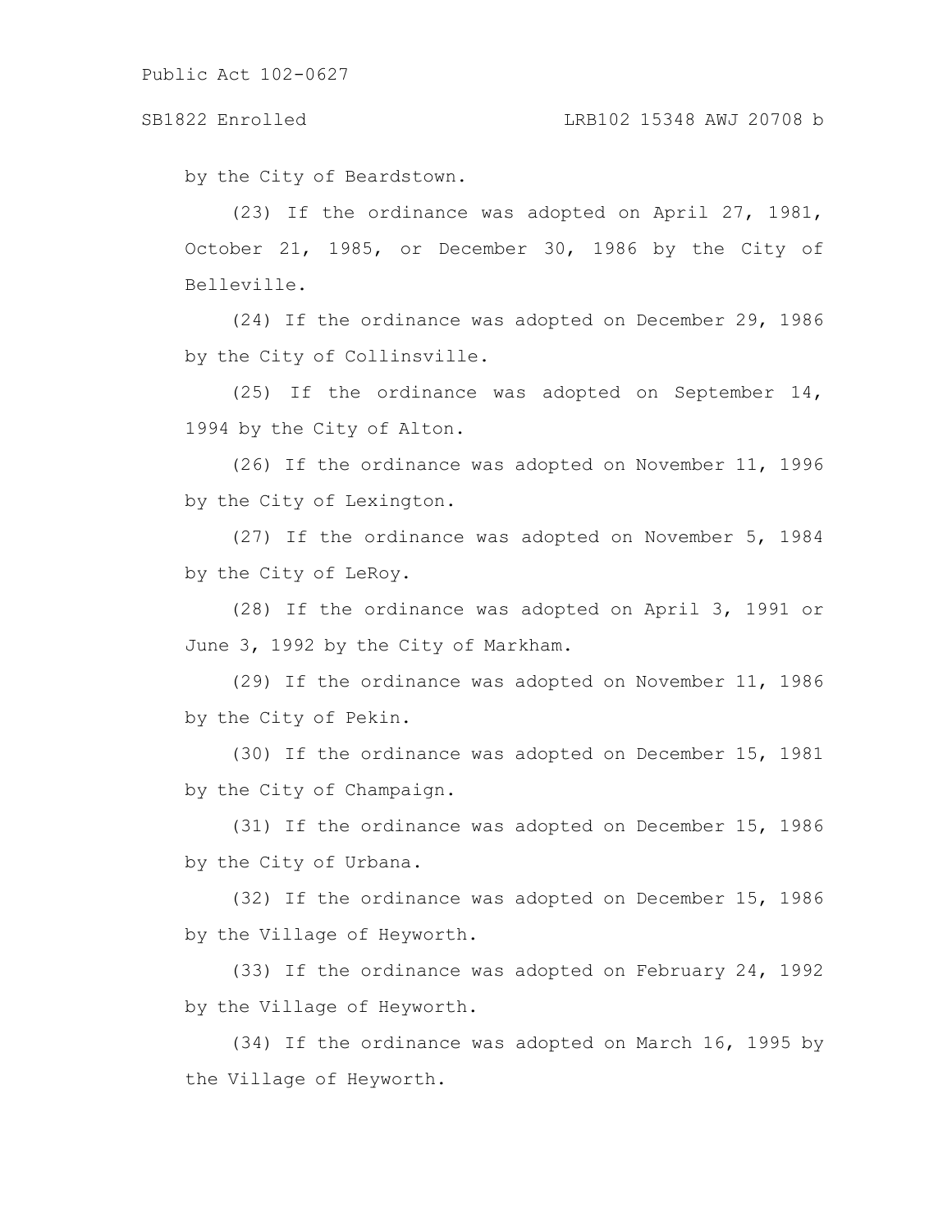by the City of Beardstown.

(23) If the ordinance was adopted on April 27, 1981, October 21, 1985, or December 30, 1986 by the City of Belleville.

(24) If the ordinance was adopted on December 29, 1986 by the City of Collinsville.

(25) If the ordinance was adopted on September 14, 1994 by the City of Alton.

(26) If the ordinance was adopted on November 11, 1996 by the City of Lexington.

(27) If the ordinance was adopted on November 5, 1984 by the City of LeRoy.

(28) If the ordinance was adopted on April 3, 1991 or June 3, 1992 by the City of Markham.

(29) If the ordinance was adopted on November 11, 1986 by the City of Pekin.

(30) If the ordinance was adopted on December 15, 1981 by the City of Champaign.

(31) If the ordinance was adopted on December 15, 1986 by the City of Urbana.

(32) If the ordinance was adopted on December 15, 1986 by the Village of Heyworth.

(33) If the ordinance was adopted on February 24, 1992 by the Village of Heyworth.

(34) If the ordinance was adopted on March 16, 1995 by the Village of Heyworth.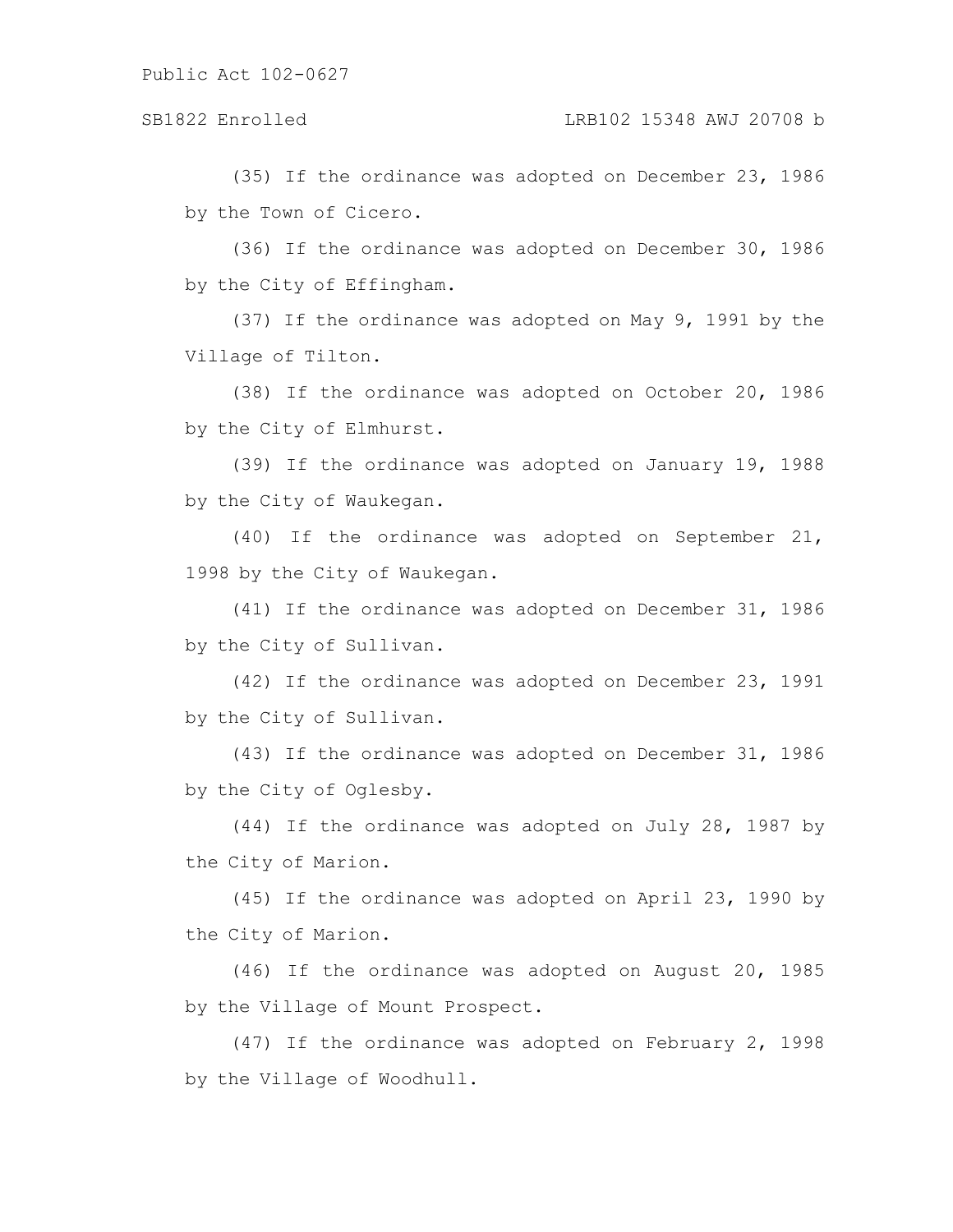(35) If the ordinance was adopted on December 23, 1986 by the Town of Cicero.

(36) If the ordinance was adopted on December 30, 1986 by the City of Effingham.

(37) If the ordinance was adopted on May 9, 1991 by the Village of Tilton.

(38) If the ordinance was adopted on October 20, 1986 by the City of Elmhurst.

(39) If the ordinance was adopted on January 19, 1988 by the City of Waukegan.

(40) If the ordinance was adopted on September 21, 1998 by the City of Waukegan.

(41) If the ordinance was adopted on December 31, 1986 by the City of Sullivan.

(42) If the ordinance was adopted on December 23, 1991 by the City of Sullivan.

(43) If the ordinance was adopted on December 31, 1986 by the City of Oglesby.

(44) If the ordinance was adopted on July 28, 1987 by the City of Marion.

(45) If the ordinance was adopted on April 23, 1990 by the City of Marion.

(46) If the ordinance was adopted on August 20, 1985 by the Village of Mount Prospect.

(47) If the ordinance was adopted on February 2, 1998 by the Village of Woodhull.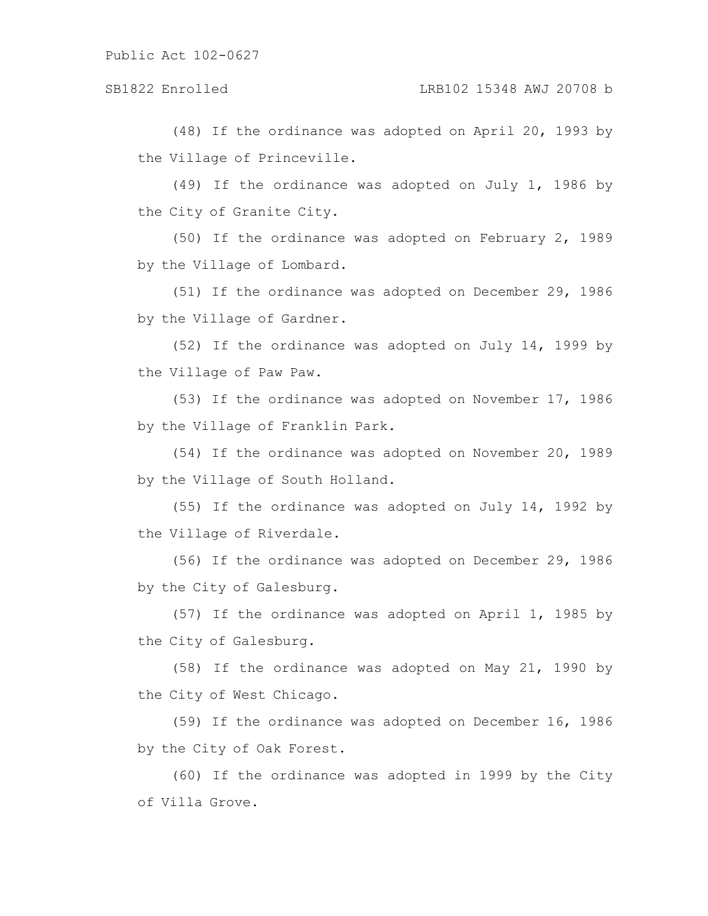(48) If the ordinance was adopted on April 20, 1993 by the Village of Princeville.

(49) If the ordinance was adopted on July 1, 1986 by the City of Granite City.

(50) If the ordinance was adopted on February 2, 1989 by the Village of Lombard.

(51) If the ordinance was adopted on December 29, 1986 by the Village of Gardner.

(52) If the ordinance was adopted on July 14, 1999 by the Village of Paw Paw.

(53) If the ordinance was adopted on November 17, 1986 by the Village of Franklin Park.

(54) If the ordinance was adopted on November 20, 1989 by the Village of South Holland.

(55) If the ordinance was adopted on July 14, 1992 by the Village of Riverdale.

(56) If the ordinance was adopted on December 29, 1986 by the City of Galesburg.

(57) If the ordinance was adopted on April 1, 1985 by the City of Galesburg.

(58) If the ordinance was adopted on May 21, 1990 by the City of West Chicago.

(59) If the ordinance was adopted on December 16, 1986 by the City of Oak Forest.

(60) If the ordinance was adopted in 1999 by the City of Villa Grove.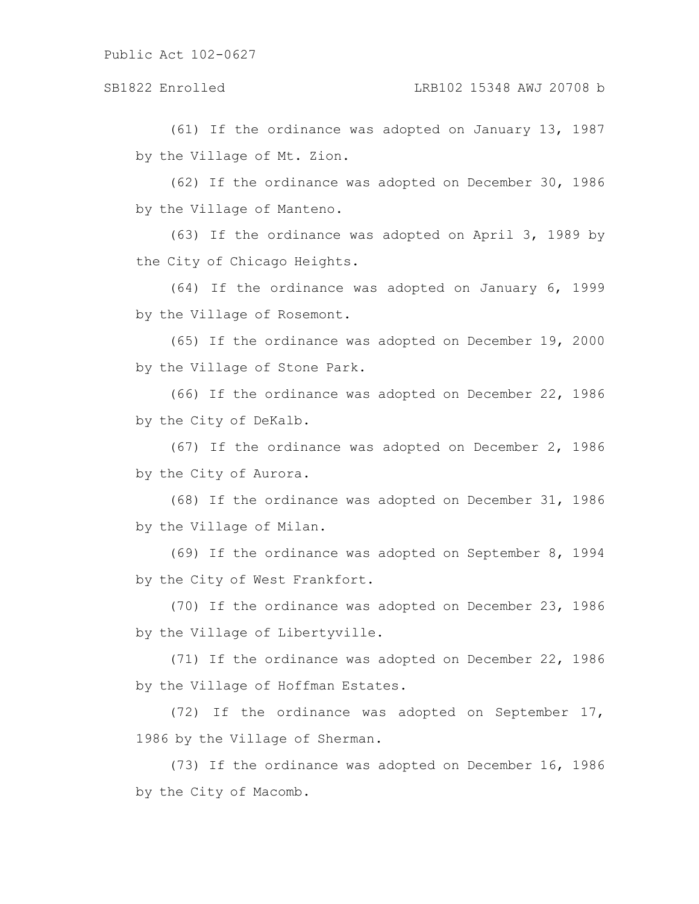(61) If the ordinance was adopted on January 13, 1987 by the Village of Mt. Zion.

(62) If the ordinance was adopted on December 30, 1986 by the Village of Manteno.

(63) If the ordinance was adopted on April 3, 1989 by the City of Chicago Heights.

(64) If the ordinance was adopted on January 6, 1999 by the Village of Rosemont.

(65) If the ordinance was adopted on December 19, 2000 by the Village of Stone Park.

(66) If the ordinance was adopted on December 22, 1986 by the City of DeKalb.

(67) If the ordinance was adopted on December 2, 1986 by the City of Aurora.

(68) If the ordinance was adopted on December 31, 1986 by the Village of Milan.

(69) If the ordinance was adopted on September 8, 1994 by the City of West Frankfort.

(70) If the ordinance was adopted on December 23, 1986 by the Village of Libertyville.

(71) If the ordinance was adopted on December 22, 1986 by the Village of Hoffman Estates.

(72) If the ordinance was adopted on September 17, 1986 by the Village of Sherman.

(73) If the ordinance was adopted on December 16, 1986 by the City of Macomb.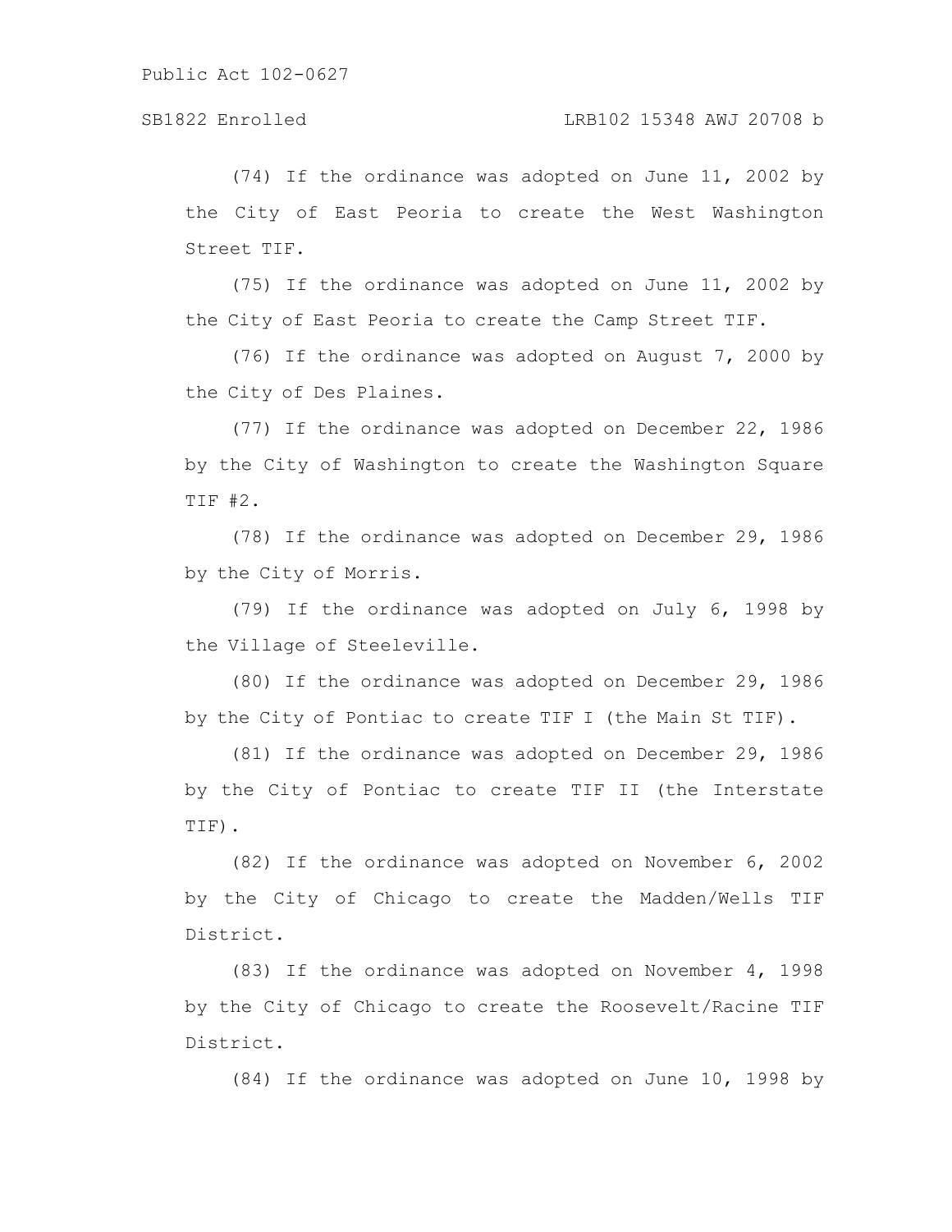(74) If the ordinance was adopted on June 11, 2002 by the City of East Peoria to create the West Washington Street TIF.

(75) If the ordinance was adopted on June 11, 2002 by the City of East Peoria to create the Camp Street TIF.

(76) If the ordinance was adopted on August 7, 2000 by the City of Des Plaines.

(77) If the ordinance was adopted on December 22, 1986 by the City of Washington to create the Washington Square TIF #2.

(78) If the ordinance was adopted on December 29, 1986 by the City of Morris.

(79) If the ordinance was adopted on July 6, 1998 by the Village of Steeleville.

(80) If the ordinance was adopted on December 29, 1986 by the City of Pontiac to create TIF I (the Main St TIF).

(81) If the ordinance was adopted on December 29, 1986 by the City of Pontiac to create TIF II (the Interstate TIF).

(82) If the ordinance was adopted on November 6, 2002 by the City of Chicago to create the Madden/Wells TIF District.

(83) If the ordinance was adopted on November 4, 1998 by the City of Chicago to create the Roosevelt/Racine TIF District.

(84) If the ordinance was adopted on June 10, 1998 by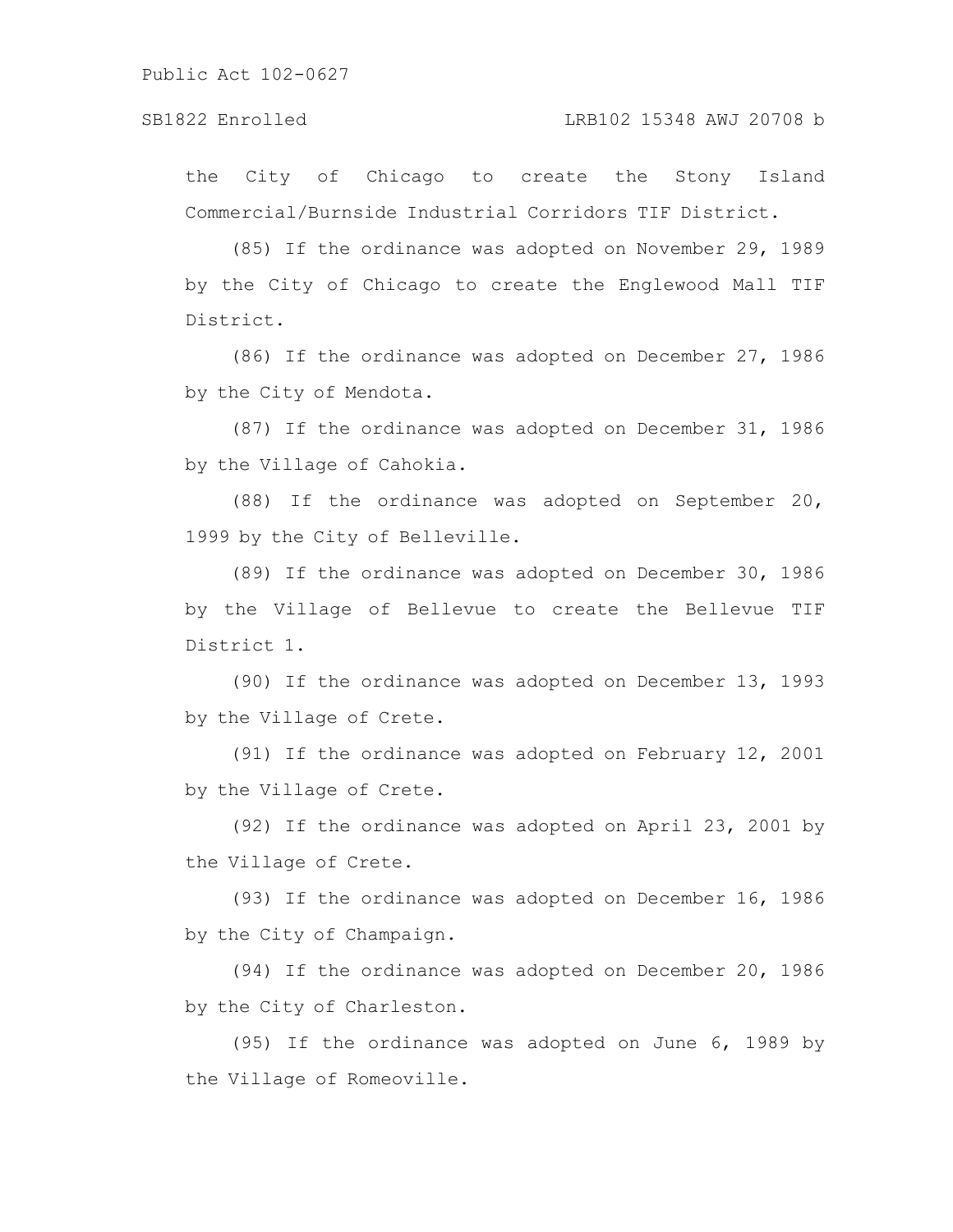the City of Chicago to create the Stony Island Commercial/Burnside Industrial Corridors TIF District.

(85) If the ordinance was adopted on November 29, 1989 by the City of Chicago to create the Englewood Mall TIF District.

(86) If the ordinance was adopted on December 27, 1986 by the City of Mendota.

(87) If the ordinance was adopted on December 31, 1986 by the Village of Cahokia.

(88) If the ordinance was adopted on September 20, 1999 by the City of Belleville.

(89) If the ordinance was adopted on December 30, 1986 by the Village of Bellevue to create the Bellevue TIF District 1.

(90) If the ordinance was adopted on December 13, 1993 by the Village of Crete.

(91) If the ordinance was adopted on February 12, 2001 by the Village of Crete.

(92) If the ordinance was adopted on April 23, 2001 by the Village of Crete.

(93) If the ordinance was adopted on December 16, 1986 by the City of Champaign.

(94) If the ordinance was adopted on December 20, 1986 by the City of Charleston.

(95) If the ordinance was adopted on June 6, 1989 by the Village of Romeoville.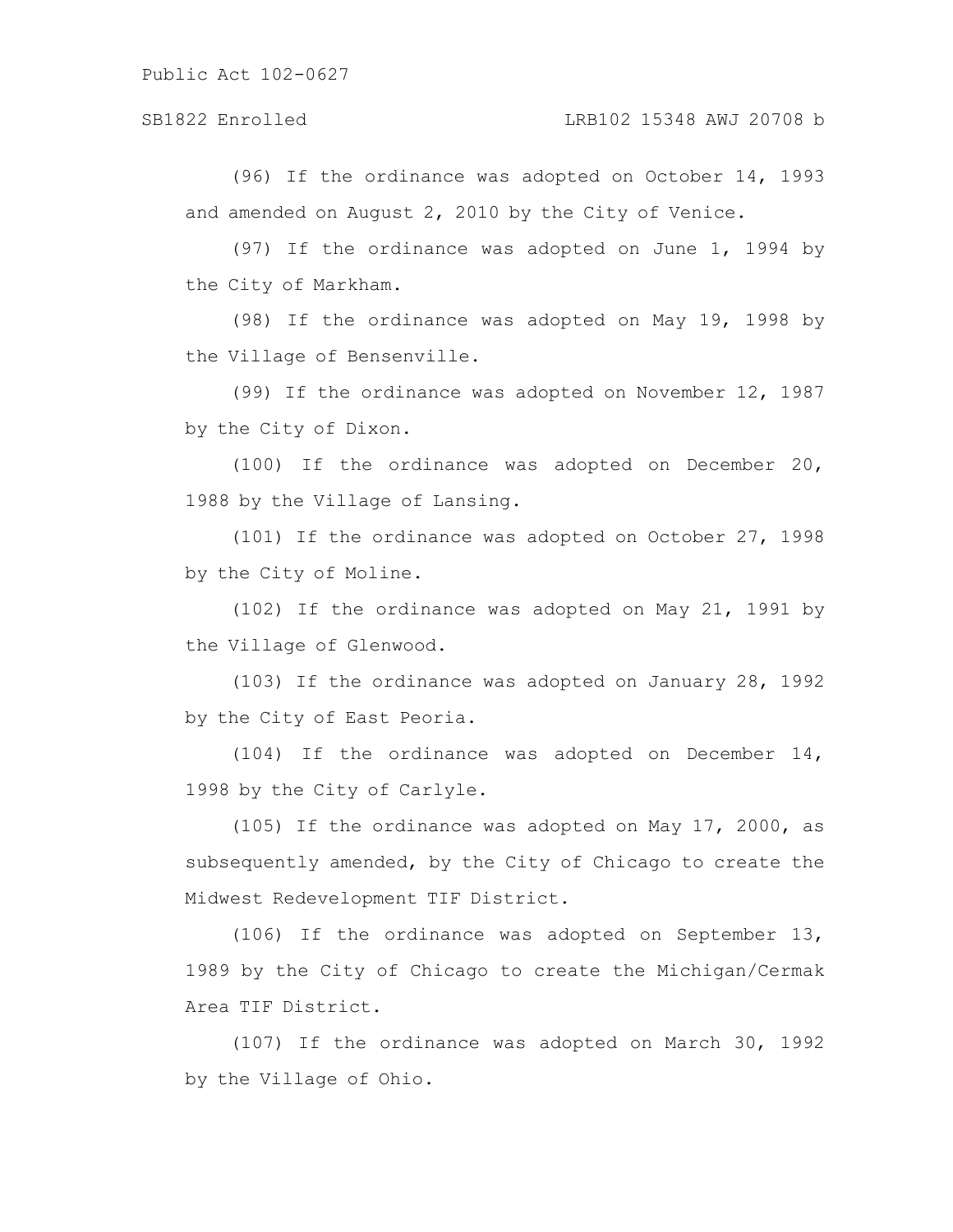(96) If the ordinance was adopted on October 14, 1993 and amended on August 2, 2010 by the City of Venice.

(97) If the ordinance was adopted on June 1, 1994 by the City of Markham.

(98) If the ordinance was adopted on May 19, 1998 by the Village of Bensenville.

(99) If the ordinance was adopted on November 12, 1987 by the City of Dixon.

(100) If the ordinance was adopted on December 20, 1988 by the Village of Lansing.

(101) If the ordinance was adopted on October 27, 1998 by the City of Moline.

(102) If the ordinance was adopted on May 21, 1991 by the Village of Glenwood.

(103) If the ordinance was adopted on January 28, 1992 by the City of East Peoria.

(104) If the ordinance was adopted on December 14, 1998 by the City of Carlyle.

(105) If the ordinance was adopted on May 17, 2000, as subsequently amended, by the City of Chicago to create the Midwest Redevelopment TIF District.

(106) If the ordinance was adopted on September 13, 1989 by the City of Chicago to create the Michigan/Cermak Area TIF District.

(107) If the ordinance was adopted on March 30, 1992 by the Village of Ohio.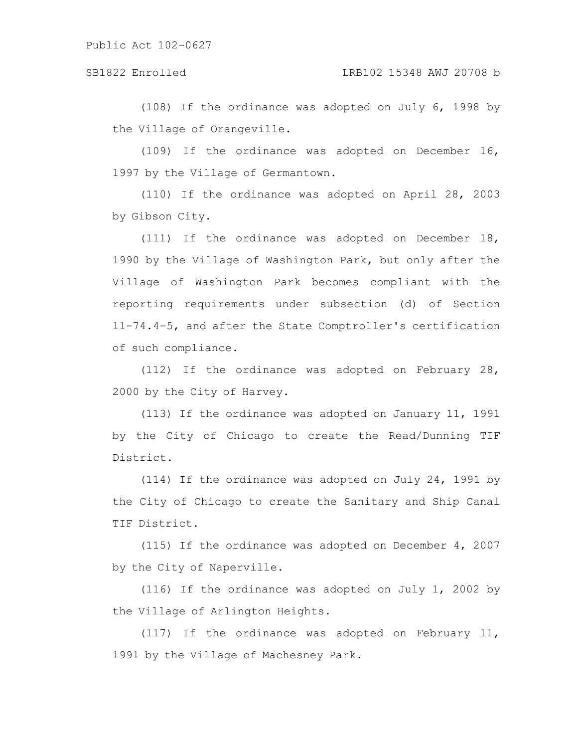(108) If the ordinance was adopted on July 6, 1998 by the Village of Orangeville.

(109) If the ordinance was adopted on December 16, 1997 by the Village of Germantown.

(110) If the ordinance was adopted on April 28, 2003 by Gibson City.

(111) If the ordinance was adopted on December 18, 1990 by the Village of Washington Park, but only after the Village of Washington Park becomes compliant with the reporting requirements under subsection (d) of Section 11-74.4-5, and after the State Comptroller's certification of such compliance.

(112) If the ordinance was adopted on February 28, 2000 by the City of Harvey.

(113) If the ordinance was adopted on January 11, 1991 by the City of Chicago to create the Read/Dunning TIF District.

(114) If the ordinance was adopted on July 24, 1991 by the City of Chicago to create the Sanitary and Ship Canal TIF District.

(115) If the ordinance was adopted on December 4, 2007 by the City of Naperville.

(116) If the ordinance was adopted on July 1, 2002 by the Village of Arlington Heights.

(117) If the ordinance was adopted on February 11, 1991 by the Village of Machesney Park.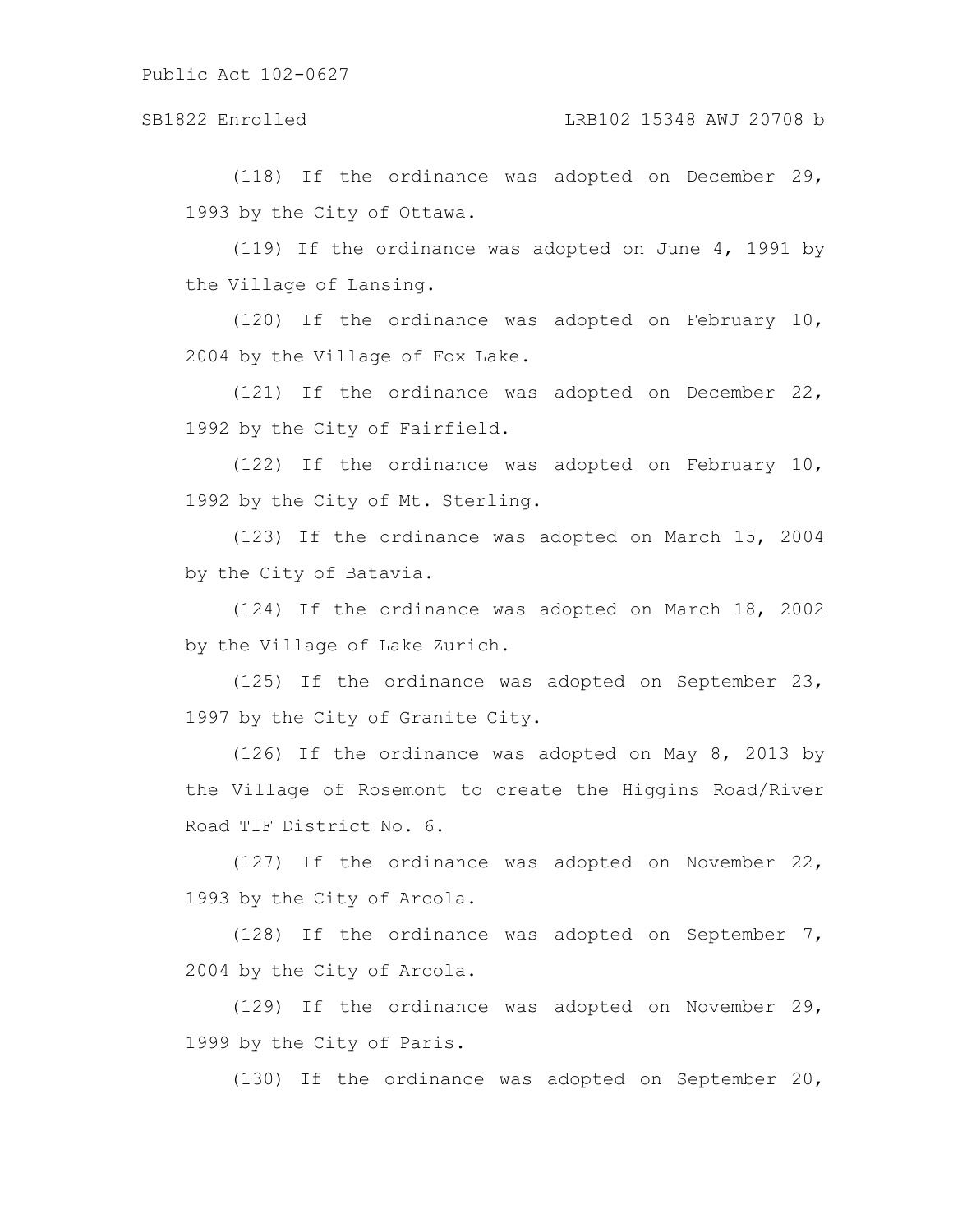(118) If the ordinance was adopted on December 29, 1993 by the City of Ottawa.

(119) If the ordinance was adopted on June 4, 1991 by the Village of Lansing.

(120) If the ordinance was adopted on February 10, 2004 by the Village of Fox Lake.

(121) If the ordinance was adopted on December 22, 1992 by the City of Fairfield.

(122) If the ordinance was adopted on February 10, 1992 by the City of Mt. Sterling.

(123) If the ordinance was adopted on March 15, 2004 by the City of Batavia.

(124) If the ordinance was adopted on March 18, 2002 by the Village of Lake Zurich.

(125) If the ordinance was adopted on September 23, 1997 by the City of Granite City.

(126) If the ordinance was adopted on May 8, 2013 by the Village of Rosemont to create the Higgins Road/River Road TIF District No. 6.

(127) If the ordinance was adopted on November 22, 1993 by the City of Arcola.

(128) If the ordinance was adopted on September 7, 2004 by the City of Arcola.

(129) If the ordinance was adopted on November 29, 1999 by the City of Paris.

(130) If the ordinance was adopted on September 20,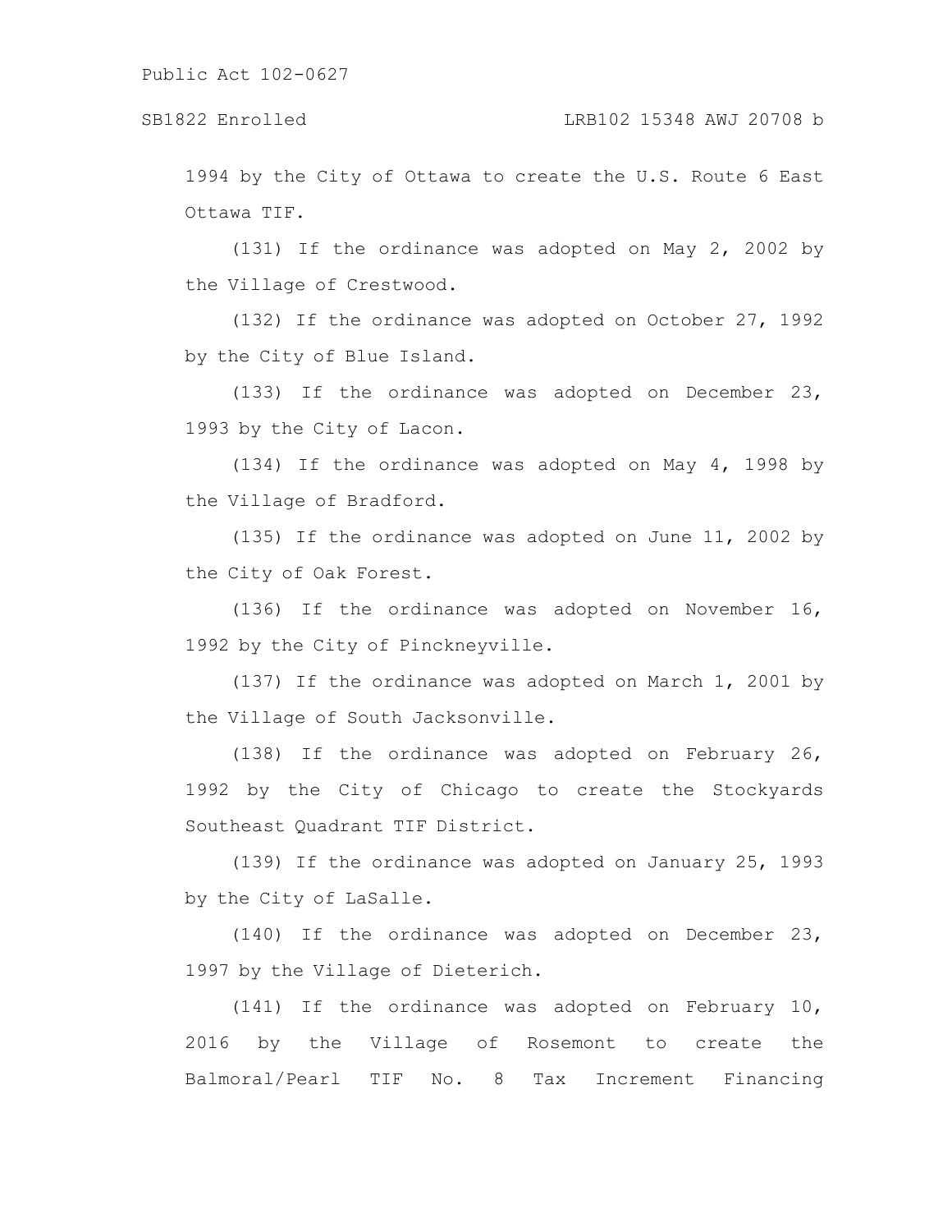1994 by the City of Ottawa to create the U.S. Route 6 East Ottawa TIF.

(131) If the ordinance was adopted on May 2, 2002 by the Village of Crestwood.

(132) If the ordinance was adopted on October 27, 1992 by the City of Blue Island.

(133) If the ordinance was adopted on December 23, 1993 by the City of Lacon.

(134) If the ordinance was adopted on May 4, 1998 by the Village of Bradford.

(135) If the ordinance was adopted on June 11, 2002 by the City of Oak Forest.

(136) If the ordinance was adopted on November 16, 1992 by the City of Pinckneyville.

(137) If the ordinance was adopted on March 1, 2001 by the Village of South Jacksonville.

(138) If the ordinance was adopted on February 26, 1992 by the City of Chicago to create the Stockyards Southeast Quadrant TIF District.

(139) If the ordinance was adopted on January 25, 1993 by the City of LaSalle.

(140) If the ordinance was adopted on December 23, 1997 by the Village of Dieterich.

(141) If the ordinance was adopted on February 10, 2016 by the Village of Rosemont to create the Balmoral/Pearl TIF No. 8 Tax Increment Financing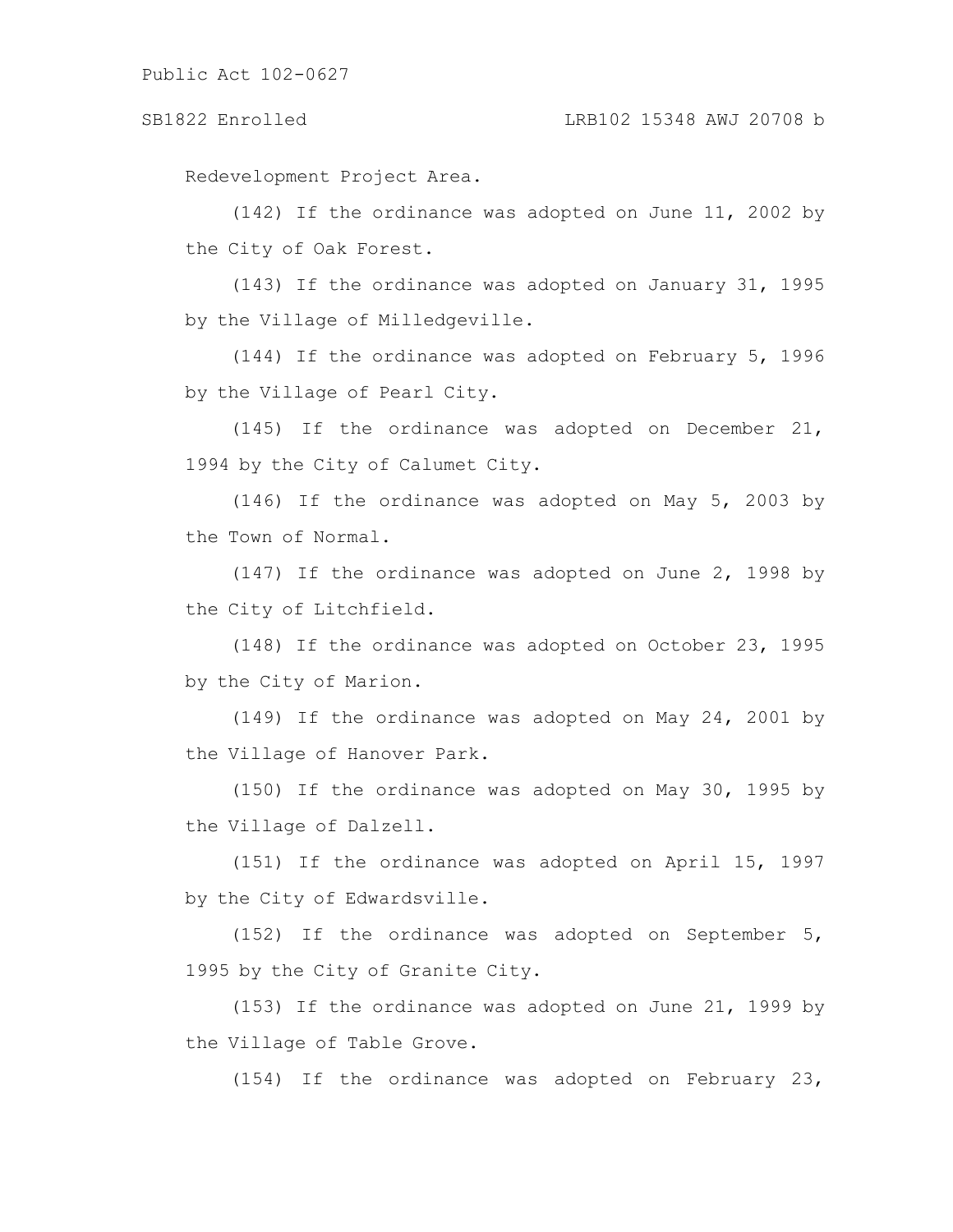Redevelopment Project Area.

(142) If the ordinance was adopted on June 11, 2002 by the City of Oak Forest.

(143) If the ordinance was adopted on January 31, 1995 by the Village of Milledgeville.

(144) If the ordinance was adopted on February 5, 1996 by the Village of Pearl City.

(145) If the ordinance was adopted on December 21, 1994 by the City of Calumet City.

(146) If the ordinance was adopted on May 5, 2003 by the Town of Normal.

(147) If the ordinance was adopted on June 2, 1998 by the City of Litchfield.

(148) If the ordinance was adopted on October 23, 1995 by the City of Marion.

(149) If the ordinance was adopted on May 24, 2001 by the Village of Hanover Park.

(150) If the ordinance was adopted on May 30, 1995 by the Village of Dalzell.

(151) If the ordinance was adopted on April 15, 1997 by the City of Edwardsville.

(152) If the ordinance was adopted on September 5, 1995 by the City of Granite City.

(153) If the ordinance was adopted on June 21, 1999 by the Village of Table Grove.

(154) If the ordinance was adopted on February 23,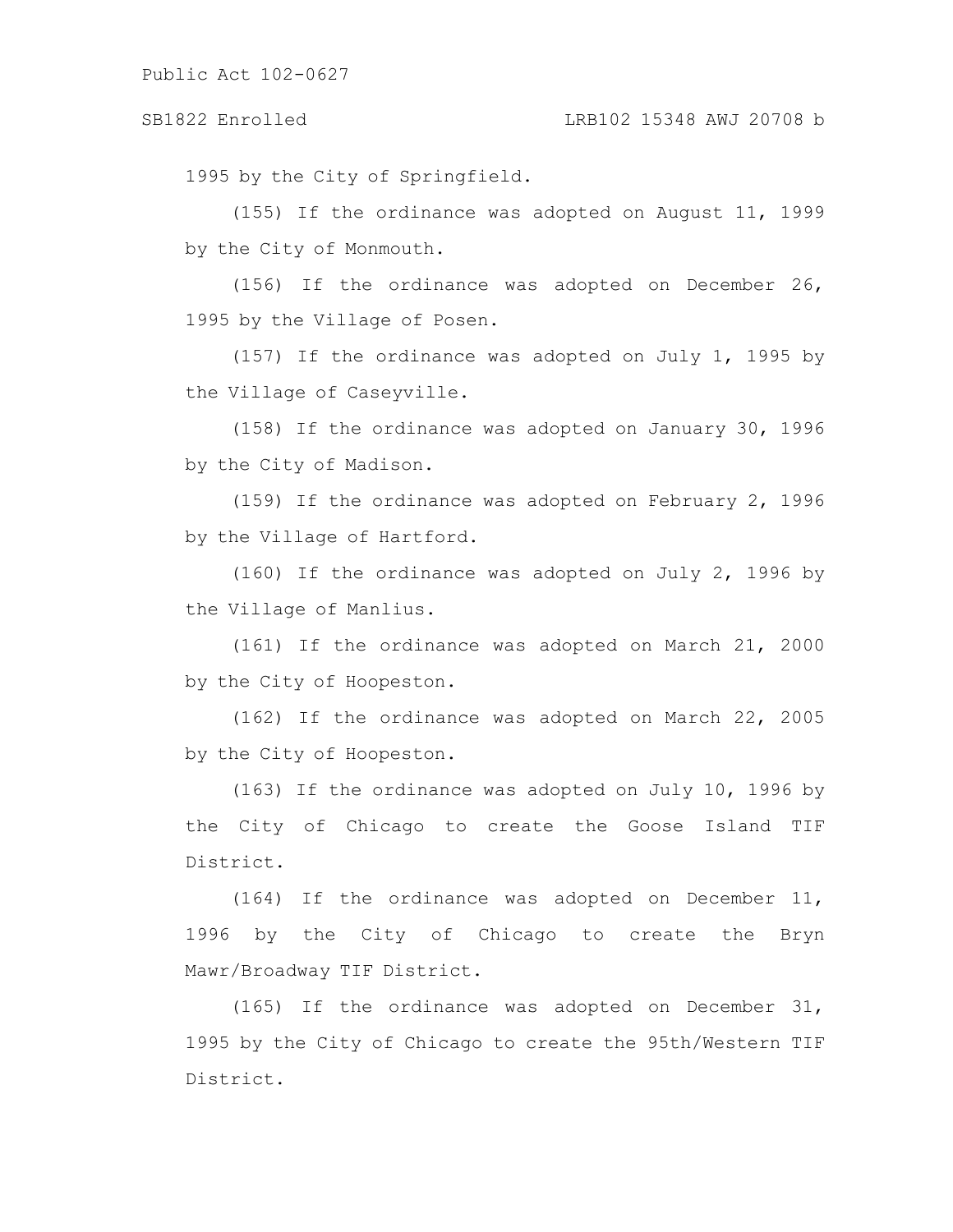1995 by the City of Springfield.

(155) If the ordinance was adopted on August 11, 1999 by the City of Monmouth.

(156) If the ordinance was adopted on December 26, 1995 by the Village of Posen.

(157) If the ordinance was adopted on July 1, 1995 by the Village of Caseyville.

(158) If the ordinance was adopted on January 30, 1996 by the City of Madison.

(159) If the ordinance was adopted on February 2, 1996 by the Village of Hartford.

(160) If the ordinance was adopted on July 2, 1996 by the Village of Manlius.

(161) If the ordinance was adopted on March 21, 2000 by the City of Hoopeston.

(162) If the ordinance was adopted on March 22, 2005 by the City of Hoopeston.

(163) If the ordinance was adopted on July 10, 1996 by the City of Chicago to create the Goose Island TIF District.

(164) If the ordinance was adopted on December 11, 1996 by the City of Chicago to create the Bryn Mawr/Broadway TIF District.

(165) If the ordinance was adopted on December 31, 1995 by the City of Chicago to create the 95th/Western TIF District.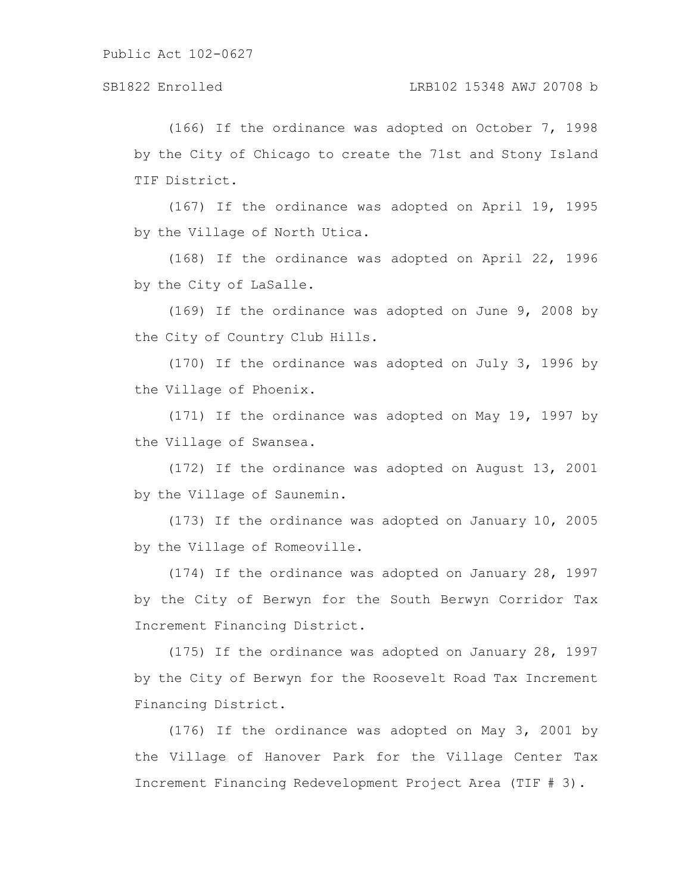(166) If the ordinance was adopted on October 7, 1998 by the City of Chicago to create the 71st and Stony Island TIF District.

(167) If the ordinance was adopted on April 19, 1995 by the Village of North Utica.

(168) If the ordinance was adopted on April 22, 1996 by the City of LaSalle.

(169) If the ordinance was adopted on June 9, 2008 by the City of Country Club Hills.

(170) If the ordinance was adopted on July 3, 1996 by the Village of Phoenix.

(171) If the ordinance was adopted on May 19, 1997 by the Village of Swansea.

(172) If the ordinance was adopted on August 13, 2001 by the Village of Saunemin.

(173) If the ordinance was adopted on January 10, 2005 by the Village of Romeoville.

(174) If the ordinance was adopted on January 28, 1997 by the City of Berwyn for the South Berwyn Corridor Tax Increment Financing District.

(175) If the ordinance was adopted on January 28, 1997 by the City of Berwyn for the Roosevelt Road Tax Increment Financing District.

(176) If the ordinance was adopted on May 3, 2001 by the Village of Hanover Park for the Village Center Tax Increment Financing Redevelopment Project Area (TIF # 3).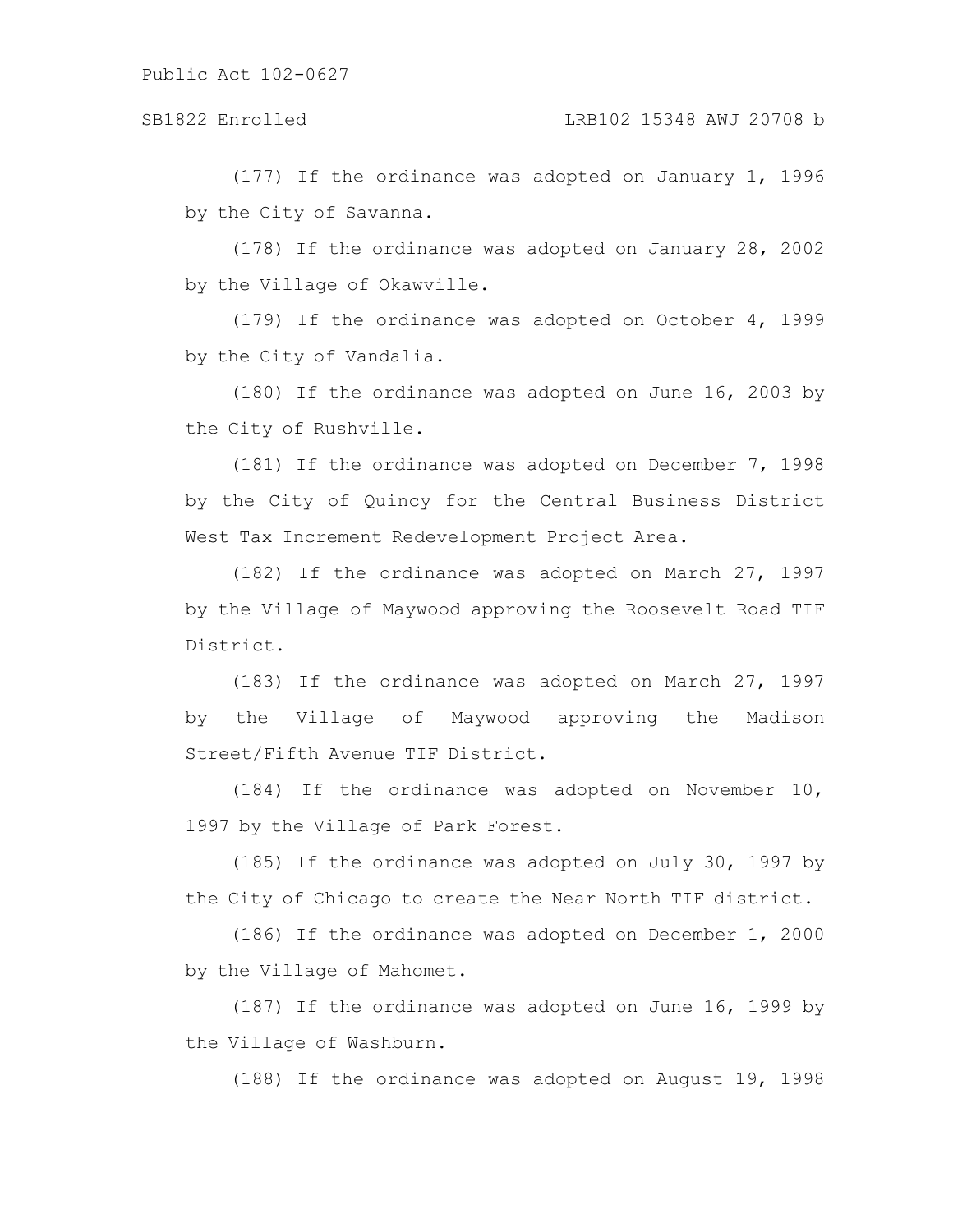(177) If the ordinance was adopted on January 1, 1996 by the City of Savanna.

(178) If the ordinance was adopted on January 28, 2002 by the Village of Okawville.

(179) If the ordinance was adopted on October 4, 1999 by the City of Vandalia.

(180) If the ordinance was adopted on June 16, 2003 by the City of Rushville.

(181) If the ordinance was adopted on December 7, 1998 by the City of Quincy for the Central Business District West Tax Increment Redevelopment Project Area.

(182) If the ordinance was adopted on March 27, 1997 by the Village of Maywood approving the Roosevelt Road TIF District.

(183) If the ordinance was adopted on March 27, 1997 by the Village of Maywood approving the Madison Street/Fifth Avenue TIF District.

(184) If the ordinance was adopted on November 10, 1997 by the Village of Park Forest.

(185) If the ordinance was adopted on July 30, 1997 by the City of Chicago to create the Near North TIF district.

(186) If the ordinance was adopted on December 1, 2000 by the Village of Mahomet.

(187) If the ordinance was adopted on June 16, 1999 by the Village of Washburn.

(188) If the ordinance was adopted on August 19, 1998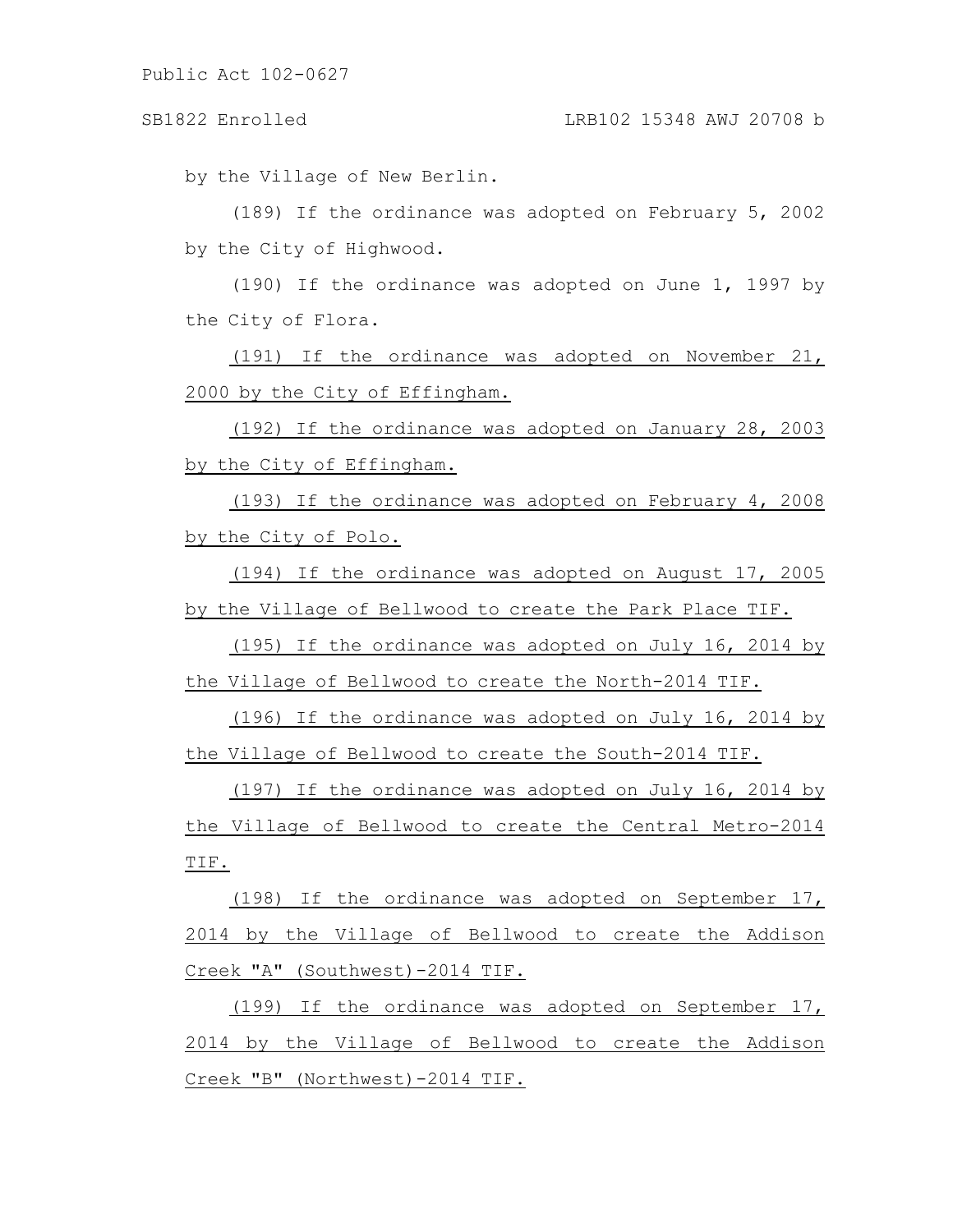by the Village of New Berlin.

(189) If the ordinance was adopted on February 5, 2002 by the City of Highwood.

(190) If the ordinance was adopted on June 1, 1997 by the City of Flora.

(191) If the ordinance was adopted on November 21, 2000 by the City of Effingham.

(192) If the ordinance was adopted on January 28, 2003 by the City of Effingham.

(193) If the ordinance was adopted on February 4, 2008 by the City of Polo.

(194) If the ordinance was adopted on August 17, 2005 by the Village of Bellwood to create the Park Place TIF.

(195) If the ordinance was adopted on July 16, 2014 by the Village of Bellwood to create the North-2014 TIF.

(196) If the ordinance was adopted on July 16, 2014 by the Village of Bellwood to create the South-2014 TIF.

(197) If the ordinance was adopted on July 16, 2014 by the Village of Bellwood to create the Central Metro-2014 TIF.

(198) If the ordinance was adopted on September 17, 2014 by the Village of Bellwood to create the Addison Creek "A" (Southwest)-2014 TIF.

(199) If the ordinance was adopted on September 17, 2014 by the Village of Bellwood to create the Addison Creek "B" (Northwest)-2014 TIF.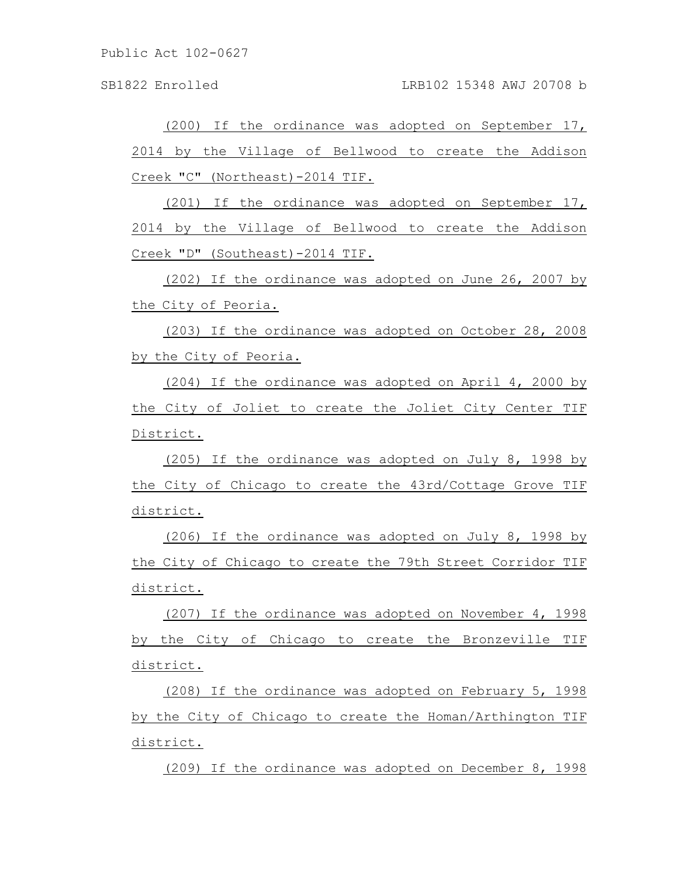(200) If the ordinance was adopted on September 17, 2014 by the Village of Bellwood to create the Addison Creek "C" (Northeast)-2014 TIF.

(201) If the ordinance was adopted on September 17, 2014 by the Village of Bellwood to create the Addison Creek "D" (Southeast)-2014 TIF.

(202) If the ordinance was adopted on June 26, 2007 by the City of Peoria.

(203) If the ordinance was adopted on October 28, 2008 by the City of Peoria.

(204) If the ordinance was adopted on April 4, 2000 by the City of Joliet to create the Joliet City Center TIF District.

(205) If the ordinance was adopted on July 8, 1998 by the City of Chicago to create the 43rd/Cottage Grove TIF district.

(206) If the ordinance was adopted on July 8, 1998 by the City of Chicago to create the 79th Street Corridor TIF district.

(207) If the ordinance was adopted on November 4, 1998 by the City of Chicago to create the Bronzeville TIF district.

(208) If the ordinance was adopted on February 5, 1998 by the City of Chicago to create the Homan/Arthington TIF district.

(209) If the ordinance was adopted on December 8, 1998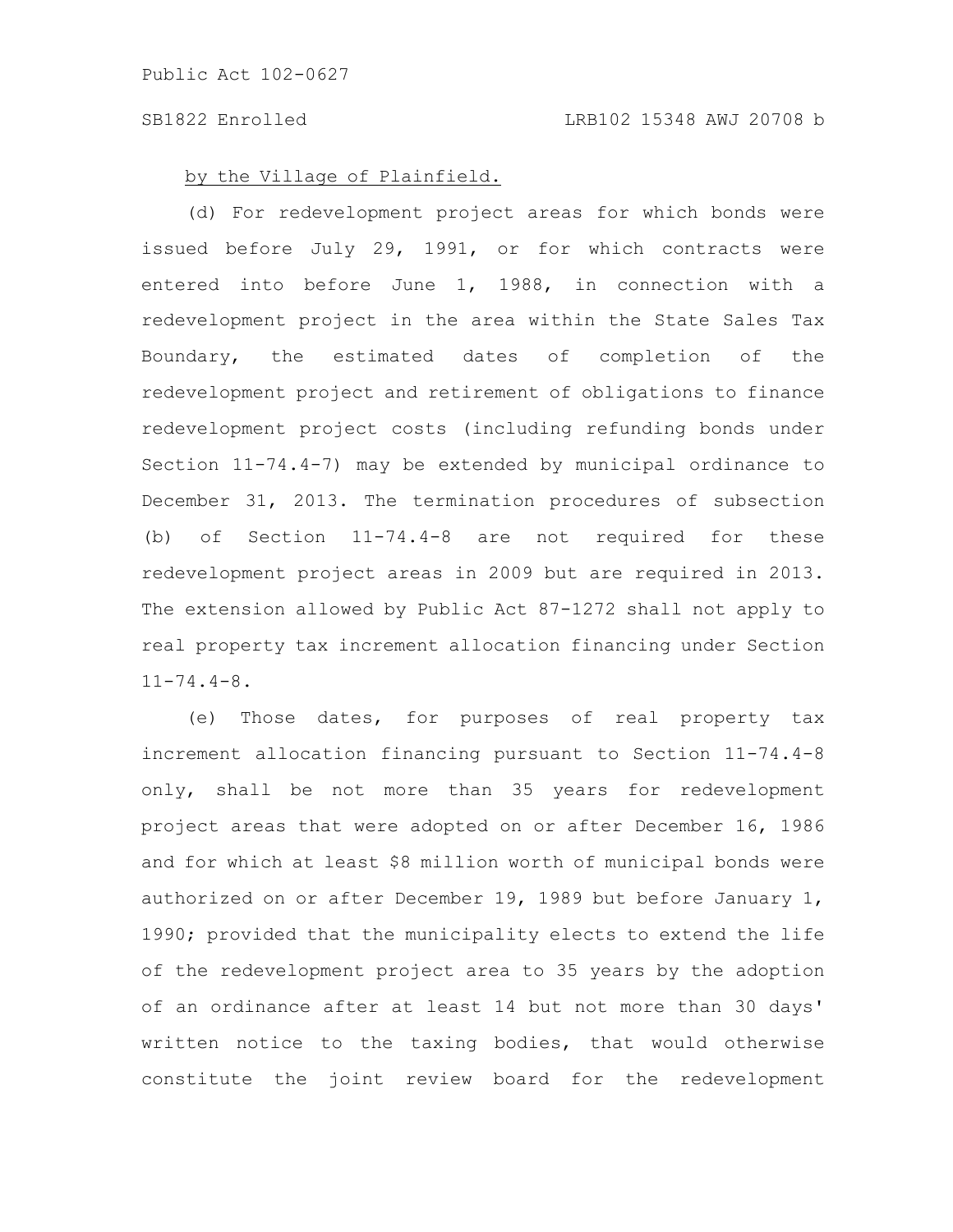by the Village of Plainfield.

(d) For redevelopment project areas for which bonds were issued before July 29, 1991, or for which contracts were entered into before June 1, 1988, in connection with a redevelopment project in the area within the State Sales Tax Boundary, the estimated dates of completion of the redevelopment project and retirement of obligations to finance redevelopment project costs (including refunding bonds under Section 11-74.4-7) may be extended by municipal ordinance to December 31, 2013. The termination procedures of subsection (b) of Section 11-74.4-8 are not required for these redevelopment project areas in 2009 but are required in 2013. The extension allowed by Public Act 87-1272 shall not apply to real property tax increment allocation financing under Section 11-74.4-8.

(e) Those dates, for purposes of real property tax increment allocation financing pursuant to Section 11-74.4-8 only, shall be not more than 35 years for redevelopment project areas that were adopted on or after December 16, 1986 and for which at least $8 million worth of municipal bonds were authorized on or after December 19, 1989 but before January 1, 1990; provided that the municipality elects to extend the life of the redevelopment project area to 35 years by the adoption of an ordinance after at least 14 but not more than 30 days' written notice to the taxing bodies, that would otherwise constitute the joint review board for the redevelopment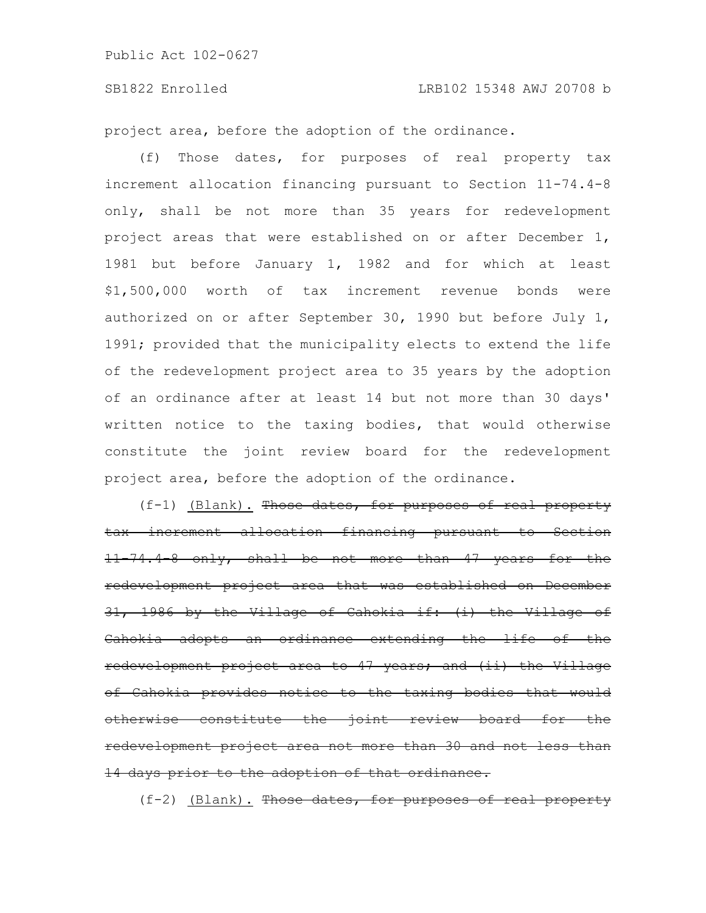project area, before the adoption of the ordinance.

(f) Those dates, for purposes of real property tax increment allocation financing pursuant to Section 11-74.4-8 only, shall be not more than 35 years for redevelopment project areas that were established on or after December 1, 1981 but before January 1, 1982 and for which at least $1,500,000 worth of tax increment revenue bonds were authorized on or after September 30, 1990 but before July 1, 1991; provided that the municipality elects to extend the life of the redevelopment project area to 35 years by the adoption of an ordinance after at least 14 but not more than 30 days' written notice to the taxing bodies, that would otherwise constitute the joint review board for the redevelopment project area, before the adoption of the ordinance.

(f-1) (Blank). ~~Those dates, for purposes of real property tax increment allocation financing pursuant to Section 11-74.4-8 only, shall be not more than 47 years for the redevelopment project area that was established on December 31, 1986 by the Village of Cahokia if: (i) the Village of Cahokia adopts an ordinance extending the life of the redevelopment project area to 47 years; and (ii) the Village of Cahokia provides notice to the taxing bodies that would otherwise constitute the joint review board for the redevelopment project area not more than 30 and not less than 14 days prior to the adoption of that ordinance.~~

(f-2) (Blank). ~~Those dates, for purposes of real property~~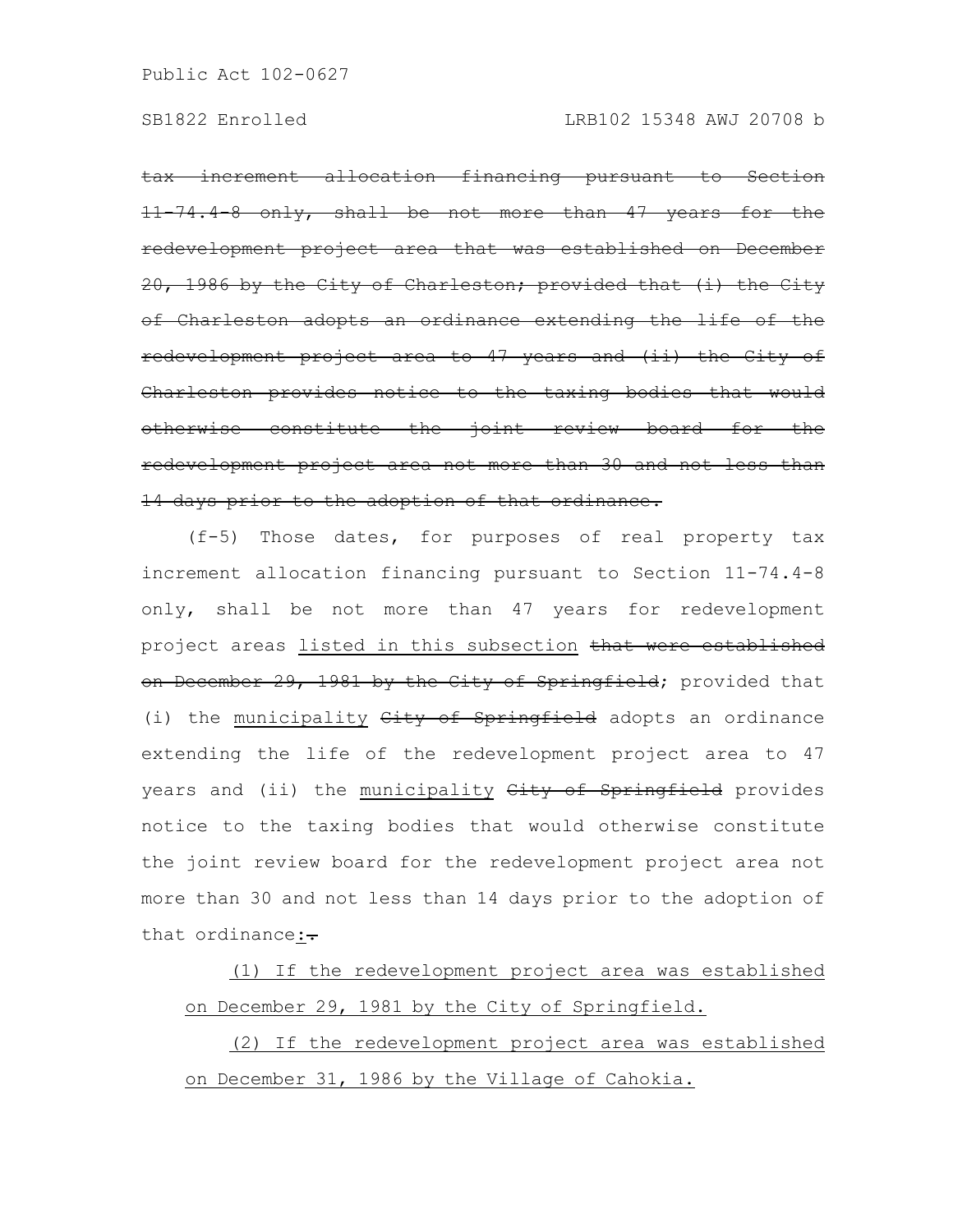~~tax increment allocation financing pursuant to Section 11-74.4-8 only, shall be not more than 47 years for the redevelopment project area that was established on December 20, 1986 by the City of Charleston; provided that (i) the City of Charleston adopts an ordinance extending the life of the redevelopment project area to 47 years and (ii) the City of Charleston provides notice to the taxing bodies that would otherwise constitute the joint review board for the redevelopment project area not more than 30 and not less than 14 days prior to the adoption of that ordinance.~~

(f-5) Those dates, for purposes of real property tax increment allocation financing pursuant to Section 11-74.4-8 only, shall be not more than 47 years for redevelopment project areas <u>listed in this subsection</u> ~~that were established on December 29, 1981 by the City of Springfield~~; provided that (i) the <u>municipality</u> ~~City of Springfield~~ adopts an ordinance extending the life of the redevelopment project area to 47 years and (ii) the <u>municipality</u> ~~City of Springfield~~ provides notice to the taxing bodies that would otherwise constitute the joint review board for the redevelopment project area not more than 30 and not less than 14 days prior to the adoption of that ordinance<u>:</u>~~.~~

<u>(1) If the redevelopment project area was established on December 29, 1981 by the City of Springfield.</u>

<u>(2) If the redevelopment project area was established on December 31, 1986 by the Village of Cahokia.</u>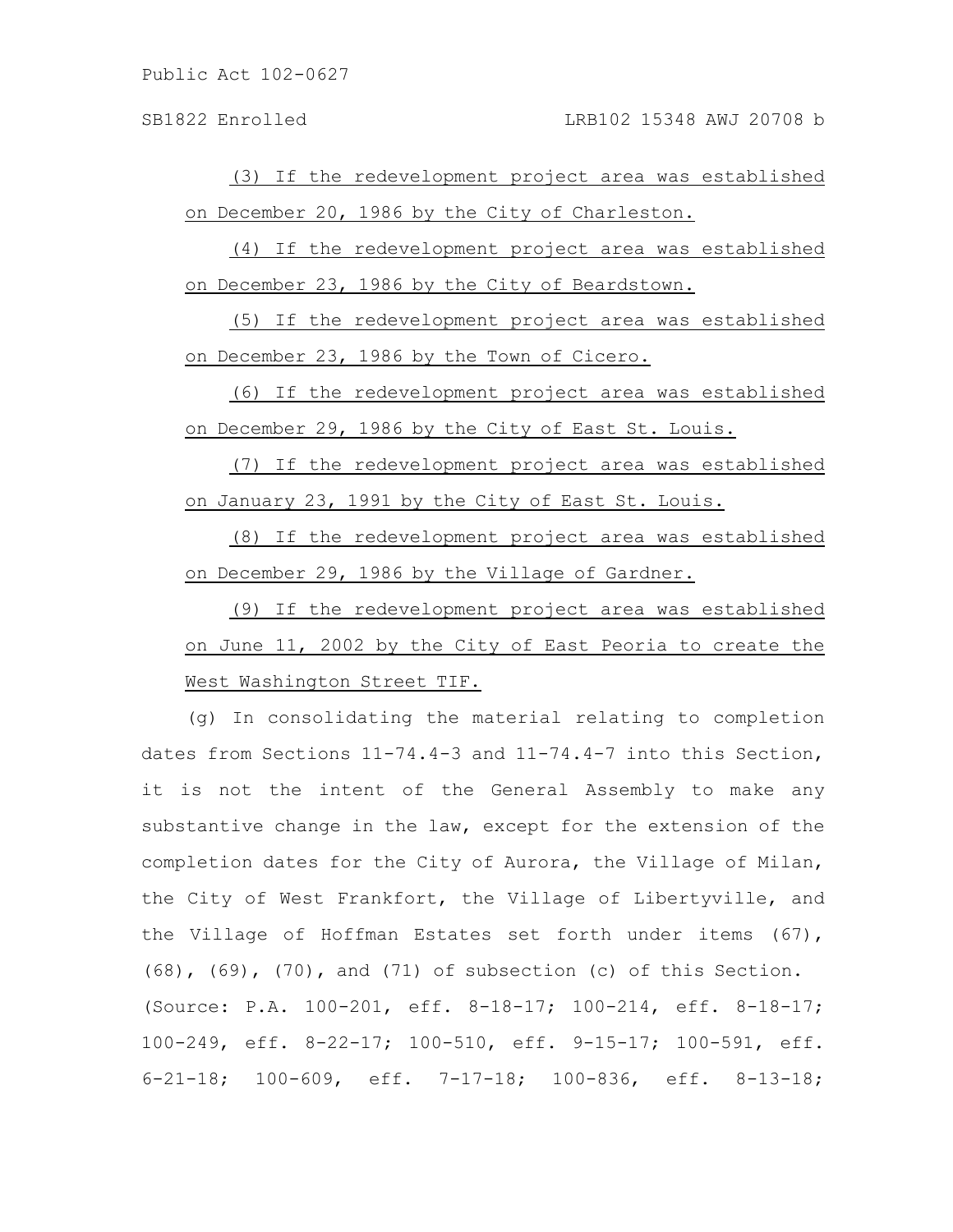(3) If the redevelopment project area was established on December 20, 1986 by the City of Charleston.

(4) If the redevelopment project area was established on December 23, 1986 by the City of Beardstown.

(5) If the redevelopment project area was established on December 23, 1986 by the Town of Cicero.

(6) If the redevelopment project area was established on December 29, 1986 by the City of East St. Louis.

(7) If the redevelopment project area was established on January 23, 1991 by the City of East St. Louis.

(8) If the redevelopment project area was established on December 29, 1986 by the Village of Gardner.

(9) If the redevelopment project area was established on June 11, 2002 by the City of East Peoria to create the West Washington Street TIF.

(g) In consolidating the material relating to completion dates from Sections 11-74.4-3 and 11-74.4-7 into this Section, it is not the intent of the General Assembly to make any substantive change in the law, except for the extension of the completion dates for the City of Aurora, the Village of Milan, the City of West Frankfort, the Village of Libertyville, and the Village of Hoffman Estates set forth under items (67), (68), (69), (70), and (71) of subsection (c) of this Section.

(Source: P.A. 100-201, eff. 8-18-17; 100-214, eff. 8-18-17; 100-249, eff. 8-22-17; 100-510, eff. 9-15-17; 100-591, eff. 6-21-18; 100-609, eff. 7-17-18; 100-836, eff. 8-13-18;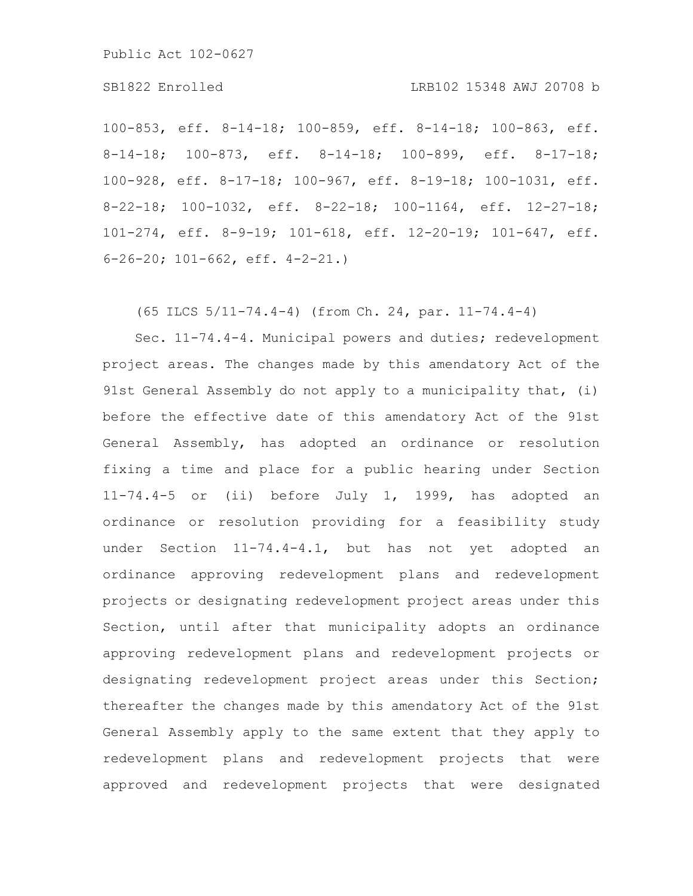100-853, eff. 8-14-18; 100-859, eff. 8-14-18; 100-863, eff. 8-14-18; 100-873, eff. 8-14-18; 100-899, eff. 8-17-18; 100-928, eff. 8-17-18; 100-967, eff. 8-19-18; 100-1031, eff. 8-22-18; 100-1032, eff. 8-22-18; 100-1164, eff. 12-27-18; 101-274, eff. 8-9-19; 101-618, eff. 12-20-19; 101-647, eff. 6-26-20; 101-662, eff. 4-2-21.)

(65 ILCS 5/11-74.4-4) (from Ch. 24, par. 11-74.4-4)

Sec. 11-74.4-4. Municipal powers and duties; redevelopment project areas. The changes made by this amendatory Act of the 91st General Assembly do not apply to a municipality that, (i) before the effective date of this amendatory Act of the 91st General Assembly, has adopted an ordinance or resolution fixing a time and place for a public hearing under Section 11-74.4-5 or (ii) before July 1, 1999, has adopted an ordinance or resolution providing for a feasibility study under Section 11-74.4-4.1, but has not yet adopted an ordinance approving redevelopment plans and redevelopment projects or designating redevelopment project areas under this Section, until after that municipality adopts an ordinance approving redevelopment plans and redevelopment projects or designating redevelopment project areas under this Section; thereafter the changes made by this amendatory Act of the 91st General Assembly apply to the same extent that they apply to redevelopment plans and redevelopment projects that were approved and redevelopment projects that were designated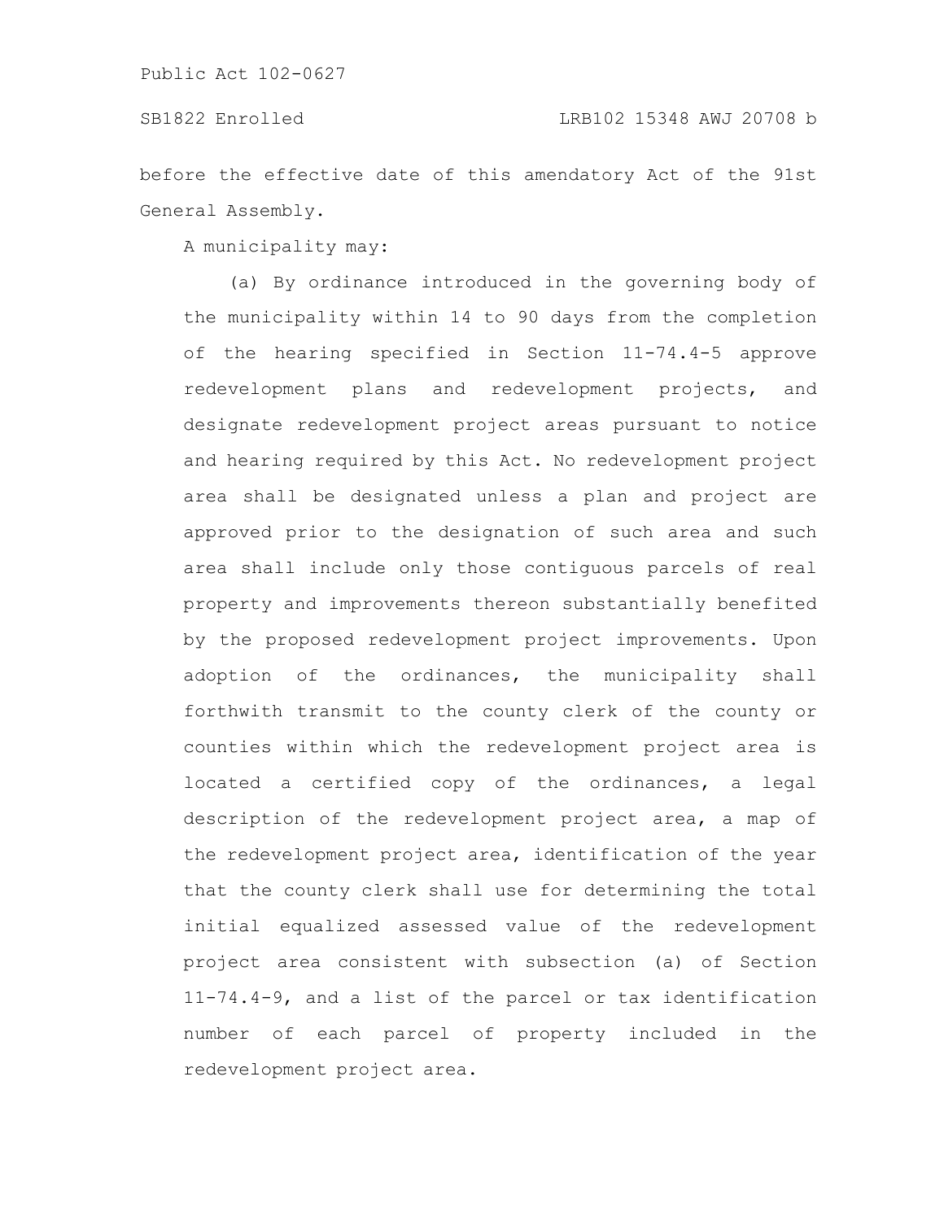before the effective date of this amendatory Act of the 91st General Assembly.

A municipality may:

(a) By ordinance introduced in the governing body of the municipality within 14 to 90 days from the completion of the hearing specified in Section 11-74.4-5 approve redevelopment plans and redevelopment projects, and designate redevelopment project areas pursuant to notice and hearing required by this Act. No redevelopment project area shall be designated unless a plan and project are approved prior to the designation of such area and such area shall include only those contiguous parcels of real property and improvements thereon substantially benefited by the proposed redevelopment project improvements. Upon adoption of the ordinances, the municipality shall forthwith transmit to the county clerk of the county or counties within which the redevelopment project area is located a certified copy of the ordinances, a legal description of the redevelopment project area, a map of the redevelopment project area, identification of the year that the county clerk shall use for determining the total initial equalized assessed value of the redevelopment project area consistent with subsection (a) of Section 11-74.4-9, and a list of the parcel or tax identification number of each parcel of property included in the redevelopment project area.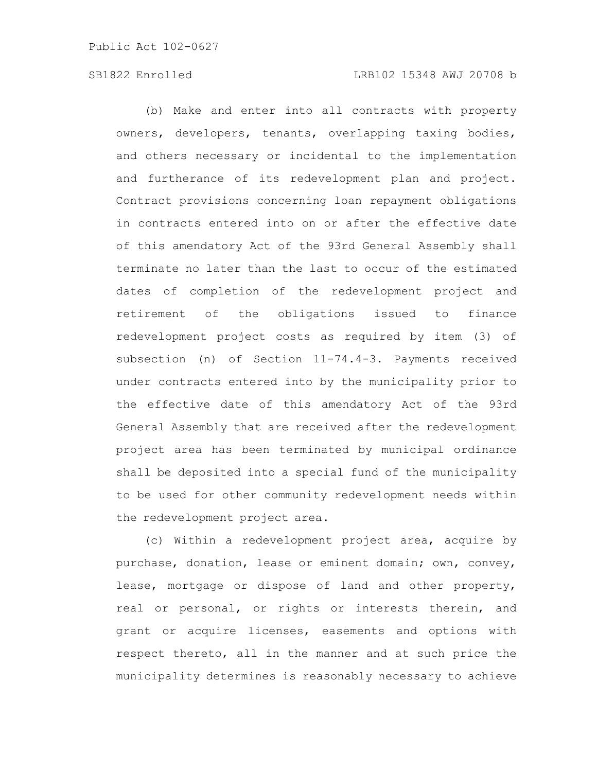(b) Make and enter into all contracts with property owners, developers, tenants, overlapping taxing bodies, and others necessary or incidental to the implementation and furtherance of its redevelopment plan and project. Contract provisions concerning loan repayment obligations in contracts entered into on or after the effective date of this amendatory Act of the 93rd General Assembly shall terminate no later than the last to occur of the estimated dates of completion of the redevelopment project and retirement of the obligations issued to finance redevelopment project costs as required by item (3) of subsection (n) of Section 11-74.4-3. Payments received under contracts entered into by the municipality prior to the effective date of this amendatory Act of the 93rd General Assembly that are received after the redevelopment project area has been terminated by municipal ordinance shall be deposited into a special fund of the municipality to be used for other community redevelopment needs within the redevelopment project area.

(c) Within a redevelopment project area, acquire by purchase, donation, lease or eminent domain; own, convey, lease, mortgage or dispose of land and other property, real or personal, or rights or interests therein, and grant or acquire licenses, easements and options with respect thereto, all in the manner and at such price the municipality determines is reasonably necessary to achieve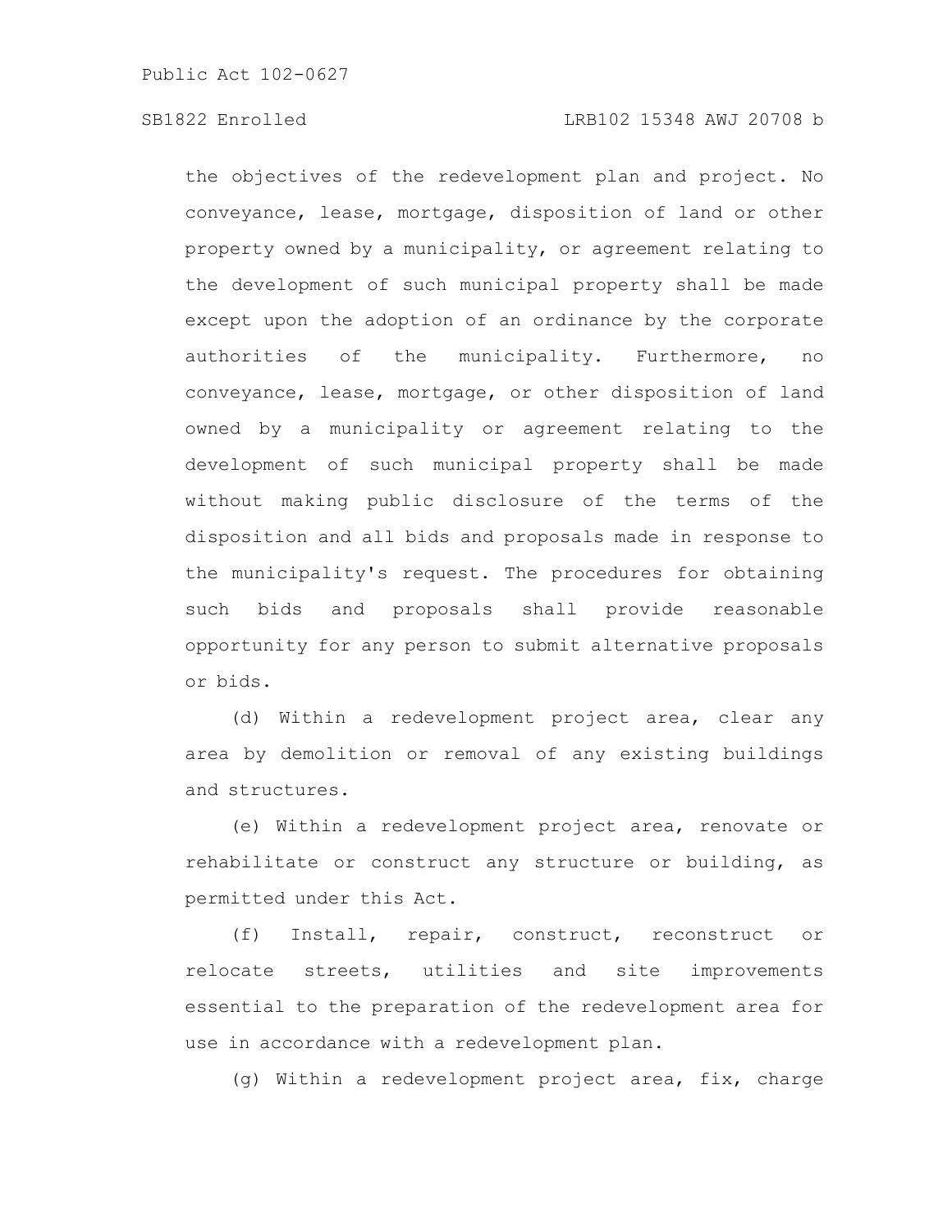the objectives of the redevelopment plan and project. No conveyance, lease, mortgage, disposition of land or other property owned by a municipality, or agreement relating to the development of such municipal property shall be made except upon the adoption of an ordinance by the corporate authorities of the municipality. Furthermore, no conveyance, lease, mortgage, or other disposition of land owned by a municipality or agreement relating to the development of such municipal property shall be made without making public disclosure of the terms of the disposition and all bids and proposals made in response to the municipality's request. The procedures for obtaining such bids and proposals shall provide reasonable opportunity for any person to submit alternative proposals or bids.

(d) Within a redevelopment project area, clear any area by demolition or removal of any existing buildings and structures.

(e) Within a redevelopment project area, renovate or rehabilitate or construct any structure or building, as permitted under this Act.

(f) Install, repair, construct, reconstruct or relocate streets, utilities and site improvements essential to the preparation of the redevelopment area for use in accordance with a redevelopment plan.

(g) Within a redevelopment project area, fix, charge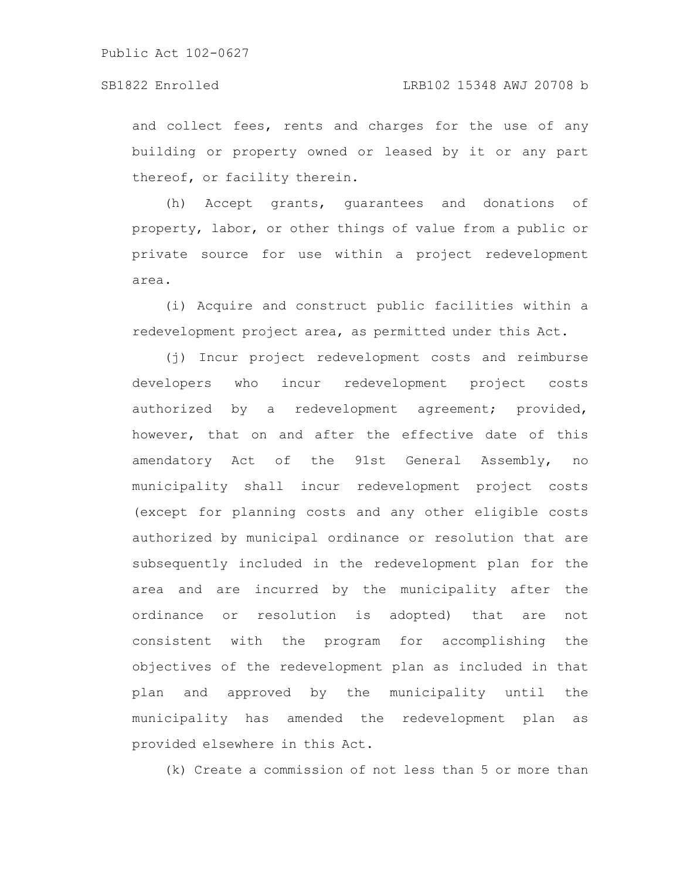and collect fees, rents and charges for the use of any building or property owned or leased by it or any part thereof, or facility therein.

(h) Accept grants, guarantees and donations of property, labor, or other things of value from a public or private source for use within a project redevelopment area.

(i) Acquire and construct public facilities within a redevelopment project area, as permitted under this Act.

(j) Incur project redevelopment costs and reimburse developers who incur redevelopment project costs authorized by a redevelopment agreement; provided, however, that on and after the effective date of this amendatory Act of the 91st General Assembly, no municipality shall incur redevelopment project costs (except for planning costs and any other eligible costs authorized by municipal ordinance or resolution that are subsequently included in the redevelopment plan for the area and are incurred by the municipality after the ordinance or resolution is adopted) that are not consistent with the program for accomplishing the objectives of the redevelopment plan as included in that plan and approved by the municipality until the municipality has amended the redevelopment plan as provided elsewhere in this Act.

(k) Create a commission of not less than 5 or more than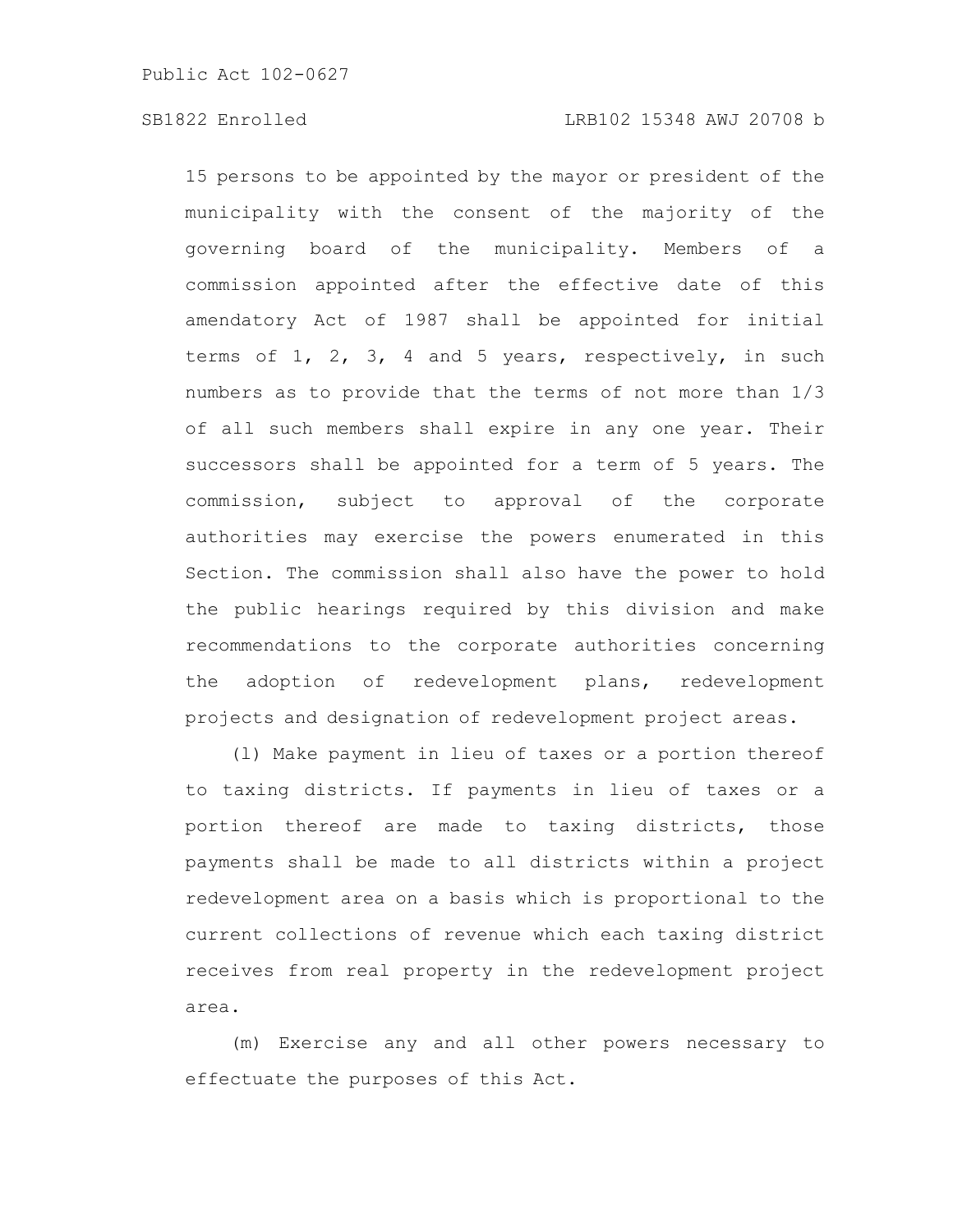15 persons to be appointed by the mayor or president of the municipality with the consent of the majority of the governing board of the municipality. Members of a commission appointed after the effective date of this amendatory Act of 1987 shall be appointed for initial terms of 1, 2, 3, 4 and 5 years, respectively, in such numbers as to provide that the terms of not more than 1/3 of all such members shall expire in any one year. Their successors shall be appointed for a term of 5 years. The commission, subject to approval of the corporate authorities may exercise the powers enumerated in this Section. The commission shall also have the power to hold the public hearings required by this division and make recommendations to the corporate authorities concerning the adoption of redevelopment plans, redevelopment projects and designation of redevelopment project areas.

(l) Make payment in lieu of taxes or a portion thereof to taxing districts. If payments in lieu of taxes or a portion thereof are made to taxing districts, those payments shall be made to all districts within a project redevelopment area on a basis which is proportional to the current collections of revenue which each taxing district receives from real property in the redevelopment project area.

(m) Exercise any and all other powers necessary to effectuate the purposes of this Act.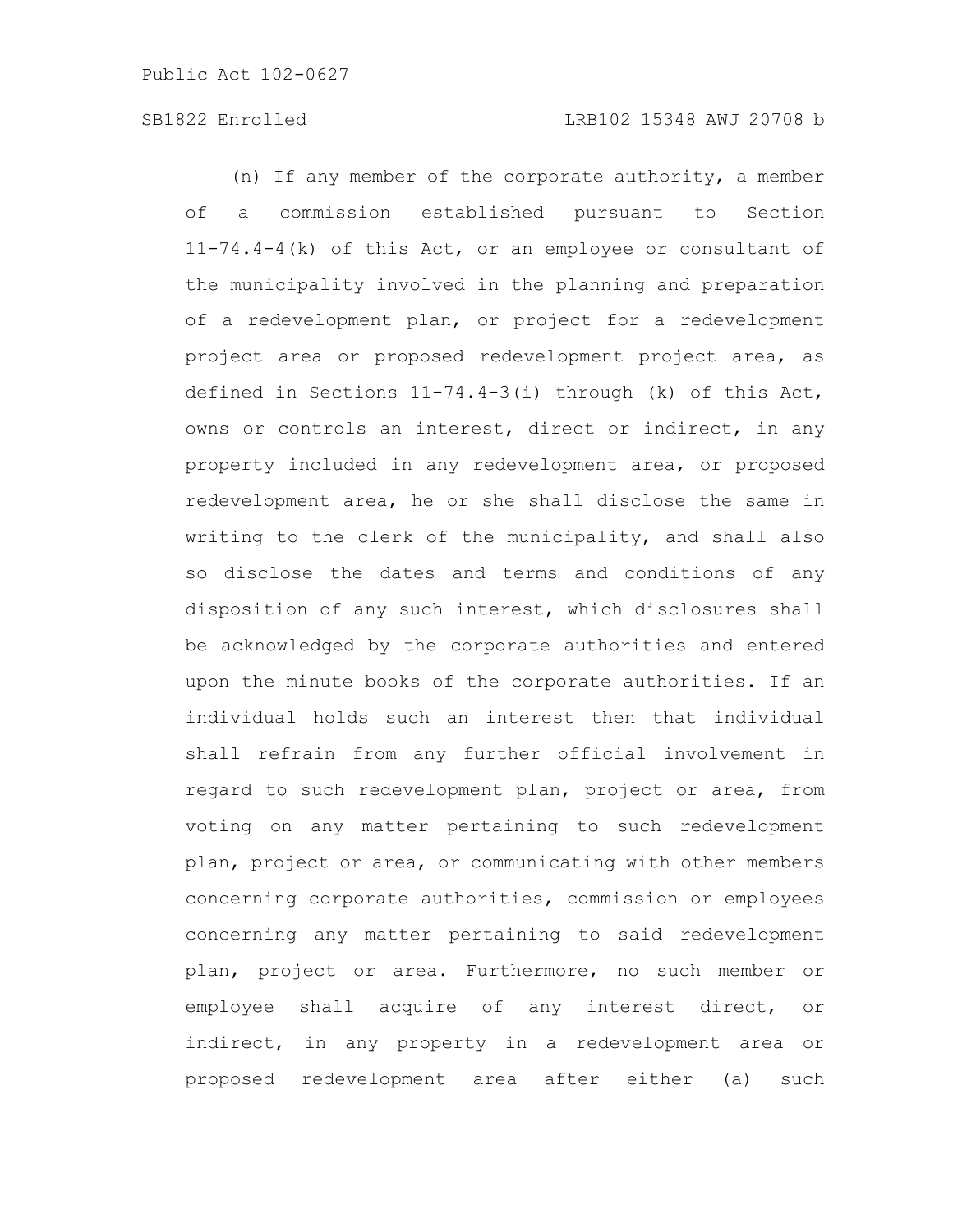(n) If any member of the corporate authority, a member of a commission established pursuant to Section 11-74.4-4(k) of this Act, or an employee or consultant of the municipality involved in the planning and preparation of a redevelopment plan, or project for a redevelopment project area or proposed redevelopment project area, as defined in Sections 11-74.4-3(i) through (k) of this Act, owns or controls an interest, direct or indirect, in any property included in any redevelopment area, or proposed redevelopment area, he or she shall disclose the same in writing to the clerk of the municipality, and shall also so disclose the dates and terms and conditions of any disposition of any such interest, which disclosures shall be acknowledged by the corporate authorities and entered upon the minute books of the corporate authorities. If an individual holds such an interest then that individual shall refrain from any further official involvement in regard to such redevelopment plan, project or area, from voting on any matter pertaining to such redevelopment plan, project or area, or communicating with other members concerning corporate authorities, commission or employees concerning any matter pertaining to said redevelopment plan, project or area. Furthermore, no such member or employee shall acquire of any interest direct, or indirect, in any property in a redevelopment area or proposed redevelopment area after either (a) such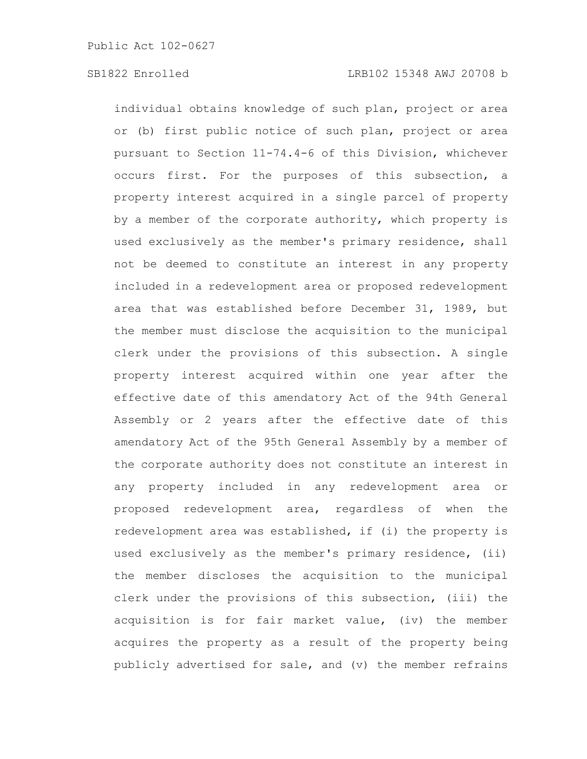individual obtains knowledge of such plan, project or area or (b) first public notice of such plan, project or area pursuant to Section 11-74.4-6 of this Division, whichever occurs first. For the purposes of this subsection, a property interest acquired in a single parcel of property by a member of the corporate authority, which property is used exclusively as the member's primary residence, shall not be deemed to constitute an interest in any property included in a redevelopment area or proposed redevelopment area that was established before December 31, 1989, but the member must disclose the acquisition to the municipal clerk under the provisions of this subsection. A single property interest acquired within one year after the effective date of this amendatory Act of the 94th General Assembly or 2 years after the effective date of this amendatory Act of the 95th General Assembly by a member of the corporate authority does not constitute an interest in any property included in any redevelopment area or proposed redevelopment area, regardless of when the redevelopment area was established, if (i) the property is used exclusively as the member's primary residence, (ii) the member discloses the acquisition to the municipal clerk under the provisions of this subsection, (iii) the acquisition is for fair market value, (iv) the member acquires the property as a result of the property being publicly advertised for sale, and (v) the member refrains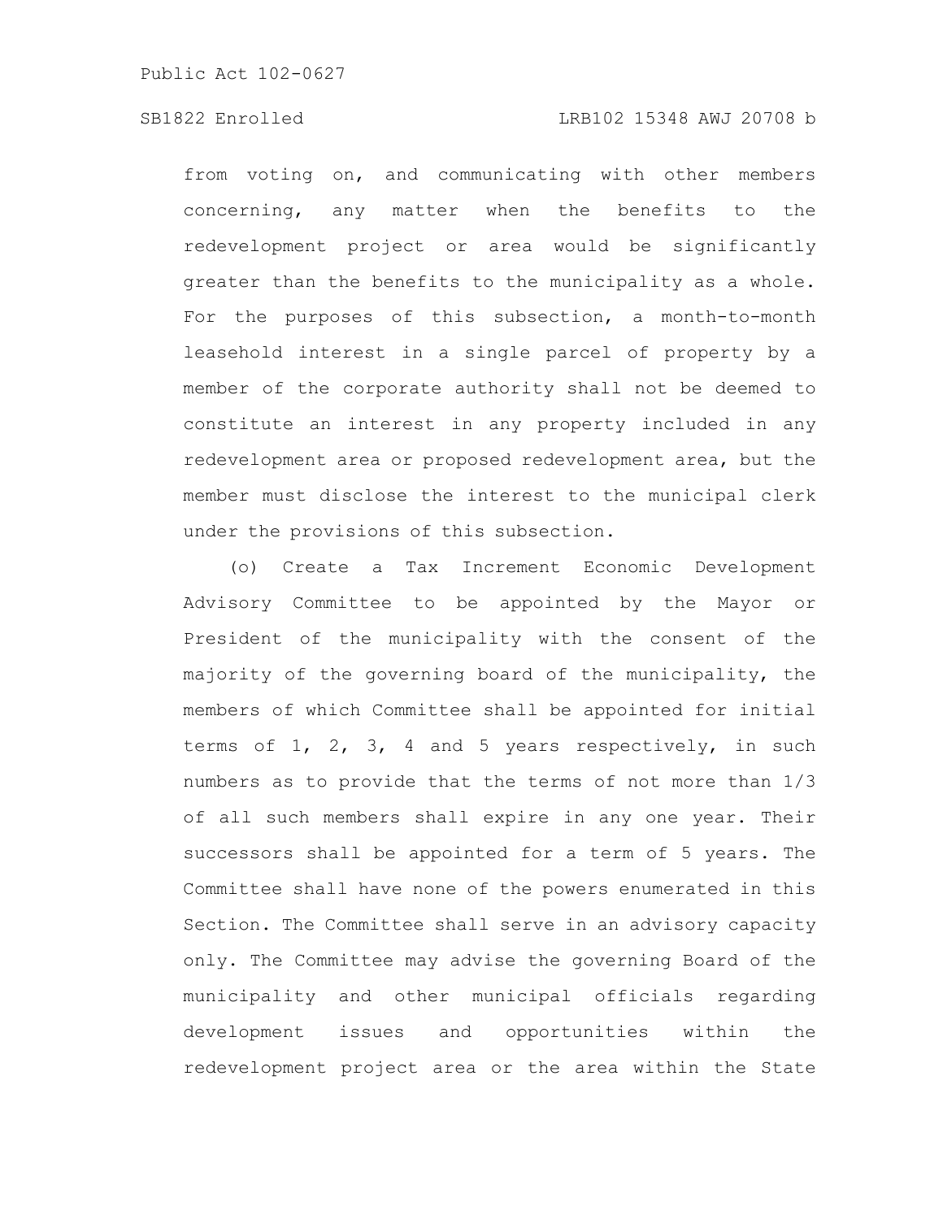from voting on, and communicating with other members concerning, any matter when the benefits to the redevelopment project or area would be significantly greater than the benefits to the municipality as a whole. For the purposes of this subsection, a month-to-month leasehold interest in a single parcel of property by a member of the corporate authority shall not be deemed to constitute an interest in any property included in any redevelopment area or proposed redevelopment area, but the member must disclose the interest to the municipal clerk under the provisions of this subsection.

(o) Create a Tax Increment Economic Development Advisory Committee to be appointed by the Mayor or President of the municipality with the consent of the majority of the governing board of the municipality, the members of which Committee shall be appointed for initial terms of 1, 2, 3, 4 and 5 years respectively, in such numbers as to provide that the terms of not more than 1/3 of all such members shall expire in any one year. Their successors shall be appointed for a term of 5 years. The Committee shall have none of the powers enumerated in this Section. The Committee shall serve in an advisory capacity only. The Committee may advise the governing Board of the municipality and other municipal officials regarding development issues and opportunities within the redevelopment project area or the area within the State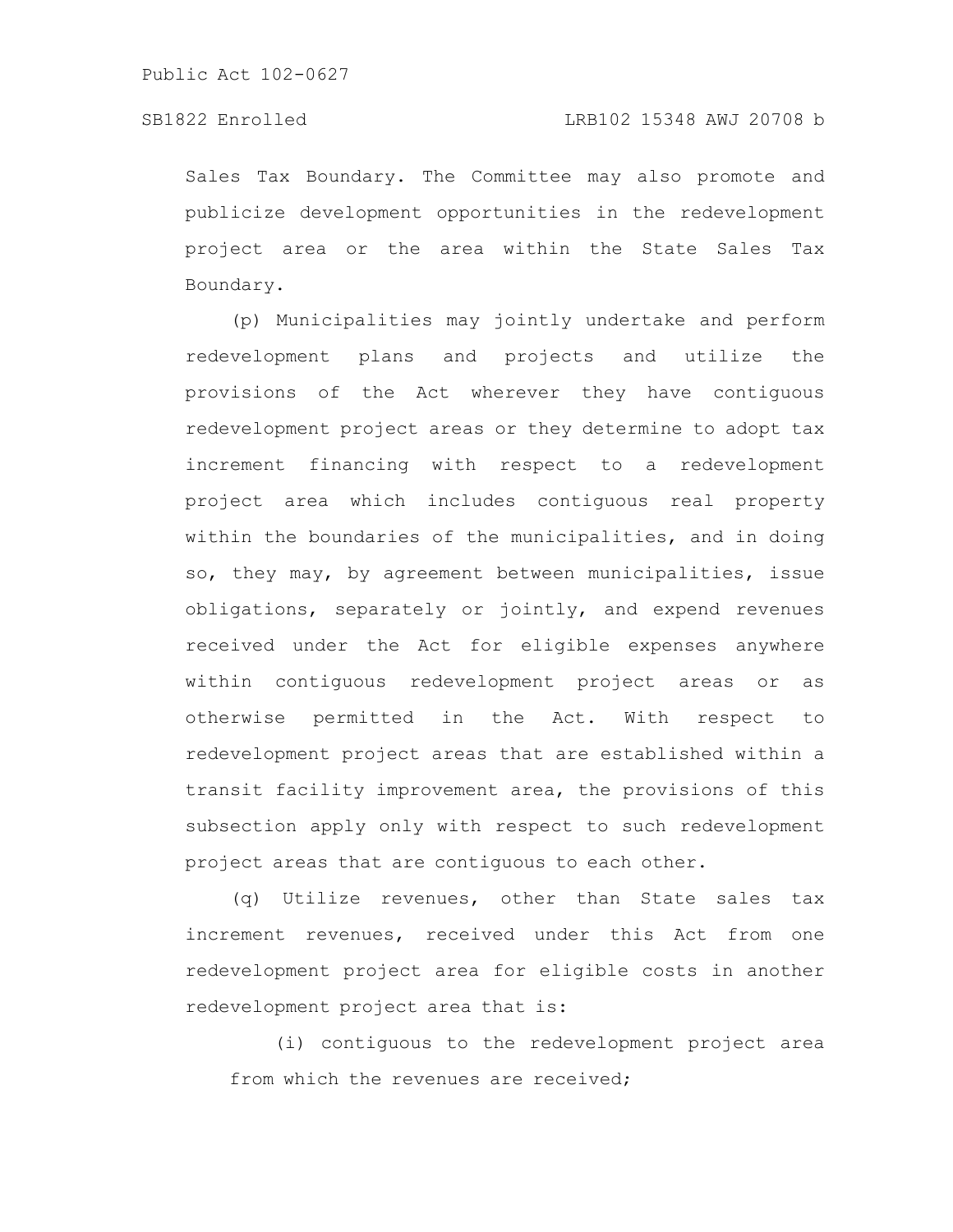Sales Tax Boundary. The Committee may also promote and publicize development opportunities in the redevelopment project area or the area within the State Sales Tax Boundary.

(p) Municipalities may jointly undertake and perform redevelopment plans and projects and utilize the provisions of the Act wherever they have contiguous redevelopment project areas or they determine to adopt tax increment financing with respect to a redevelopment project area which includes contiguous real property within the boundaries of the municipalities, and in doing so, they may, by agreement between municipalities, issue obligations, separately or jointly, and expend revenues received under the Act for eligible expenses anywhere within contiguous redevelopment project areas or as otherwise permitted in the Act. With respect to redevelopment project areas that are established within a transit facility improvement area, the provisions of this subsection apply only with respect to such redevelopment project areas that are contiguous to each other.

(q) Utilize revenues, other than State sales tax increment revenues, received under this Act from one redevelopment project area for eligible costs in another redevelopment project area that is:

(i) contiguous to the redevelopment project area from which the revenues are received;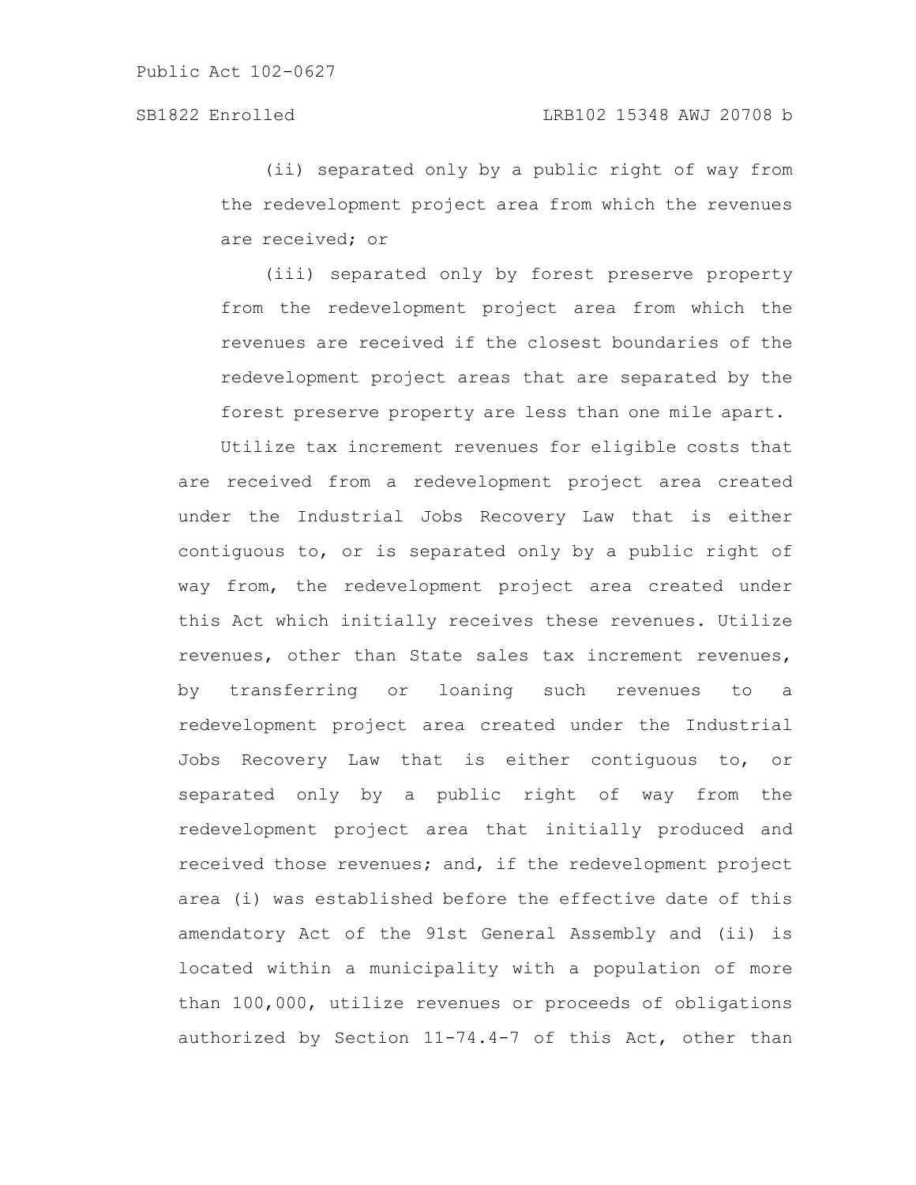(ii) separated only by a public right of way from the redevelopment project area from which the revenues are received; or

(iii) separated only by forest preserve property from the redevelopment project area from which the revenues are received if the closest boundaries of the redevelopment project areas that are separated by the forest preserve property are less than one mile apart.

Utilize tax increment revenues for eligible costs that are received from a redevelopment project area created under the Industrial Jobs Recovery Law that is either contiguous to, or is separated only by a public right of way from, the redevelopment project area created under this Act which initially receives these revenues. Utilize revenues, other than State sales tax increment revenues, by transferring or loaning such revenues to a redevelopment project area created under the Industrial Jobs Recovery Law that is either contiguous to, or separated only by a public right of way from the redevelopment project area that initially produced and received those revenues; and, if the redevelopment project area (i) was established before the effective date of this amendatory Act of the 91st General Assembly and (ii) is located within a municipality with a population of more than 100,000, utilize revenues or proceeds of obligations authorized by Section 11-74.4-7 of this Act, other than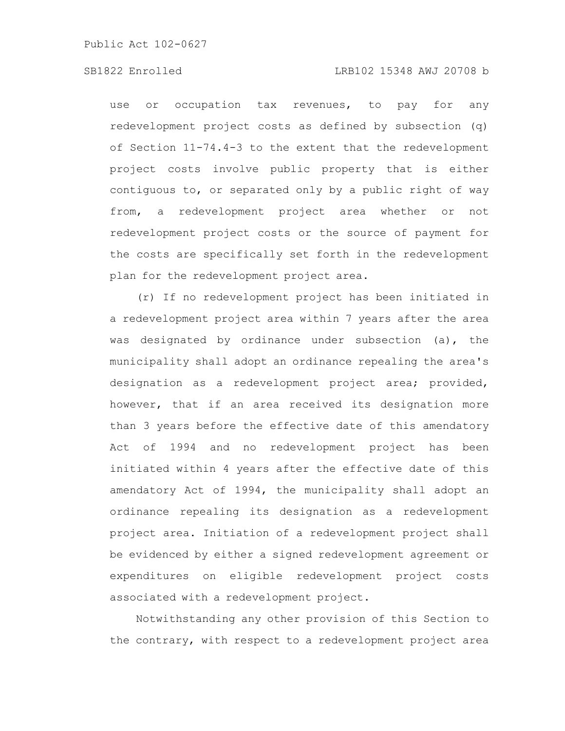use or occupation tax revenues, to pay for any redevelopment project costs as defined by subsection (q) of Section 11-74.4-3 to the extent that the redevelopment project costs involve public property that is either contiguous to, or separated only by a public right of way from, a redevelopment project area whether or not redevelopment project costs or the source of payment for the costs are specifically set forth in the redevelopment plan for the redevelopment project area.

(r) If no redevelopment project has been initiated in a redevelopment project area within 7 years after the area was designated by ordinance under subsection (a), the municipality shall adopt an ordinance repealing the area's designation as a redevelopment project area; provided, however, that if an area received its designation more than 3 years before the effective date of this amendatory Act of 1994 and no redevelopment project has been initiated within 4 years after the effective date of this amendatory Act of 1994, the municipality shall adopt an ordinance repealing its designation as a redevelopment project area. Initiation of a redevelopment project shall be evidenced by either a signed redevelopment agreement or expenditures on eligible redevelopment project costs associated with a redevelopment project.

Notwithstanding any other provision of this Section to the contrary, with respect to a redevelopment project area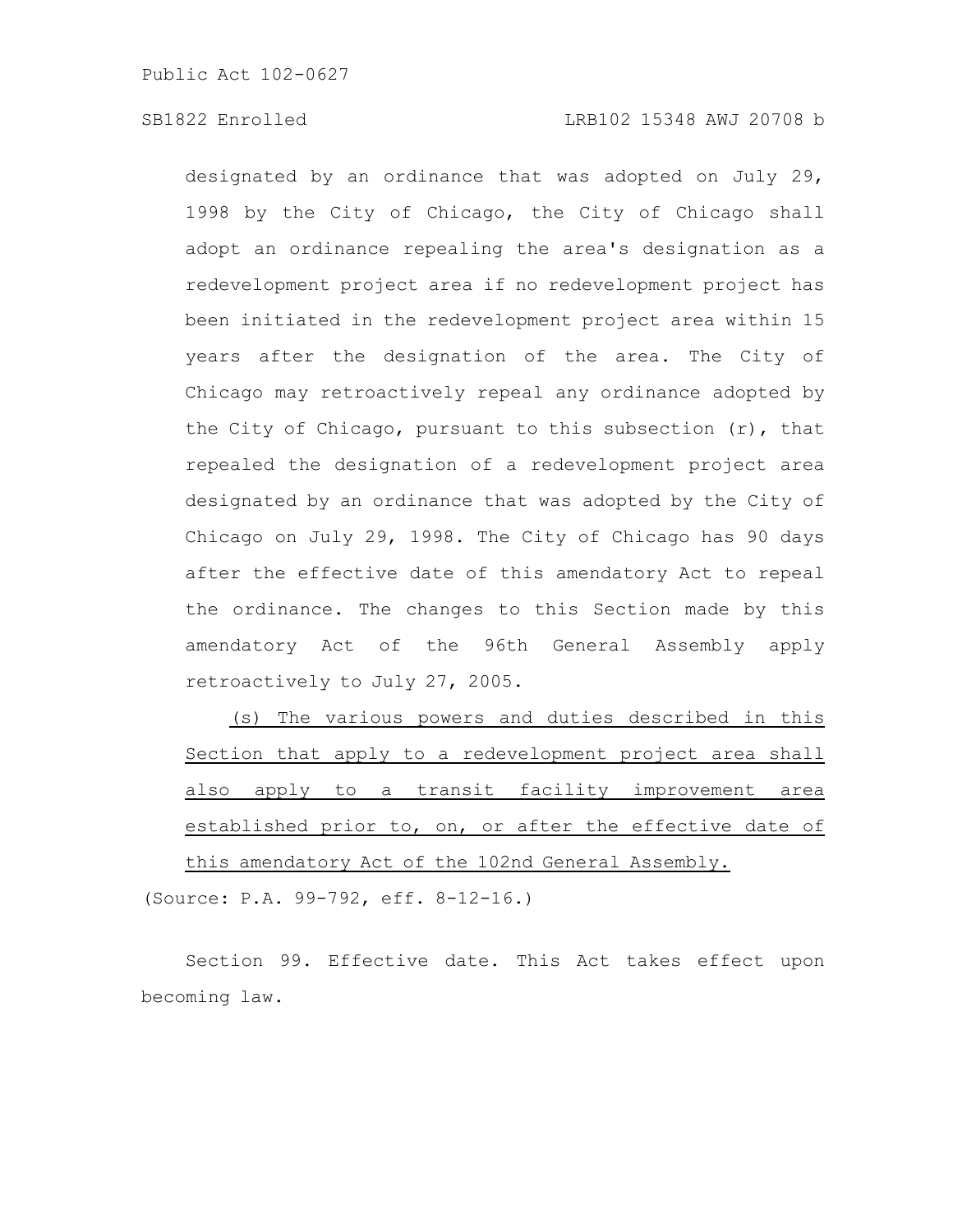designated by an ordinance that was adopted on July 29, 1998 by the City of Chicago, the City of Chicago shall adopt an ordinance repealing the area's designation as a redevelopment project area if no redevelopment project has been initiated in the redevelopment project area within 15 years after the designation of the area. The City of Chicago may retroactively repeal any ordinance adopted by the City of Chicago, pursuant to this subsection (r), that repealed the designation of a redevelopment project area designated by an ordinance that was adopted by the City of Chicago on July 29, 1998. The City of Chicago has 90 days after the effective date of this amendatory Act to repeal the ordinance. The changes to this Section made by this amendatory Act of the 96th General Assembly apply retroactively to July 27, 2005.

(s) The various powers and duties described in this Section that apply to a redevelopment project area shall also apply to a transit facility improvement area established prior to, on, or after the effective date of this amendatory Act of the 102nd General Assembly.

(Source: P.A. 99-792, eff. 8-12-16.)

Section 99. Effective date. This Act takes effect upon becoming law.